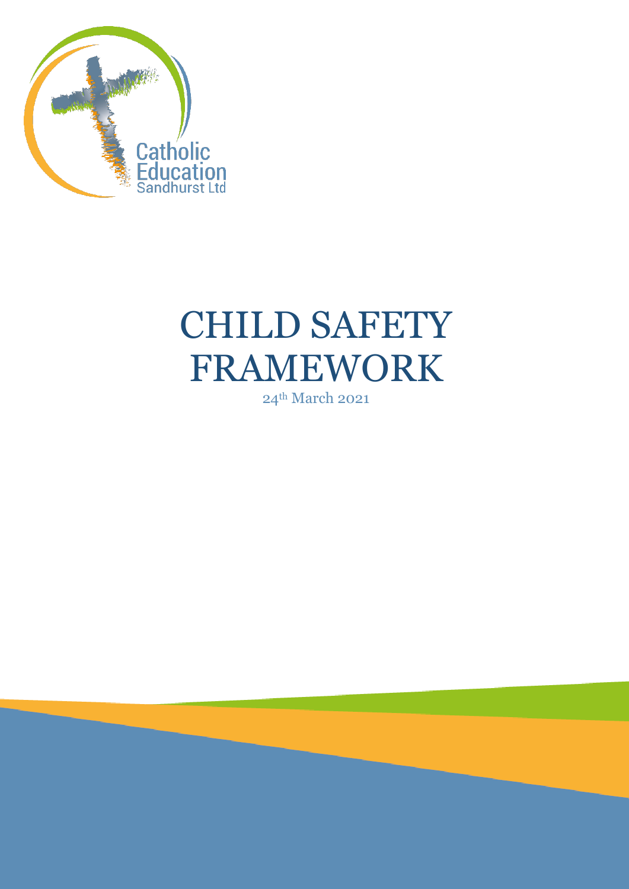Catholic Education Sandhurst Ltd

# CHILD SAFETY FRAMEWORK

24th March 2021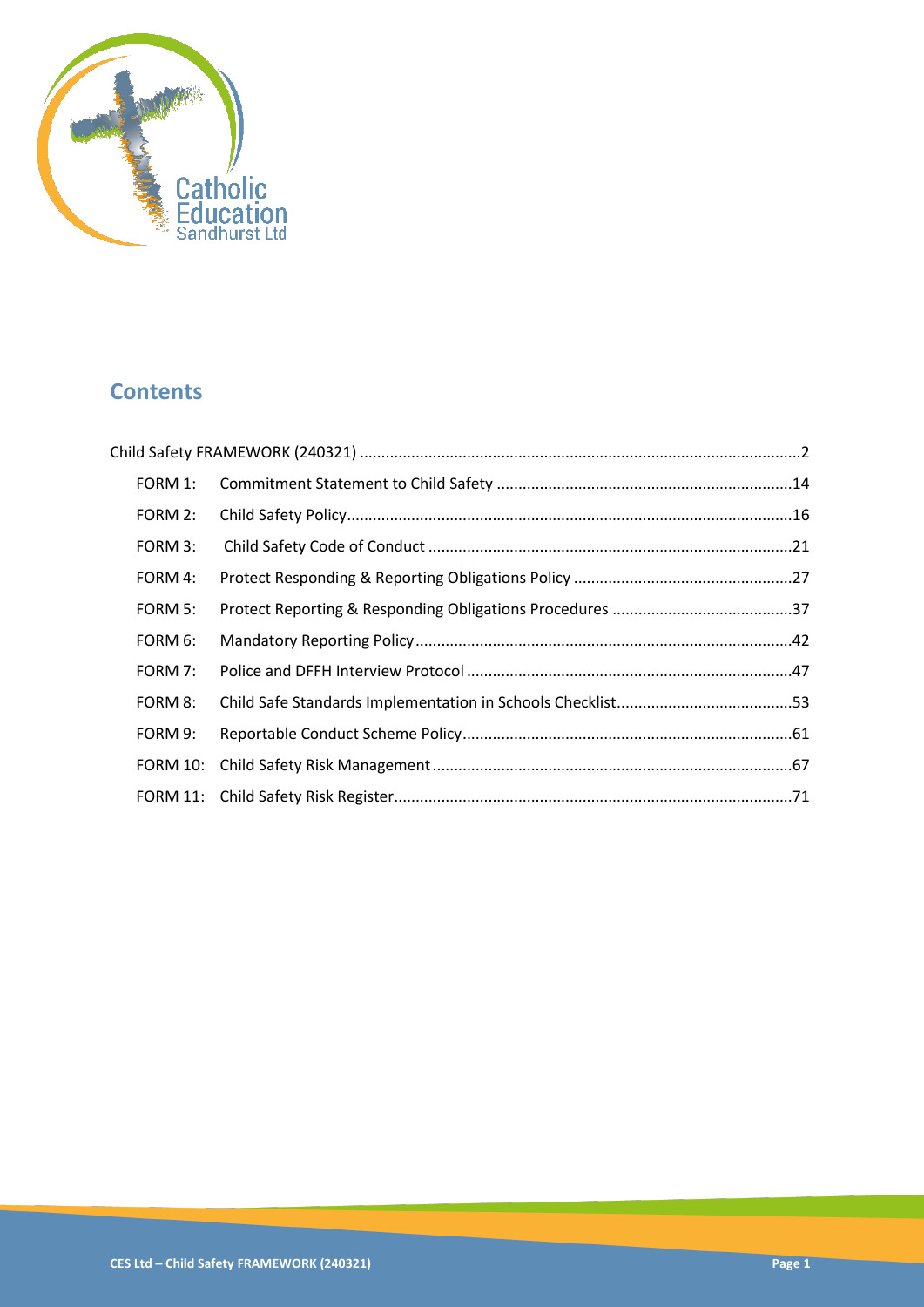## Contents

Child Safety FRAMEWORK (240321) ....................................................................................................2

FORM 1: Commitment Statement to Child Safety ....................................................................14

FORM 2: Child Safety Policy.......................................................................................................16

FORM 3: Child Safety Code of Conduct ....................................................................................21

FORM 4: Protect Responding & Reporting Obligations Policy ...................................................27

FORM 5: Protect Reporting & Responding Obligations Procedures ..........................................37

FORM 6: Mandatory Reporting Policy.......................................................................................42

FORM 7: Police and DFFH Interview Protocol ...........................................................................47

FORM 8: Child Safe Standards Implementation in Schools Checklist.........................................53

FORM 9: Reportable Conduct Scheme Policy............................................................................61

FORM 10: Child Safety Risk Management...................................................................................67

FORM 11: Child Safety Risk Register............................................................................................71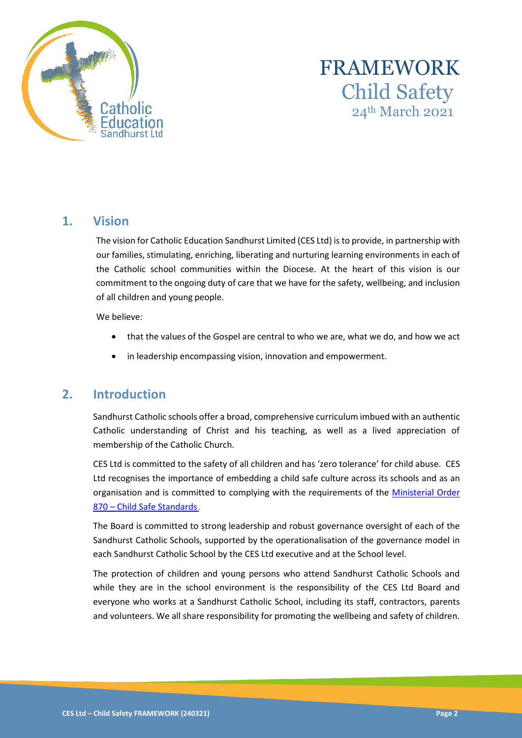# FRAMEWORK
## Child Safety
24th March 2021

## 1. Vision

The vision for Catholic Education Sandhurst Limited (CES Ltd) is to provide, in partnership with our families, stimulating, enriching, liberating and nurturing learning environments in each of the Catholic school communities within the Diocese. At the heart of this vision is our commitment to the ongoing duty of care that we have for the safety, wellbeing, and inclusion of all children and young people.

We believe:

- that the values of the Gospel are central to who we are, what we do, and how we act
- in leadership encompassing vision, innovation and empowerment.

## 2. Introduction

Sandhurst Catholic schools offer a broad, comprehensive curriculum imbued with an authentic Catholic understanding of Christ and his teaching, as well as a lived appreciation of membership of the Catholic Church.

CES Ltd is committed to the safety of all children and has 'zero tolerance' for child abuse. CES Ltd recognises the importance of embedding a child safe culture across its schools and as an organisation and is committed to complying with the requirements of the Ministerial Order 870 – Child Safe Standards.

The Board is committed to strong leadership and robust governance oversight of each of the Sandhurst Catholic Schools, supported by the operationalisation of the governance model in each Sandhurst Catholic School by the CES Ltd executive and at the School level.

The protection of children and young persons who attend Sandhurst Catholic Schools and while they are in the school environment is the responsibility of the CES Ltd Board and everyone who works at a Sandhurst Catholic School, including its staff, contractors, parents and volunteers. We all share responsibility for promoting the wellbeing and safety of children.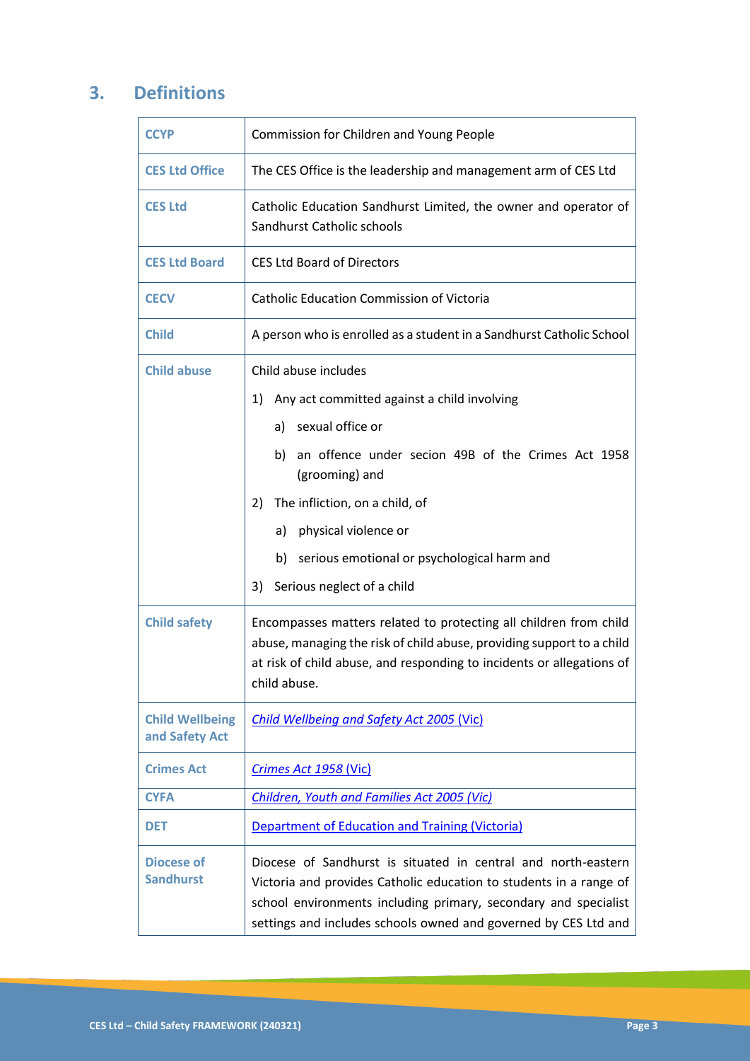## 3. Definitions

| | |
|---|---|
| **CCYP** | Commission for Children and Young People |
| **CES Ltd Office** | The CES Office is the leadership and management arm of CES Ltd |
| **CES Ltd** | Catholic Education Sandhurst Limited, the owner and operator of Sandhurst Catholic schools |
| **CES Ltd Board** | CES Ltd Board of Directors |
| **CECV** | Catholic Education Commission of Victoria |
| **Child** | A person who is enrolled as a student in a Sandhurst Catholic School |
| **Child abuse** | Child abuse includes<br>1) Any act committed against a child involving<br>a) sexual office or<br>b) an offence under secion 49B of the Crimes Act 1958 (grooming) and<br>2) The infliction, on a child, of<br>a) physical violence or<br>b) serious emotional or psychological harm and<br>3) Serious neglect of a child |
| **Child safety** | Encompasses matters related to protecting all children from child abuse, managing the risk of child abuse, providing support to a child at risk of child abuse, and responding to incidents or allegations of child abuse. |
| **Child Wellbeing and Safety Act** | [*Child Wellbeing and Safety Act 2005* (Vic)] |
| **Crimes Act** | [*Crimes Act 1958* (Vic)] |
| **CYFA** | [*Children, Youth and Families Act 2005 (Vic)*] |
| **DET** | [Department of Education and Training (Victoria)] |
| **Diocese of Sandhurst** | Diocese of Sandhurst is situated in central and north-eastern Victoria and provides Catholic education to students in a range of school environments including primary, secondary and specialist settings and includes schools owned and governed by CES Ltd and |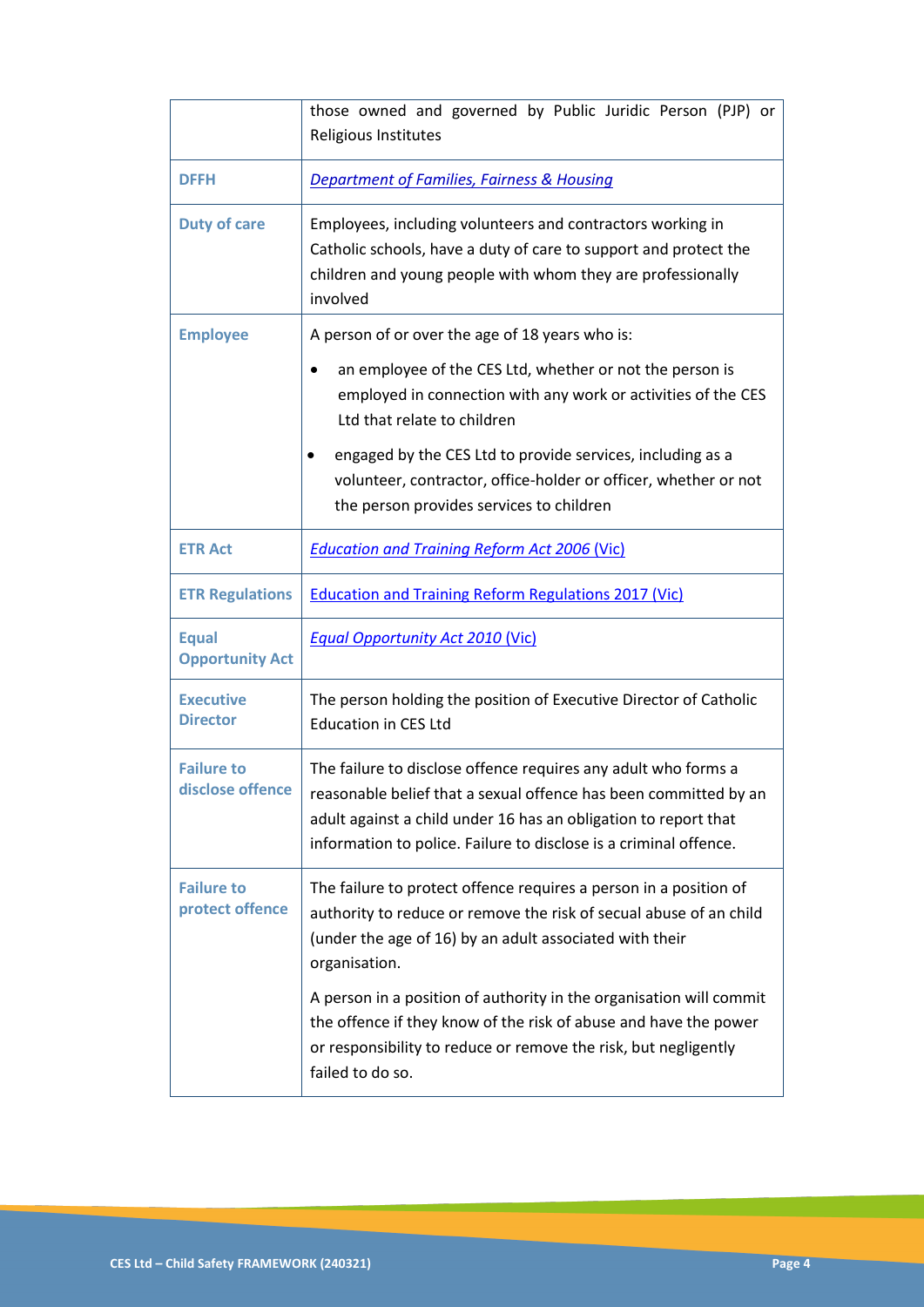| | |
|---|---|
| | those owned and governed by Public Juridic Person (PJP) or Religious Institutes |
| **DFFH** | *Department of Families, Fairness & Housing* |
| **Duty of care** | Employees, including volunteers and contractors working in Catholic schools, have a duty of care to support and protect the children and young people with whom they are professionally involved |
| **Employee** | A person of or over the age of 18 years who is:<br>• an employee of the CES Ltd, whether or not the person is employed in connection with any work or activities of the CES Ltd that relate to children<br>• engaged by the CES Ltd to provide services, including as a volunteer, contractor, office-holder or officer, whether or not the person provides services to children |
| **ETR Act** | *Education and Training Reform Act 2006* (Vic) |
| **ETR Regulations** | Education and Training Reform Regulations 2017 (Vic) |
| **Equal Opportunity Act** | *Equal Opportunity Act 2010* (Vic) |
| **Executive Director** | The person holding the position of Executive Director of Catholic Education in CES Ltd |
| **Failure to disclose offence** | The failure to disclose offence requires any adult who forms a reasonable belief that a sexual offence has been committed by an adult against a child under 16 has an obligation to report that information to police. Failure to disclose is a criminal offence. |
| **Failure to protect offence** | The failure to protect offence requires a person in a position of authority to reduce or remove the risk of secual abuse of an child (under the age of 16) by an adult associated with their organisation.<br><br>A person in a position of authority in the organisation will commit the offence if they know of the risk of abuse and have the power or responsibility to reduce or remove the risk, but negligently failed to do so. |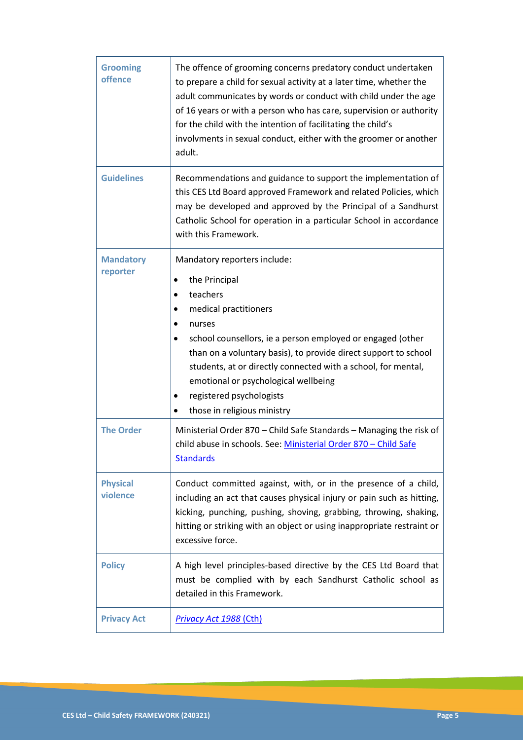| | |
|---|---|
| **Grooming offence** | The offence of grooming concerns predatory conduct undertaken to prepare a child for sexual activity at a later time, whether the adult communicates by words or conduct with child under the age of 16 years or with a person who has care, supervision or authority for the child with the intention of facilitating the child's involvments in sexual conduct, either with the groomer or another adult. |
| **Guidelines** | Recommendations and guidance to support the implementation of this CES Ltd Board approved Framework and related Policies, which may be developed and approved by the Principal of a Sandhurst Catholic School for operation in a particular School in accordance with this Framework. |
| **Mandatory reporter** | Mandatory reporters include:<br>• the Principal<br>• teachers<br>• medical practitioners<br>• nurses<br>• school counsellors, ie a person employed or engaged (other than on a voluntary basis), to provide direct support to school students, at or directly connected with a school, for mental, emotional or psychological wellbeing<br>• registered psychologists<br>• those in religious ministry |
| **The Order** | Ministerial Order 870 – Child Safe Standards – Managing the risk of child abuse in schools. See: [Ministerial Order 870 – Child Safe Standards]() |
| **Physical violence** | Conduct committed against, with, or in the presence of a child, including an act that causes physical injury or pain such as hitting, kicking, punching, pushing, shoving, grabbing, throwing, shaking, hitting or striking with an object or using inappropriate restraint or excessive force. |
| **Policy** | A high level principles-based directive by the CES Ltd Board that must be complied with by each Sandhurst Catholic school as detailed in this Framework. |
| **Privacy Act** | [*Privacy Act 1988* (Cth)]() |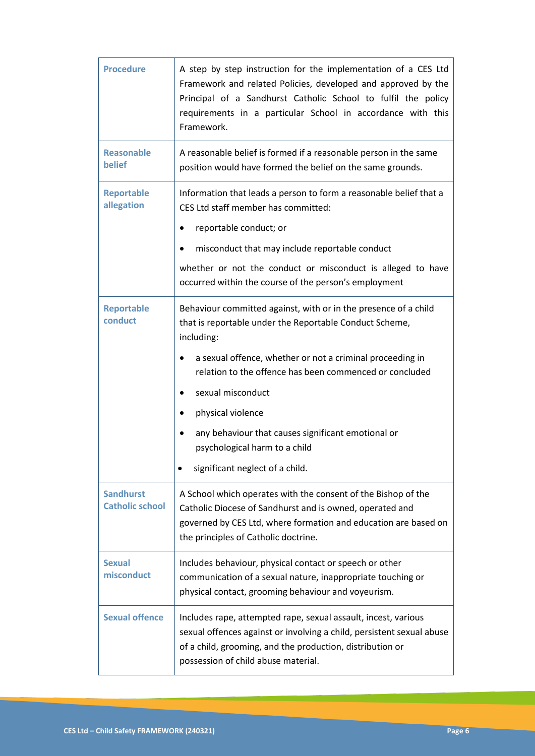| | |
|---|---|
| **Procedure** | A step by step instruction for the implementation of a CES Ltd Framework and related Policies, developed and approved by the Principal of a Sandhurst Catholic School to fulfil the policy requirements in a particular School in accordance with this Framework. |
| **Reasonable belief** | A reasonable belief is formed if a reasonable person in the same position would have formed the belief on the same grounds. |
| **Reportable allegation** | Information that leads a person to form a reasonable belief that a CES Ltd staff member has committed:<br>• reportable conduct; or<br>• misconduct that may include reportable conduct<br>whether or not the conduct or misconduct is alleged to have occurred within the course of the person's employment |
| **Reportable conduct** | Behaviour committed against, with or in the presence of a child that is reportable under the Reportable Conduct Scheme, including:<br>• a sexual offence, whether or not a criminal proceeding in relation to the offence has been commenced or concluded<br>• sexual misconduct<br>• physical violence<br>• any behaviour that causes significant emotional or psychological harm to a child<br>• significant neglect of a child. |
| **Sandhurst Catholic school** | A School which operates with the consent of the Bishop of the Catholic Diocese of Sandhurst and is owned, operated and governed by CES Ltd, where formation and education are based on the principles of Catholic doctrine. |
| **Sexual misconduct** | Includes behaviour, physical contact or speech or other communication of a sexual nature, inappropriate touching or physical contact, grooming behaviour and voyeurism. |
| **Sexual offence** | Includes rape, attempted rape, sexual assault, incest, various sexual offences against or involving a child, persistent sexual abuse of a child, grooming, and the production, distribution or possession of child abuse material. |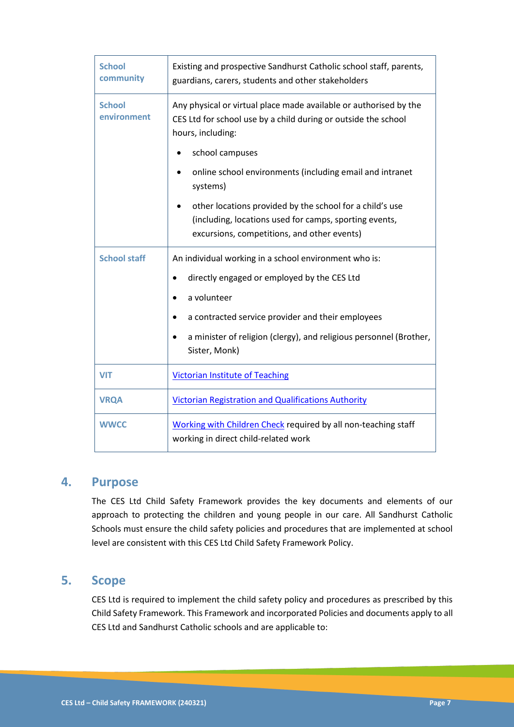| | |
|---|---|
| **School community** | Existing and prospective Sandhurst Catholic school staff, parents, guardians, carers, students and other stakeholders |
| **School environment** | Any physical or virtual place made available or authorised by the CES Ltd for school use by a child during or outside the school hours, including:<br>• school campuses<br>• online school environments (including email and intranet systems)<br>• other locations provided by the school for a child's use (including, locations used for camps, sporting events, excursions, competitions, and other events) |
| **School staff** | An individual working in a school environment who is:<br>• directly engaged or employed by the CES Ltd<br>• a volunteer<br>• a contracted service provider and their employees<br>• a minister of religion (clergy), and religious personnel (Brother, Sister, Monk) |
| **VIT** | Victorian Institute of Teaching |
| **VRQA** | Victorian Registration and Qualifications Authority |
| **WWCC** | Working with Children Check required by all non-teaching staff working in direct child-related work |

## 4. Purpose

The CES Ltd Child Safety Framework provides the key documents and elements of our approach to protecting the children and young people in our care. All Sandhurst Catholic Schools must ensure the child safety policies and procedures that are implemented at school level are consistent with this CES Ltd Child Safety Framework Policy.

## 5. Scope

CES Ltd is required to implement the child safety policy and procedures as prescribed by this Child Safety Framework. This Framework and incorporated Policies and documents apply to all CES Ltd and Sandhurst Catholic schools and are applicable to: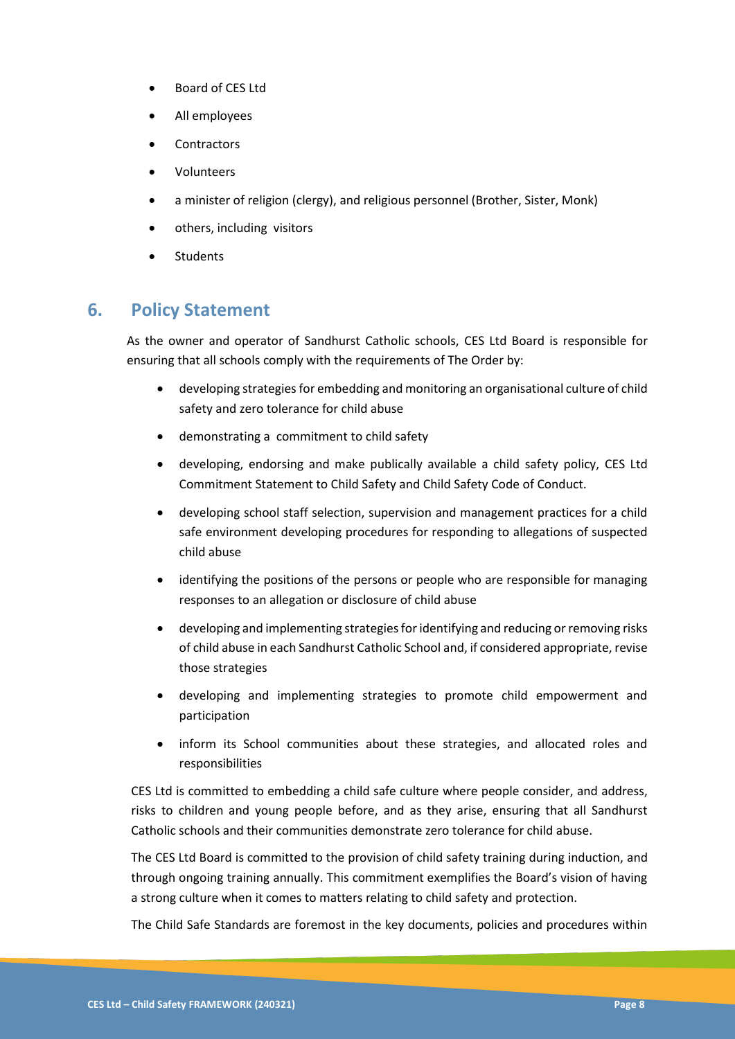- Board of CES Ltd
- All employees
- Contractors
- Volunteers
- a minister of religion (clergy), and religious personnel (Brother, Sister, Monk)
- others, including visitors
- Students

## 6. Policy Statement

As the owner and operator of Sandhurst Catholic schools, CES Ltd Board is responsible for ensuring that all schools comply with the requirements of The Order by:

- developing strategies for embedding and monitoring an organisational culture of child safety and zero tolerance for child abuse
- demonstrating a commitment to child safety
- developing, endorsing and make publically available a child safety policy, CES Ltd Commitment Statement to Child Safety and Child Safety Code of Conduct.
- developing school staff selection, supervision and management practices for a child safe environment developing procedures for responding to allegations of suspected child abuse
- identifying the positions of the persons or people who are responsible for managing responses to an allegation or disclosure of child abuse
- developing and implementing strategies for identifying and reducing or removing risks of child abuse in each Sandhurst Catholic School and, if considered appropriate, revise those strategies
- developing and implementing strategies to promote child empowerment and participation
- inform its School communities about these strategies, and allocated roles and responsibilities

CES Ltd is committed to embedding a child safe culture where people consider, and address, risks to children and young people before, and as they arise, ensuring that all Sandhurst Catholic schools and their communities demonstrate zero tolerance for child abuse.

The CES Ltd Board is committed to the provision of child safety training during induction, and through ongoing training annually. This commitment exemplifies the Board's vision of having a strong culture when it comes to matters relating to child safety and protection.

The Child Safe Standards are foremost in the key documents, policies and procedures within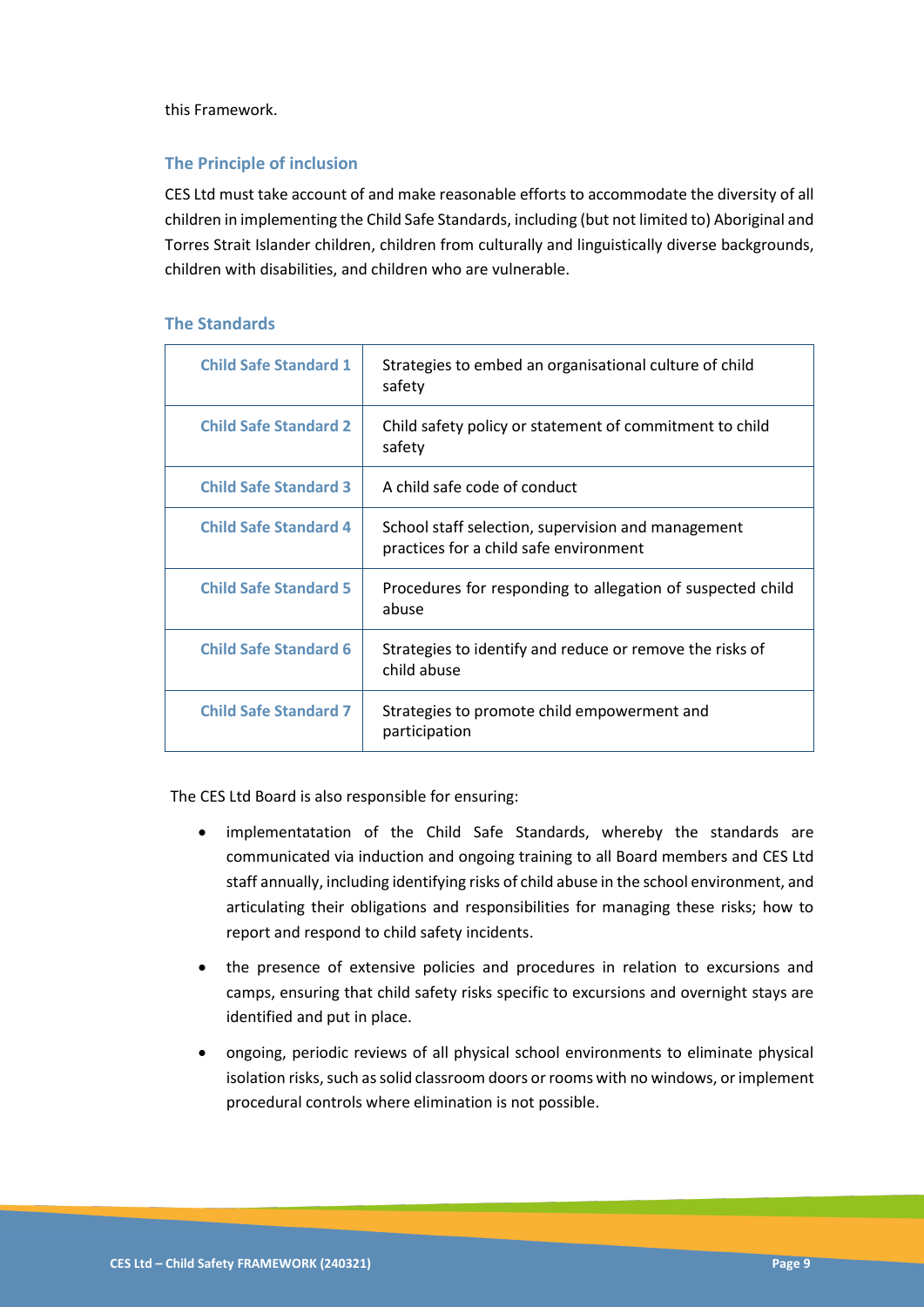this Framework.

### The Principle of inclusion

CES Ltd must take account of and make reasonable efforts to accommodate the diversity of all children in implementing the Child Safe Standards, including (but not limited to) Aboriginal and Torres Strait Islander children, children from culturally and linguistically diverse backgrounds, children with disabilities, and children who are vulnerable.

### The Standards

| | |
|---|---|
| **Child Safe Standard 1** | Strategies to embed an organisational culture of child safety |
| **Child Safe Standard 2** | Child safety policy or statement of commitment to child safety |
| **Child Safe Standard 3** | A child safe code of conduct |
| **Child Safe Standard 4** | School staff selection, supervision and management practices for a child safe environment |
| **Child Safe Standard 5** | Procedures for responding to allegation of suspected child abuse |
| **Child Safe Standard 6** | Strategies to identify and reduce or remove the risks of child abuse |
| **Child Safe Standard 7** | Strategies to promote child empowerment and participation |

The CES Ltd Board is also responsible for ensuring:

- implementatation of the Child Safe Standards, whereby the standards are communicated via induction and ongoing training to all Board members and CES Ltd staff annually, including identifying risks of child abuse in the school environment, and articulating their obligations and responsibilities for managing these risks; how to report and respond to child safety incidents.
- the presence of extensive policies and procedures in relation to excursions and camps, ensuring that child safety risks specific to excursions and overnight stays are identified and put in place.
- ongoing, periodic reviews of all physical school environments to eliminate physical isolation risks, such as solid classroom doors or rooms with no windows, or implement procedural controls where elimination is not possible.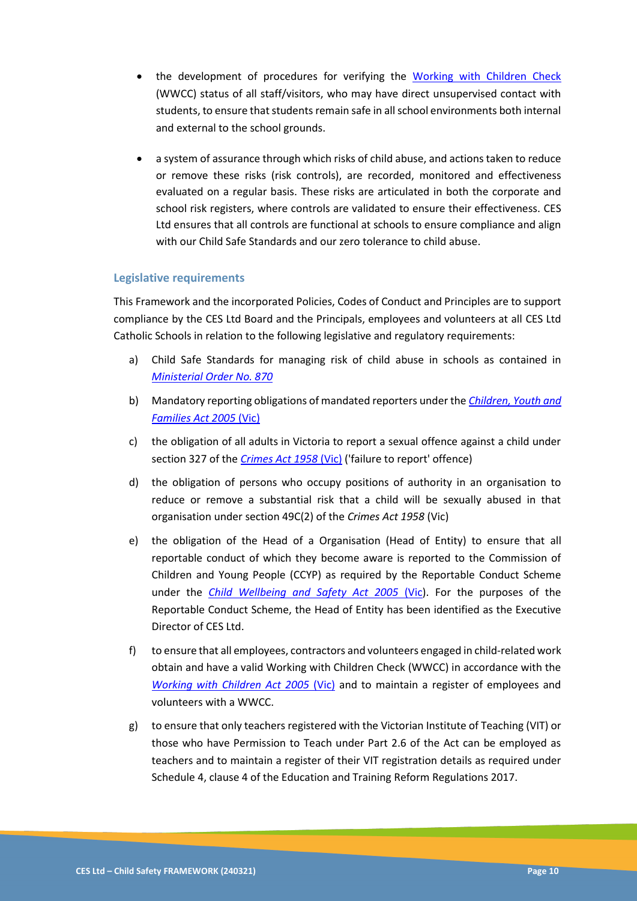- the development of procedures for verifying the Working with Children Check (WWCC) status of all staff/visitors, who may have direct unsupervised contact with students, to ensure that students remain safe in all school environments both internal and external to the school grounds.

- a system of assurance through which risks of child abuse, and actions taken to reduce or remove these risks (risk controls), are recorded, monitored and effectiveness evaluated on a regular basis. These risks are articulated in both the corporate and school risk registers, where controls are validated to ensure their effectiveness. CES Ltd ensures that all controls are functional at schools to ensure compliance and align with our Child Safe Standards and our zero tolerance to child abuse.

### Legislative requirements

This Framework and the incorporated Policies, Codes of Conduct and Principles are to support compliance by the CES Ltd Board and the Principals, employees and volunteers at all CES Ltd Catholic Schools in relation to the following legislative and regulatory requirements:

a) Child Safe Standards for managing risk of child abuse in schools as contained in *Ministerial Order No. 870*

b) Mandatory reporting obligations of mandated reporters under the *Children, Youth and Families Act 2005* (Vic)

c) the obligation of all adults in Victoria to report a sexual offence against a child under section 327 of the *Crimes Act 1958* (Vic) ('failure to report' offence)

d) the obligation of persons who occupy positions of authority in an organisation to reduce or remove a substantial risk that a child will be sexually abused in that organisation under section 49C(2) of the *Crimes Act 1958* (Vic)

e) the obligation of the Head of a Organisation (Head of Entity) to ensure that all reportable conduct of which they become aware is reported to the Commission of Children and Young People (CCYP) as required by the Reportable Conduct Scheme under the *Child Wellbeing and Safety Act 2005* (Vic). For the purposes of the Reportable Conduct Scheme, the Head of Entity has been identified as the Executive Director of CES Ltd.

f) to ensure that all employees, contractors and volunteers engaged in child-related work obtain and have a valid Working with Children Check (WWCC) in accordance with the *Working with Children Act 2005* (Vic) and to maintain a register of employees and volunteers with a WWCC.

g) to ensure that only teachers registered with the Victorian Institute of Teaching (VIT) or those who have Permission to Teach under Part 2.6 of the Act can be employed as teachers and to maintain a register of their VIT registration details as required under Schedule 4, clause 4 of the Education and Training Reform Regulations 2017.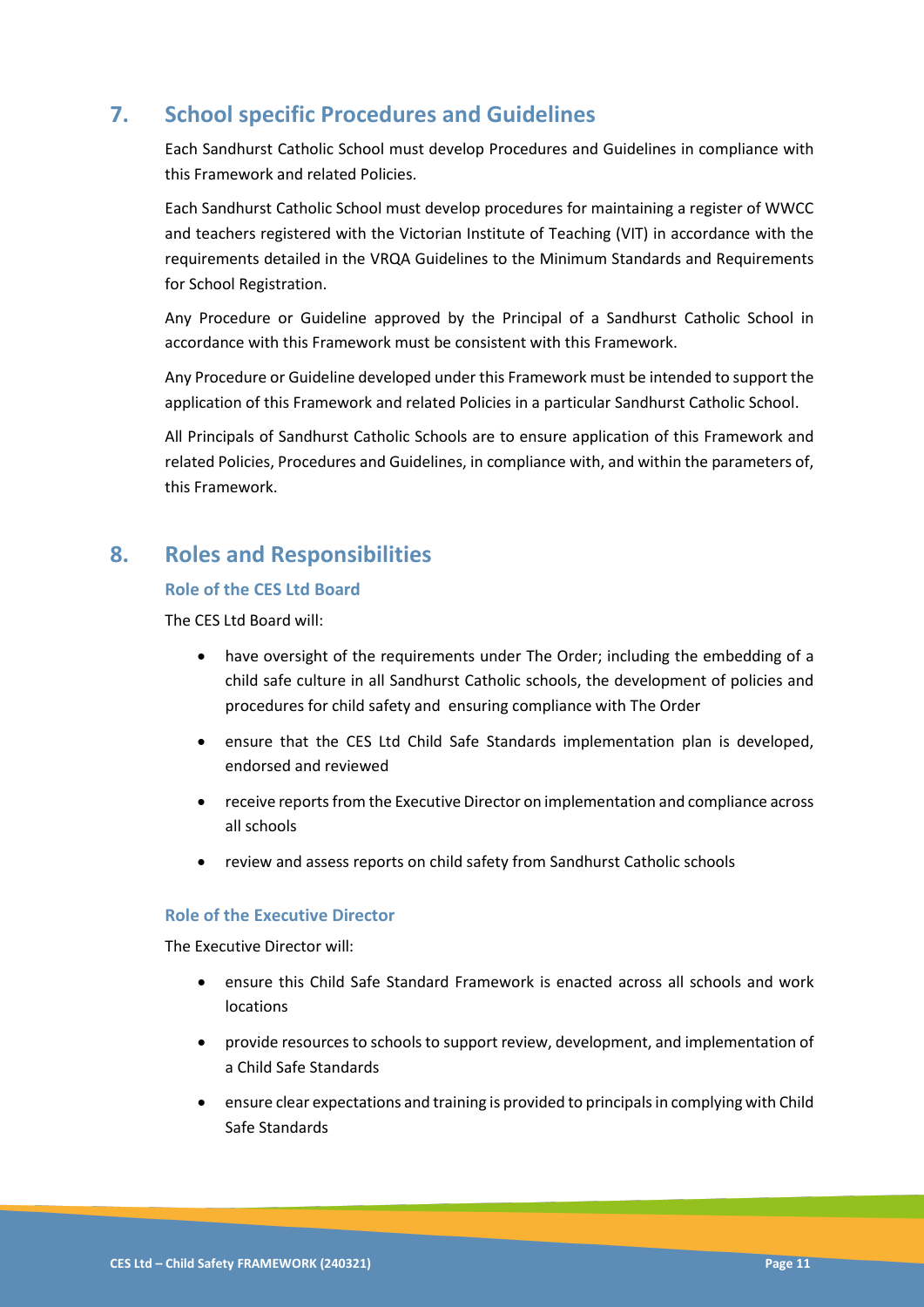## 7. School specific Procedures and Guidelines

Each Sandhurst Catholic School must develop Procedures and Guidelines in compliance with this Framework and related Policies.

Each Sandhurst Catholic School must develop procedures for maintaining a register of WWCC and teachers registered with the Victorian Institute of Teaching (VIT) in accordance with the requirements detailed in the VRQA Guidelines to the Minimum Standards and Requirements for School Registration.

Any Procedure or Guideline approved by the Principal of a Sandhurst Catholic School in accordance with this Framework must be consistent with this Framework.

Any Procedure or Guideline developed under this Framework must be intended to support the application of this Framework and related Policies in a particular Sandhurst Catholic School.

All Principals of Sandhurst Catholic Schools are to ensure application of this Framework and related Policies, Procedures and Guidelines, in compliance with, and within the parameters of, this Framework.

## 8. Roles and Responsibilities

### Role of the CES Ltd Board

The CES Ltd Board will:

- have oversight of the requirements under The Order; including the embedding of a child safe culture in all Sandhurst Catholic schools, the development of policies and procedures for child safety and ensuring compliance with The Order
- ensure that the CES Ltd Child Safe Standards implementation plan is developed, endorsed and reviewed
- receive reports from the Executive Director on implementation and compliance across all schools
- review and assess reports on child safety from Sandhurst Catholic schools

### Role of the Executive Director

The Executive Director will:

- ensure this Child Safe Standard Framework is enacted across all schools and work locations
- provide resources to schools to support review, development, and implementation of a Child Safe Standards
- ensure clear expectations and training is provided to principals in complying with Child Safe Standards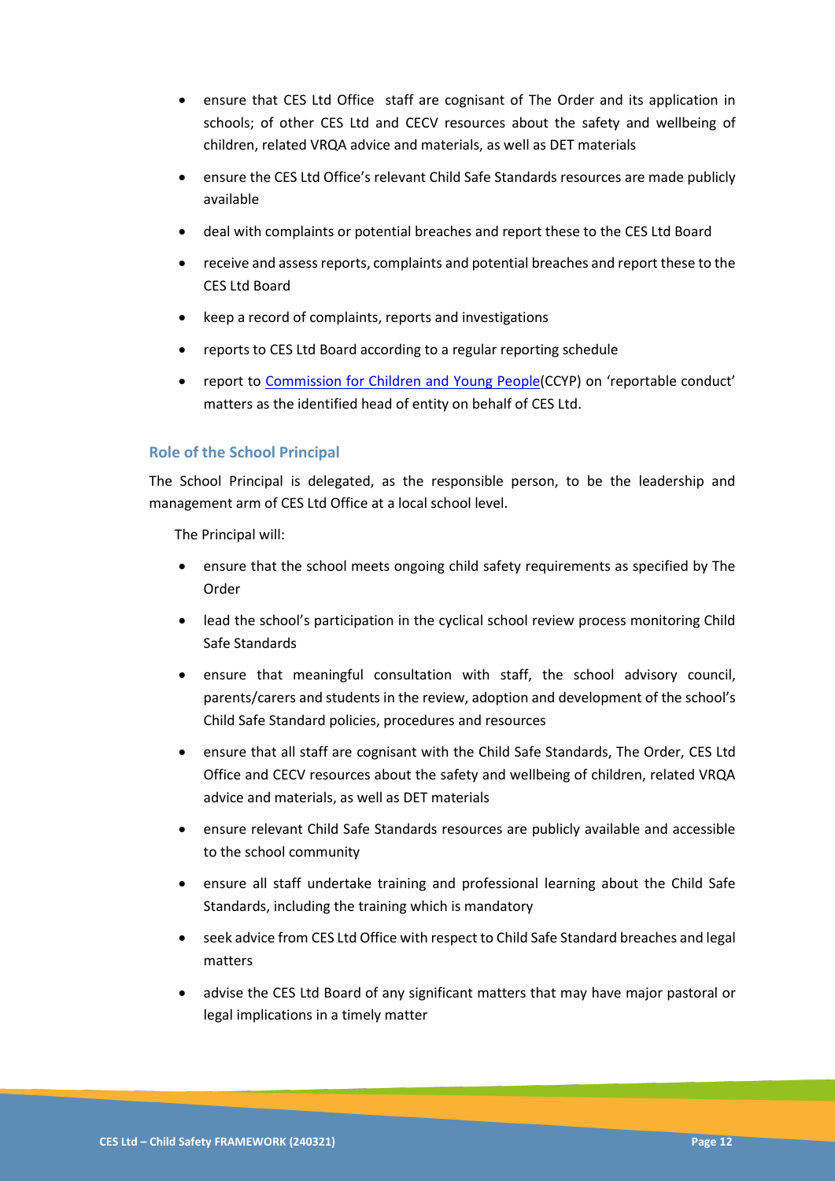- ensure that CES Ltd Office  staff are cognisant of The Order and its application in schools; of other CES Ltd and CECV resources about the safety and wellbeing of children, related VRQA advice and materials, as well as DET materials
- ensure the CES Ltd Office's relevant Child Safe Standards resources are made publicly available
- deal with complaints or potential breaches and report these to the CES Ltd Board
- receive and assess reports, complaints and potential breaches and report these to the CES Ltd Board
- keep a record of complaints, reports and investigations
- reports to CES Ltd Board according to a regular reporting schedule
- report to [Commission for Children and Young People](CCYP) on 'reportable conduct' matters as the identified head of entity on behalf of CES Ltd.

### Role of the School Principal

The School Principal is delegated, as the responsible person, to be the leadership and management arm of CES Ltd Office at a local school level.

The Principal will:

- ensure that the school meets ongoing child safety requirements as specified by The Order
- lead the school's participation in the cyclical school review process monitoring Child Safe Standards
- ensure that meaningful consultation with staff, the school advisory council, parents/carers and students in the review, adoption and development of the school's Child Safe Standard policies, procedures and resources
- ensure that all staff are cognisant with the Child Safe Standards, The Order, CES Ltd Office and CECV resources about the safety and wellbeing of children, related VRQA advice and materials, as well as DET materials
- ensure relevant Child Safe Standards resources are publicly available and accessible to the school community
- ensure all staff undertake training and professional learning about the Child Safe Standards, including the training which is mandatory
- seek advice from CES Ltd Office with respect to Child Safe Standard breaches and legal matters
- advise the CES Ltd Board of any significant matters that may have major pastoral or legal implications in a timely matter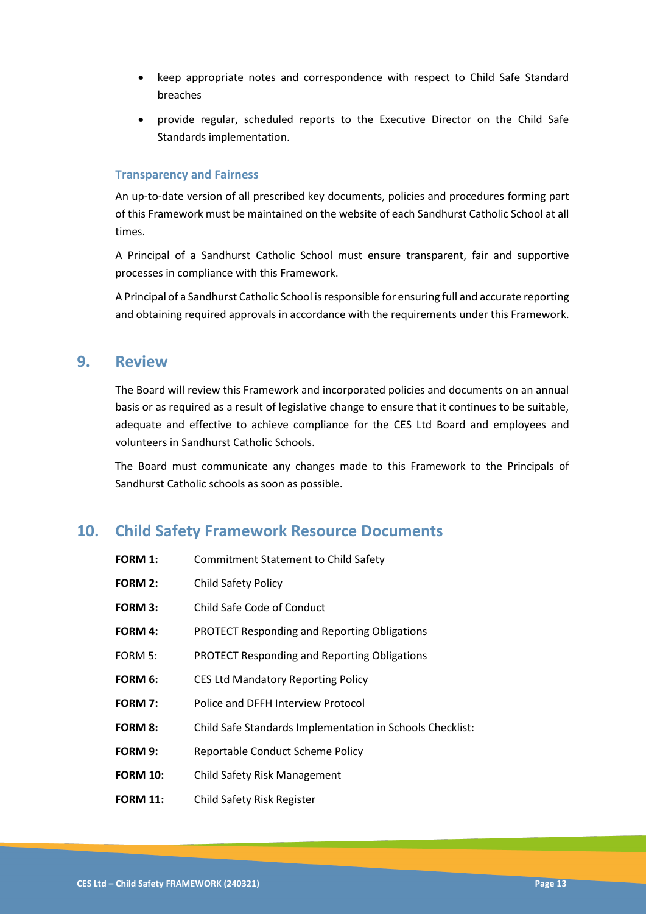- keep appropriate notes and correspondence with respect to Child Safe Standard breaches
- provide regular, scheduled reports to the Executive Director on the Child Safe Standards implementation.

### Transparency and Fairness

An up-to-date version of all prescribed key documents, policies and procedures forming part of this Framework must be maintained on the website of each Sandhurst Catholic School at all times.

A Principal of a Sandhurst Catholic School must ensure transparent, fair and supportive processes in compliance with this Framework.

A Principal of a Sandhurst Catholic School is responsible for ensuring full and accurate reporting and obtaining required approvals in accordance with the requirements under this Framework.

## 9. Review

The Board will review this Framework and incorporated policies and documents on an annual basis or as required as a result of legislative change to ensure that it continues to be suitable, adequate and effective to achieve compliance for the CES Ltd Board and employees and volunteers in Sandhurst Catholic Schools.

The Board must communicate any changes made to this Framework to the Principals of Sandhurst Catholic schools as soon as possible.

## 10. Child Safety Framework Resource Documents

**FORM 1:** Commitment Statement to Child Safety

**FORM 2:** Child Safety Policy

**FORM 3:** Child Safe Code of Conduct

**FORM 4:** PROTECT Responding and Reporting Obligations

FORM 5: PROTECT Responding and Reporting Obligations

**FORM 6:** CES Ltd Mandatory Reporting Policy

**FORM 7:** Police and DFFH Interview Protocol

**FORM 8:** Child Safe Standards Implementation in Schools Checklist:

**FORM 9:** Reportable Conduct Scheme Policy

**FORM 10:** Child Safety Risk Management

**FORM 11:** Child Safety Risk Register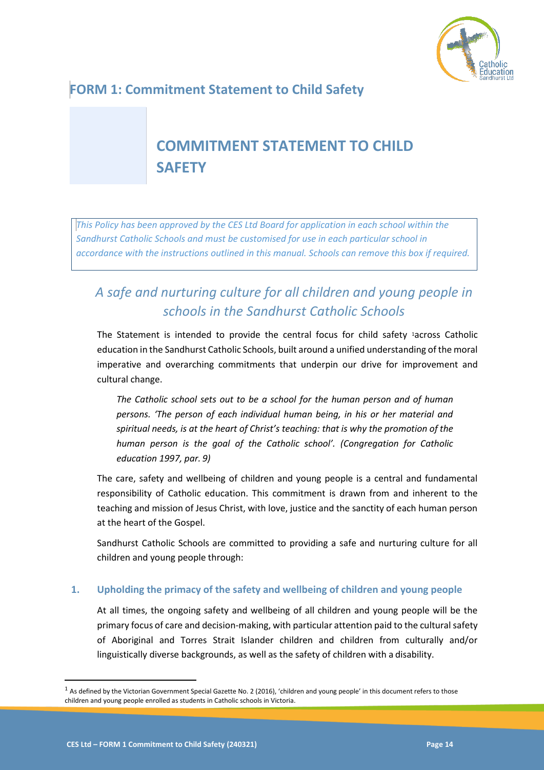## FORM 1: Commitment Statement to Child Safety

# COMMITMENT STATEMENT TO CHILD SAFETY

*This Policy has been approved by the CES Ltd Board for application in each school within the Sandhurst Catholic Schools and must be customised for use in each particular school in accordance with the instructions outlined in this manual. Schools can remove this box if required.*

## *A safe and nurturing culture for all children and young people in schools in the Sandhurst Catholic Schools*

The Statement is intended to provide the central focus for child safety [1]across Catholic education in the Sandhurst Catholic Schools, built around a unified understanding of the moral imperative and overarching commitments that underpin our drive for improvement and cultural change.

> *The Catholic school sets out to be a school for the human person and of human persons. 'The person of each individual human being, in his or her material and spiritual needs, is at the heart of Christ's teaching: that is why the promotion of the human person is the goal of the Catholic school'. (Congregation for Catholic education 1997, par. 9)*

The care, safety and wellbeing of children and young people is a central and fundamental responsibility of Catholic education. This commitment is drawn from and inherent to the teaching and mission of Jesus Christ, with love, justice and the sanctity of each human person at the heart of the Gospel.

Sandhurst Catholic Schools are committed to providing a safe and nurturing culture for all children and young people through:

### 1. Upholding the primacy of the safety and wellbeing of children and young people

At all times, the ongoing safety and wellbeing of all children and young people will be the primary focus of care and decision-making, with particular attention paid to the cultural safety of Aboriginal and Torres Strait Islander children and children from culturally and/or linguistically diverse backgrounds, as well as the safety of children with a disability.

[1] As defined by the Victorian Government Special Gazette No. 2 (2016), 'children and young people' in this document refers to those children and young people enrolled as students in Catholic schools in Victoria.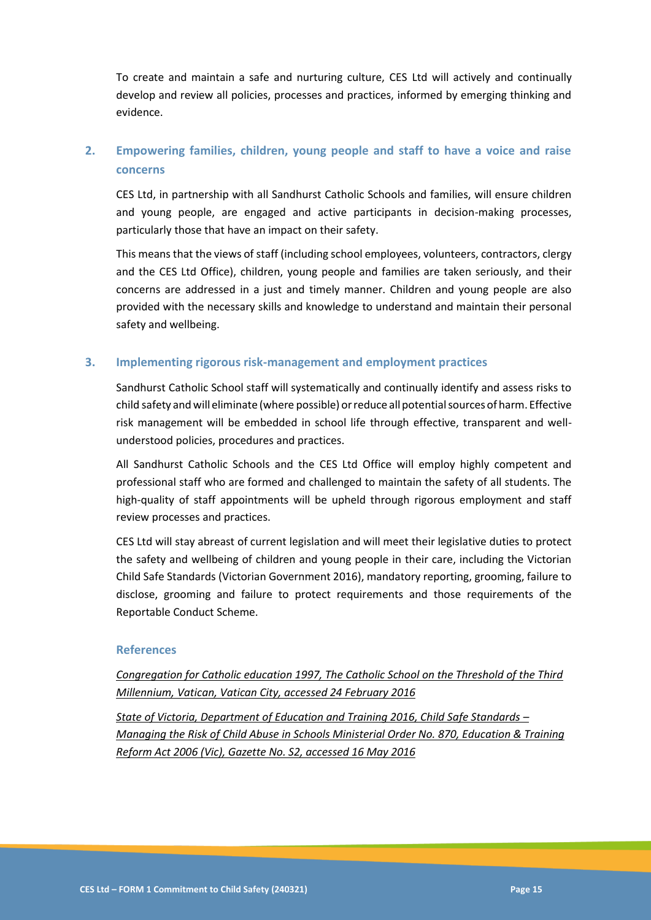To create and maintain a safe and nurturing culture, CES Ltd will actively and continually develop and review all policies, processes and practices, informed by emerging thinking and evidence.

## 2. Empowering families, children, young people and staff to have a voice and raise concerns

CES Ltd, in partnership with all Sandhurst Catholic Schools and families, will ensure children and young people, are engaged and active participants in decision-making processes, particularly those that have an impact on their safety.

This means that the views of staff (including school employees, volunteers, contractors, clergy and the CES Ltd Office), children, young people and families are taken seriously, and their concerns are addressed in a just and timely manner. Children and young people are also provided with the necessary skills and knowledge to understand and maintain their personal safety and wellbeing.

## 3. Implementing rigorous risk-management and employment practices

Sandhurst Catholic School staff will systematically and continually identify and assess risks to child safety and will eliminate (where possible) or reduce all potential sources of harm. Effective risk management will be embedded in school life through effective, transparent and well-understood policies, procedures and practices.

All Sandhurst Catholic Schools and the CES Ltd Office will employ highly competent and professional staff who are formed and challenged to maintain the safety of all students. The high-quality of staff appointments will be upheld through rigorous employment and staff review processes and practices.

CES Ltd will stay abreast of current legislation and will meet their legislative duties to protect the safety and wellbeing of children and young people in their care, including the Victorian Child Safe Standards (Victorian Government 2016), mandatory reporting, grooming, failure to disclose, grooming and failure to protect requirements and those requirements of the Reportable Conduct Scheme.

### References

*Congregation for Catholic education 1997, The Catholic School on the Threshold of the Third Millennium, Vatican, Vatican City, accessed 24 February 2016*

*State of Victoria, Department of Education and Training 2016, Child Safe Standards – Managing the Risk of Child Abuse in Schools Ministerial Order No. 870, Education & Training Reform Act 2006 (Vic), Gazette No. S2, accessed 16 May 2016*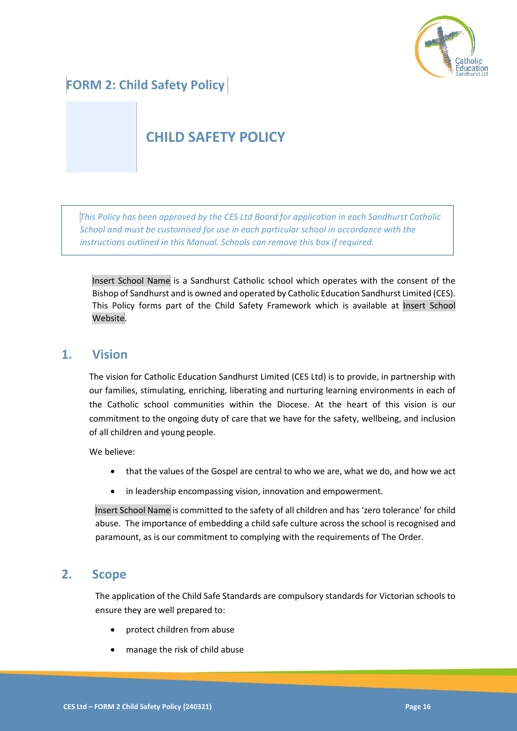## FORM 2: Child Safety Policy

# CHILD SAFETY POLICY

*This Policy has been approved by the CES Ltd Board for application in each Sandhurst Catholic School and must be customised for use in each particular school in accordance with the instructions outlined in this Manual. Schools can remove this box if required.*

Insert School Name is a Sandhurst Catholic school which operates with the consent of the Bishop of Sandhurst and is owned and operated by Catholic Education Sandhurst Limited (CES). This Policy forms part of the Child Safety Framework which is available at Insert School Website.

## 1. Vision

The vision for Catholic Education Sandhurst Limited (CES Ltd) is to provide, in partnership with our families, stimulating, enriching, liberating and nurturing learning environments in each of the Catholic school communities within the Diocese. At the heart of this vision is our commitment to the ongoing duty of care that we have for the safety, wellbeing, and inclusion of all children and young people.

We believe:

- that the values of the Gospel are central to who we are, what we do, and how we act
- in leadership encompassing vision, innovation and empowerment.

Insert School Name is committed to the safety of all children and has 'zero tolerance' for child abuse. The importance of embedding a child safe culture across the school is recognised and paramount, as is our commitment to complying with the requirements of The Order.

## 2. Scope

The application of the Child Safe Standards are compulsory standards for Victorian schools to ensure they are well prepared to:

- protect children from abuse
- manage the risk of child abuse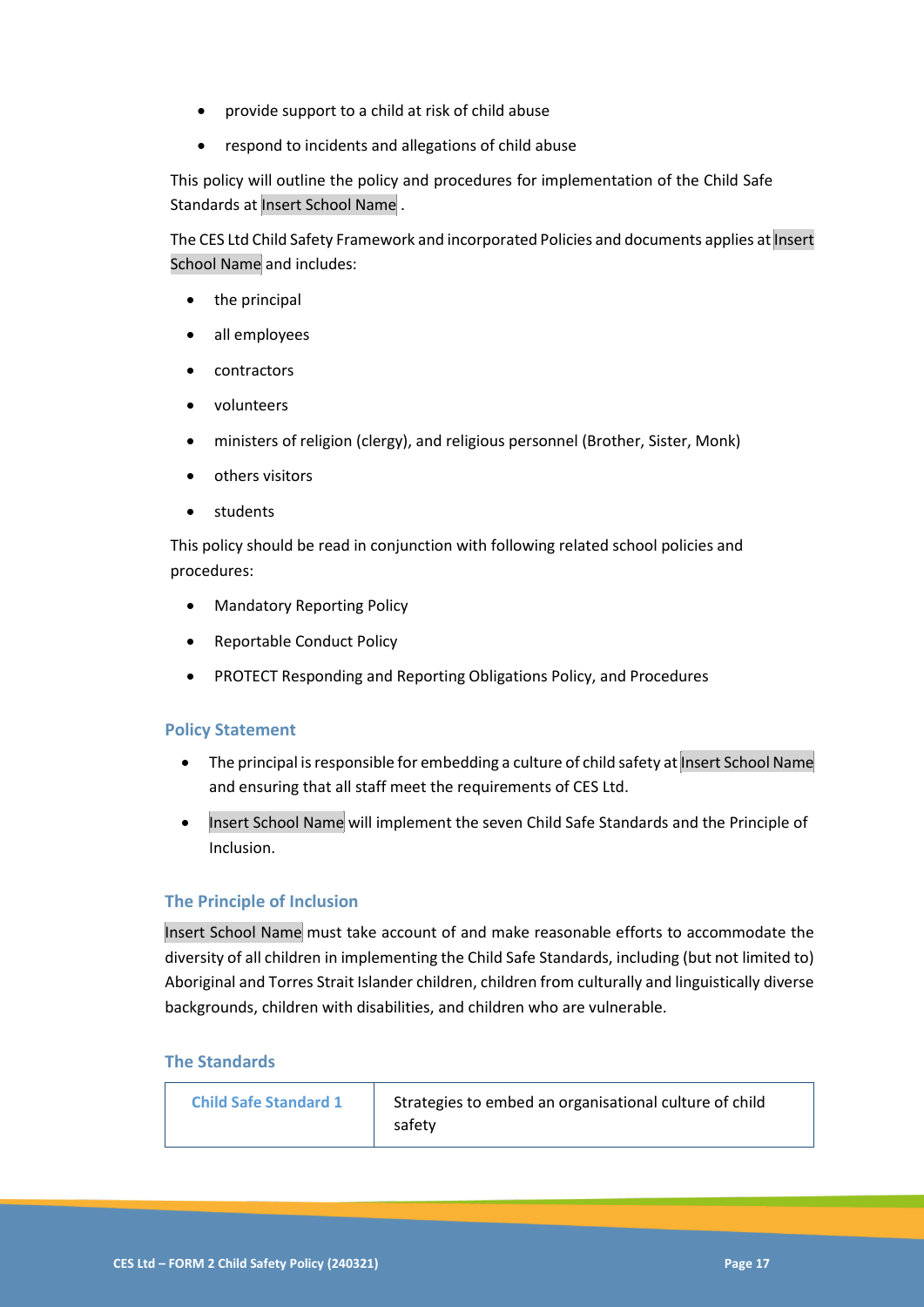- provide support to a child at risk of child abuse
- respond to incidents and allegations of child abuse

This policy will outline the policy and procedures for implementation of the Child Safe Standards at Insert School Name .

The CES Ltd Child Safety Framework and incorporated Policies and documents applies at Insert School Name and includes:

- the principal
- all employees
- contractors
- volunteers
- ministers of religion (clergy), and religious personnel (Brother, Sister, Monk)
- others visitors
- students

This policy should be read in conjunction with following related school policies and procedures:

- Mandatory Reporting Policy
- Reportable Conduct Policy
- PROTECT Responding and Reporting Obligations Policy, and Procedures

### Policy Statement

- The principal is responsible for embedding a culture of child safety at Insert School Name and ensuring that all staff meet the requirements of CES Ltd.
- Insert School Name will implement the seven Child Safe Standards and the Principle of Inclusion.

### The Principle of Inclusion

Insert School Name must take account of and make reasonable efforts to accommodate the diversity of all children in implementing the Child Safe Standards, including (but not limited to) Aboriginal and Torres Strait Islander children, children from culturally and linguistically diverse backgrounds, children with disabilities, and children who are vulnerable.

### The Standards

| Child Safe Standard 1 | Strategies to embed an organisational culture of child safety |
|---|---|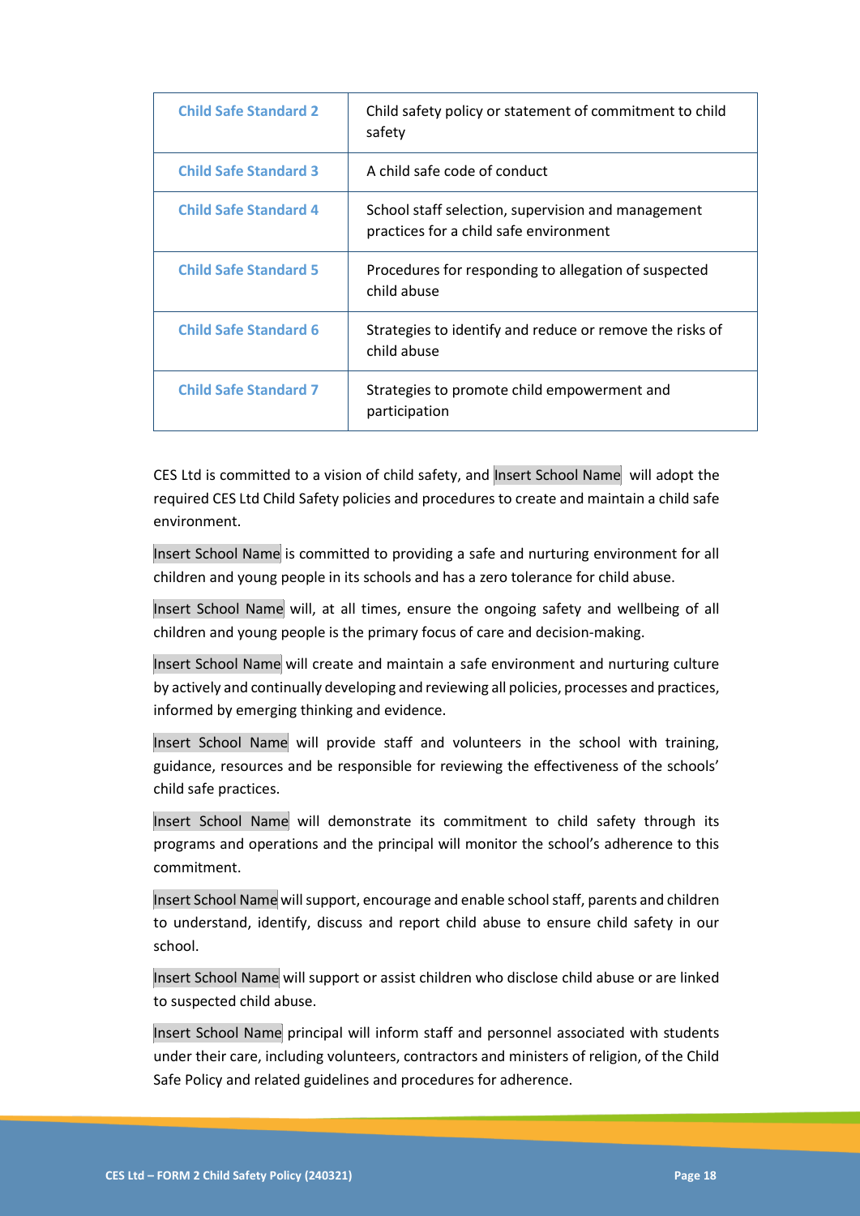| Child Safe Standard 2 | Child safety policy or statement of commitment to child safety |
|---|---|
| Child Safe Standard 3 | A child safe code of conduct |
| Child Safe Standard 4 | School staff selection, supervision and management practices for a child safe environment |
| Child Safe Standard 5 | Procedures for responding to allegation of suspected child abuse |
| Child Safe Standard 6 | Strategies to identify and reduce or remove the risks of child abuse |
| Child Safe Standard 7 | Strategies to promote child empowerment and participation |

CES Ltd is committed to a vision of child safety, and Insert School Name will adopt the required CES Ltd Child Safety policies and procedures to create and maintain a child safe environment.

Insert School Name is committed to providing a safe and nurturing environment for all children and young people in its schools and has a zero tolerance for child abuse.

Insert School Name will, at all times, ensure the ongoing safety and wellbeing of all children and young people is the primary focus of care and decision-making.

Insert School Name will create and maintain a safe environment and nurturing culture by actively and continually developing and reviewing all policies, processes and practices, informed by emerging thinking and evidence.

Insert School Name will provide staff and volunteers in the school with training, guidance, resources and be responsible for reviewing the effectiveness of the schools' child safe practices.

Insert School Name will demonstrate its commitment to child safety through its programs and operations and the principal will monitor the school's adherence to this commitment.

Insert School Name will support, encourage and enable school staff, parents and children to understand, identify, discuss and report child abuse to ensure child safety in our school.

Insert School Name will support or assist children who disclose child abuse or are linked to suspected child abuse.

Insert School Name principal will inform staff and personnel associated with students under their care, including volunteers, contractors and ministers of religion, of the Child Safe Policy and related guidelines and procedures for adherence.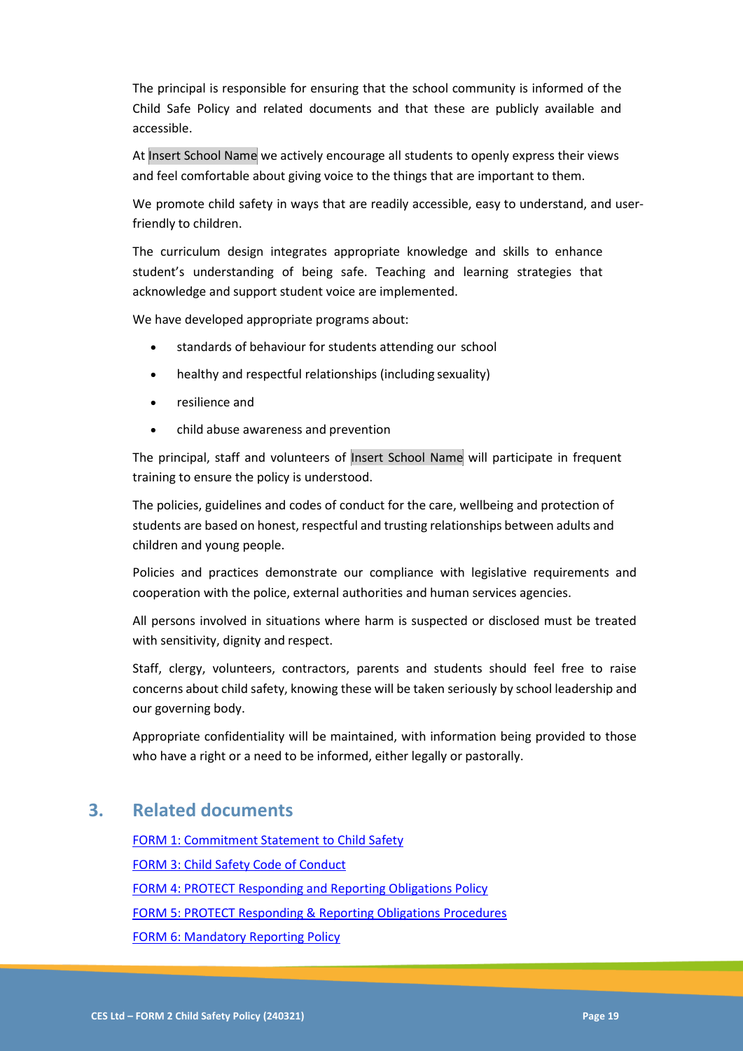The principal is responsible for ensuring that the school community is informed of the Child Safe Policy and related documents and that these are publicly available and accessible.

At Insert School Name we actively encourage all students to openly express their views and feel comfortable about giving voice to the things that are important to them.

We promote child safety in ways that are readily accessible, easy to understand, and user-friendly to children.

The curriculum design integrates appropriate knowledge and skills to enhance student's understanding of being safe. Teaching and learning strategies that acknowledge and support student voice are implemented.

We have developed appropriate programs about:

- standards of behaviour for students attending our school
- healthy and respectful relationships (including sexuality)
- resilience and
- child abuse awareness and prevention

The principal, staff and volunteers of Insert School Name will participate in frequent training to ensure the policy is understood.

The policies, guidelines and codes of conduct for the care, wellbeing and protection of students are based on honest, respectful and trusting relationships between adults and children and young people.

Policies and practices demonstrate our compliance with legislative requirements and cooperation with the police, external authorities and human services agencies.

All persons involved in situations where harm is suspected or disclosed must be treated with sensitivity, dignity and respect.

Staff, clergy, volunteers, contractors, parents and students should feel free to raise concerns about child safety, knowing these will be taken seriously by school leadership and our governing body.

Appropriate confidentiality will be maintained, with information being provided to those who have a right or a need to be informed, either legally or pastorally.

## 3. Related documents

FORM 1: Commitment Statement to Child Safety

FORM 3: Child Safety Code of Conduct

FORM 4: PROTECT Responding and Reporting Obligations Policy

FORM 5: PROTECT Responding & Reporting Obligations Procedures

FORM 6: Mandatory Reporting Policy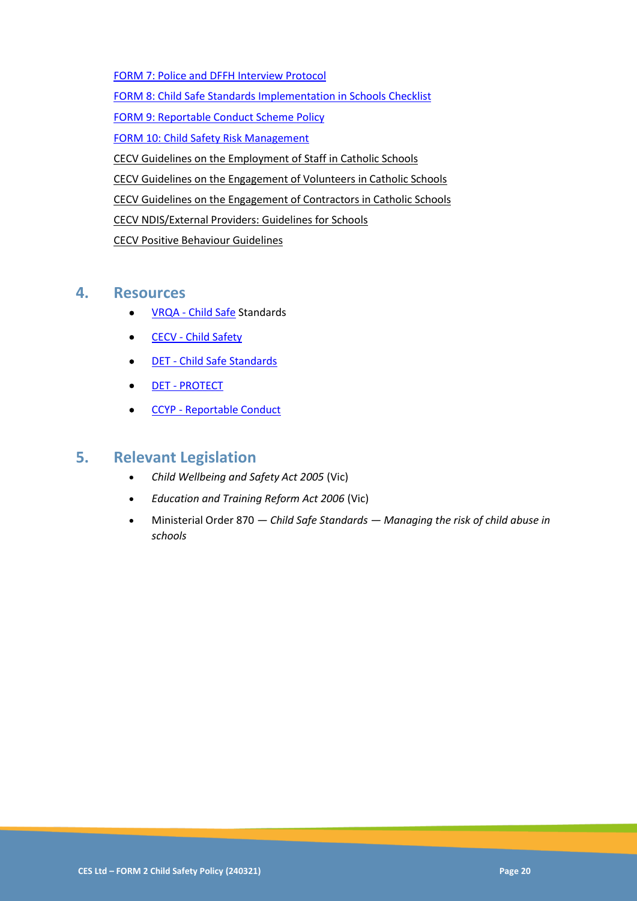FORM 7: Police and DFFH Interview Protocol

FORM 8: Child Safe Standards Implementation in Schools Checklist

FORM 9: Reportable Conduct Scheme Policy

FORM 10: Child Safety Risk Management

CECV Guidelines on the Employment of Staff in Catholic Schools

CECV Guidelines on the Engagement of Volunteers in Catholic Schools

CECV Guidelines on the Engagement of Contractors in Catholic Schools

CECV NDIS/External Providers: Guidelines for Schools

CECV Positive Behaviour Guidelines

## 4. Resources

- VRQA - Child Safe Standards
- CECV - Child Safety
- DET - Child Safe Standards
- DET - PROTECT
- CCYP - Reportable Conduct

## 5. Relevant Legislation

- *Child Wellbeing and Safety Act 2005* (Vic)
- *Education and Training Reform Act 2006* (Vic)
- Ministerial Order 870 — *Child Safe Standards — Managing the risk of child abuse in schools*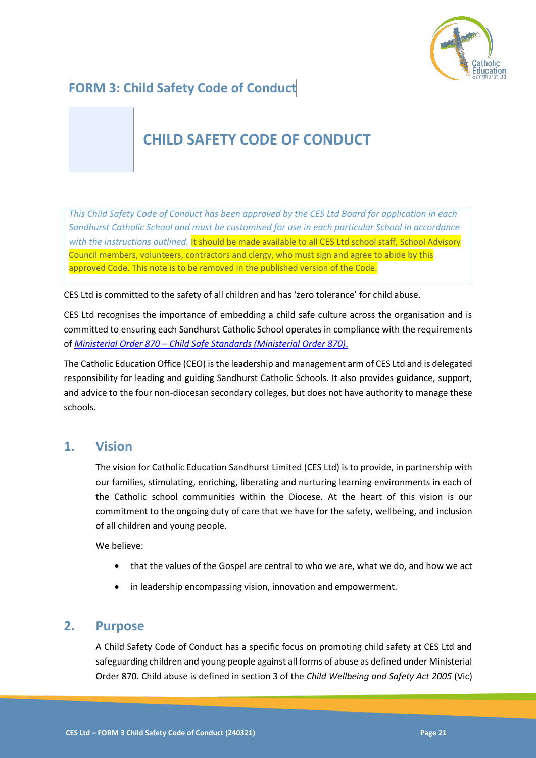# FORM 3: Child Safety Code of Conduct

## CHILD SAFETY CODE OF CONDUCT

*This Child Safety Code of Conduct has been approved by the CES Ltd Board for application in each Sandhurst Catholic School and must be customised for use in each particular School in accordance with the instructions outlined.* It should be made available to all CES Ltd school staff, School Advisory Council members, volunteers, contractors and clergy, who must sign and agree to abide by this approved Code. This note is to be removed in the published version of the Code.

CES Ltd is committed to the safety of all children and has 'zero tolerance' for child abuse.

CES Ltd recognises the importance of embedding a child safe culture across the organisation and is committed to ensuring each Sandhurst Catholic School operates in compliance with the requirements of *Ministerial Order 870 – Child Safe Standards (Ministerial Order 870).*

The Catholic Education Office (CEO) is the leadership and management arm of CES Ltd and is delegated responsibility for leading and guiding Sandhurst Catholic Schools. It also provides guidance, support, and advice to the four non-diocesan secondary colleges, but does not have authority to manage these schools.

## 1. Vision

The vision for Catholic Education Sandhurst Limited (CES Ltd) is to provide, in partnership with our families, stimulating, enriching, liberating and nurturing learning environments in each of the Catholic school communities within the Diocese. At the heart of this vision is our commitment to the ongoing duty of care that we have for the safety, wellbeing, and inclusion of all children and young people.

We believe:

- that the values of the Gospel are central to who we are, what we do, and how we act
- in leadership encompassing vision, innovation and empowerment.

## 2. Purpose

A Child Safety Code of Conduct has a specific focus on promoting child safety at CES Ltd and safeguarding children and young people against all forms of abuse as defined under Ministerial Order 870. Child abuse is defined in section 3 of the *Child Wellbeing and Safety Act 2005* (Vic)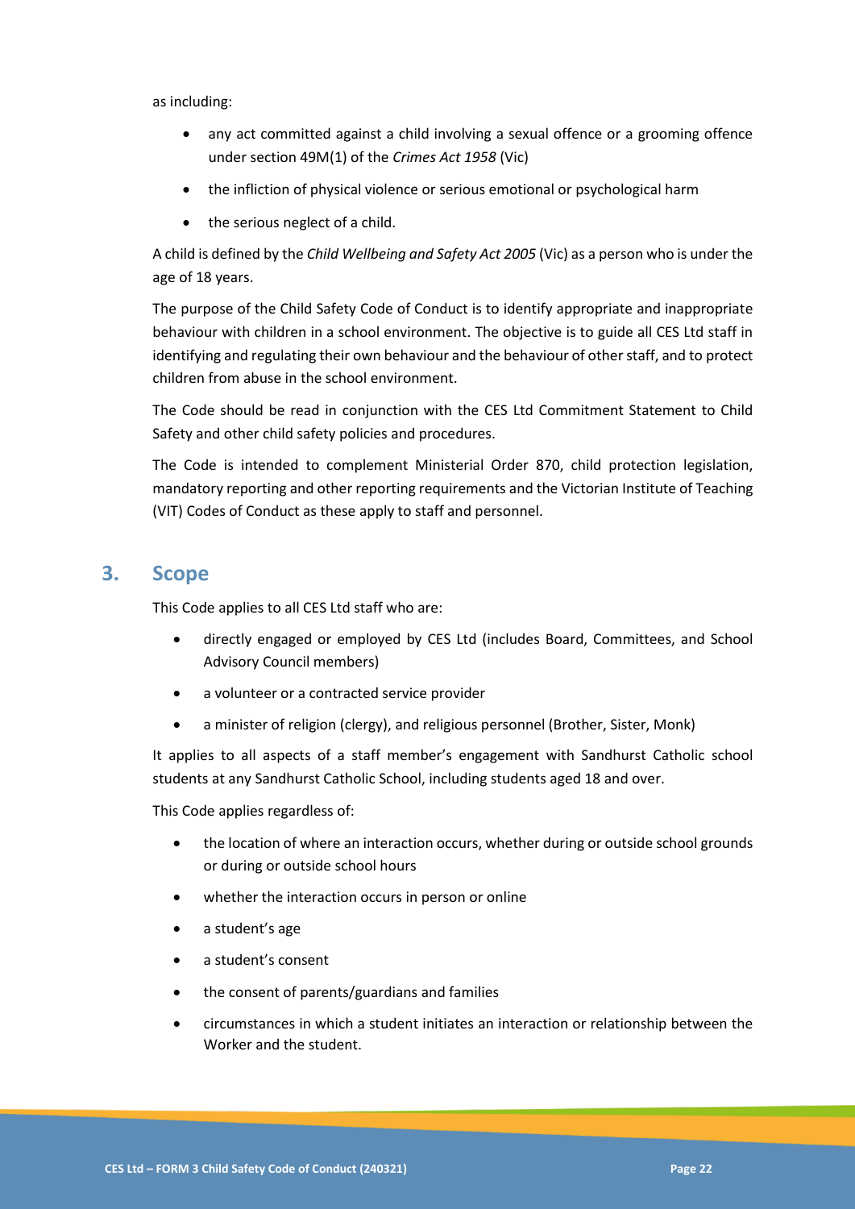as including:

- any act committed against a child involving a sexual offence or a grooming offence under section 49M(1) of the *Crimes Act 1958* (Vic)
- the infliction of physical violence or serious emotional or psychological harm
- the serious neglect of a child.

A child is defined by the *Child Wellbeing and Safety Act 2005* (Vic) as a person who is under the age of 18 years.

The purpose of the Child Safety Code of Conduct is to identify appropriate and inappropriate behaviour with children in a school environment. The objective is to guide all CES Ltd staff in identifying and regulating their own behaviour and the behaviour of other staff, and to protect children from abuse in the school environment.

The Code should be read in conjunction with the CES Ltd Commitment Statement to Child Safety and other child safety policies and procedures.

The Code is intended to complement Ministerial Order 870, child protection legislation, mandatory reporting and other reporting requirements and the Victorian Institute of Teaching (VIT) Codes of Conduct as these apply to staff and personnel.

## 3. Scope

This Code applies to all CES Ltd staff who are:

- directly engaged or employed by CES Ltd (includes Board, Committees, and School Advisory Council members)
- a volunteer or a contracted service provider
- a minister of religion (clergy), and religious personnel (Brother, Sister, Monk)

It applies to all aspects of a staff member's engagement with Sandhurst Catholic school students at any Sandhurst Catholic School, including students aged 18 and over.

This Code applies regardless of:

- the location of where an interaction occurs, whether during or outside school grounds or during or outside school hours
- whether the interaction occurs in person or online
- a student's age
- a student's consent
- the consent of parents/guardians and families
- circumstances in which a student initiates an interaction or relationship between the Worker and the student.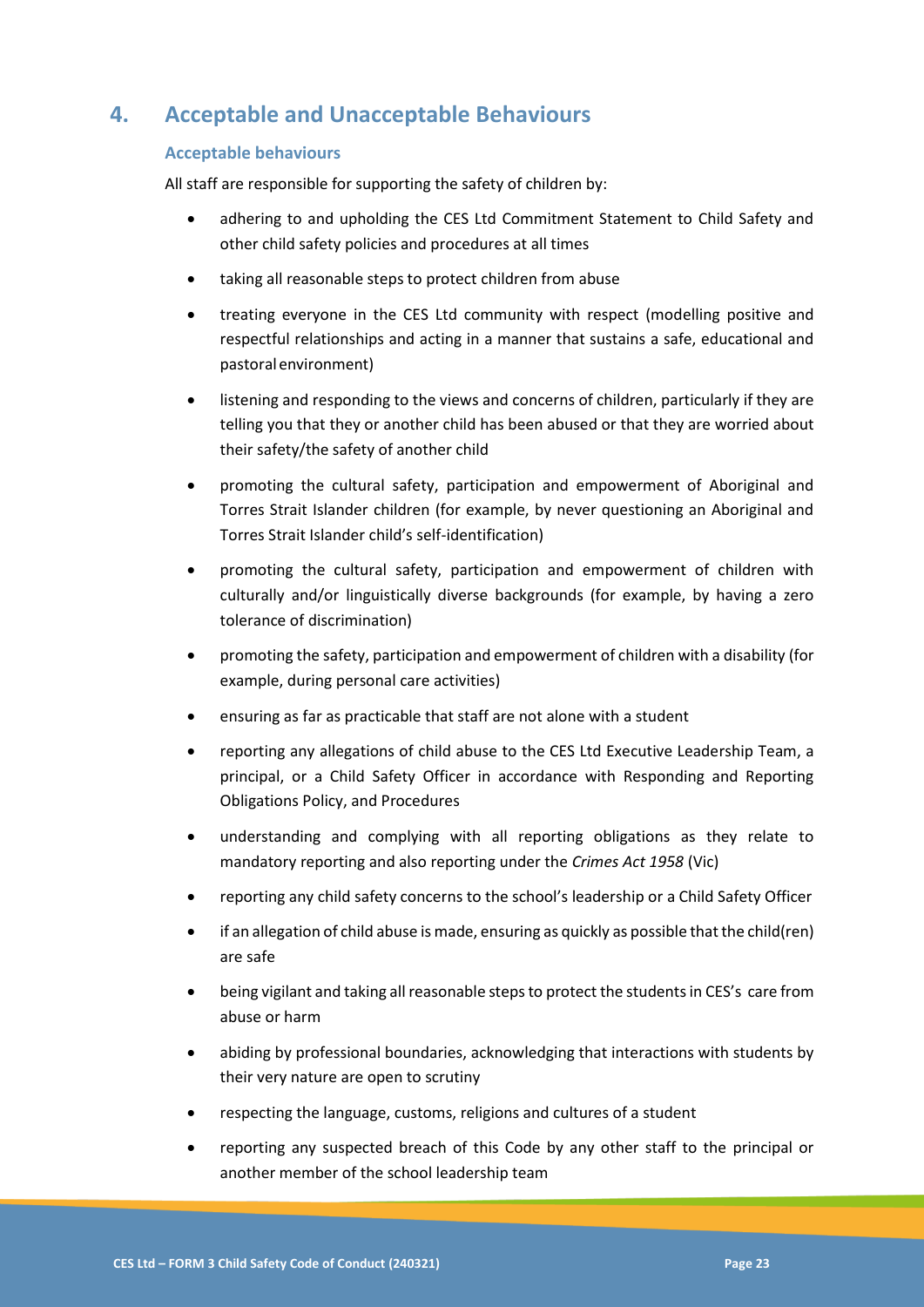## 4. Acceptable and Unacceptable Behaviours

### Acceptable behaviours

All staff are responsible for supporting the safety of children by:

- adhering to and upholding the CES Ltd Commitment Statement to Child Safety and other child safety policies and procedures at all times
- taking all reasonable steps to protect children from abuse
- treating everyone in the CES Ltd community with respect (modelling positive and respectful relationships and acting in a manner that sustains a safe, educational and pastoral environment)
- listening and responding to the views and concerns of children, particularly if they are telling you that they or another child has been abused or that they are worried about their safety/the safety of another child
- promoting the cultural safety, participation and empowerment of Aboriginal and Torres Strait Islander children (for example, by never questioning an Aboriginal and Torres Strait Islander child's self-identification)
- promoting the cultural safety, participation and empowerment of children with culturally and/or linguistically diverse backgrounds (for example, by having a zero tolerance of discrimination)
- promoting the safety, participation and empowerment of children with a disability (for example, during personal care activities)
- ensuring as far as practicable that staff are not alone with a student
- reporting any allegations of child abuse to the CES Ltd Executive Leadership Team, a principal, or a Child Safety Officer in accordance with Responding and Reporting Obligations Policy, and Procedures
- understanding and complying with all reporting obligations as they relate to mandatory reporting and also reporting under the *Crimes Act 1958* (Vic)
- reporting any child safety concerns to the school's leadership or a Child Safety Officer
- if an allegation of child abuse is made, ensuring as quickly as possible that the child(ren) are safe
- being vigilant and taking all reasonable steps to protect the students in CES's care from abuse or harm
- abiding by professional boundaries, acknowledging that interactions with students by their very nature are open to scrutiny
- respecting the language, customs, religions and cultures of a student
- reporting any suspected breach of this Code by any other staff to the principal or another member of the school leadership team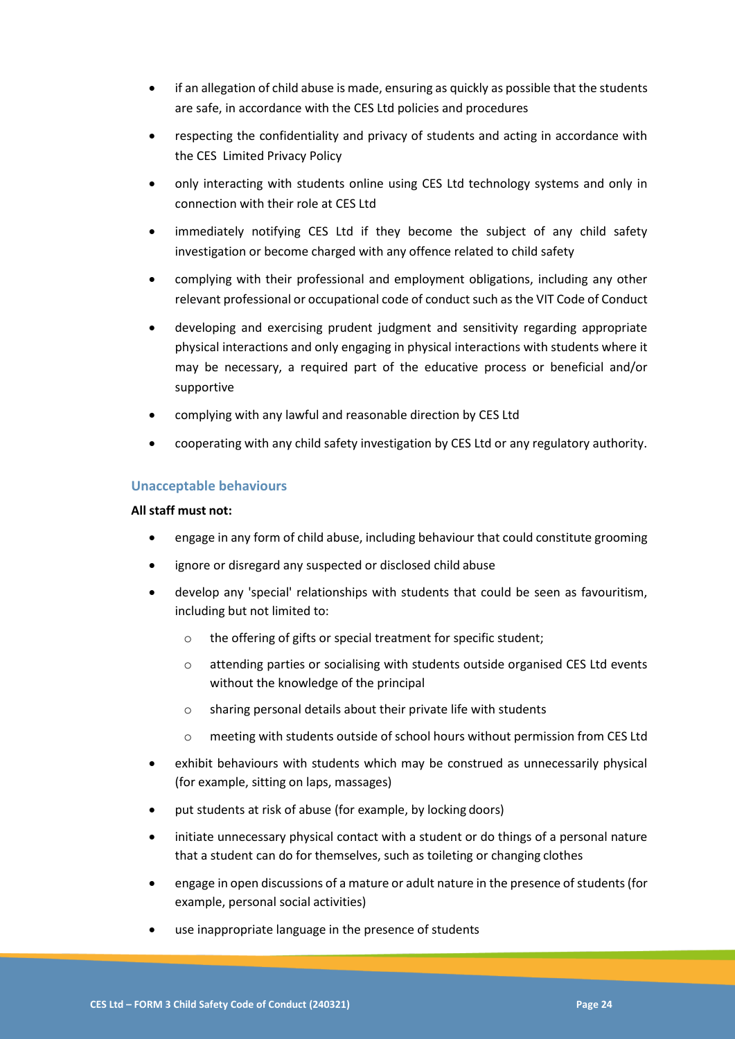- if an allegation of child abuse is made, ensuring as quickly as possible that the students are safe, in accordance with the CES Ltd policies and procedures
- respecting the confidentiality and privacy of students and acting in accordance with the CES Limited Privacy Policy
- only interacting with students online using CES Ltd technology systems and only in connection with their role at CES Ltd
- immediately notifying CES Ltd if they become the subject of any child safety investigation or become charged with any offence related to child safety
- complying with their professional and employment obligations, including any other relevant professional or occupational code of conduct such as the VIT Code of Conduct
- developing and exercising prudent judgment and sensitivity regarding appropriate physical interactions and only engaging in physical interactions with students where it may be necessary, a required part of the educative process or beneficial and/or supportive
- complying with any lawful and reasonable direction by CES Ltd
- cooperating with any child safety investigation by CES Ltd or any regulatory authority.

### Unacceptable behaviours

**All staff must not:**

- engage in any form of child abuse, including behaviour that could constitute grooming
- ignore or disregard any suspected or disclosed child abuse
- develop any 'special' relationships with students that could be seen as favouritism, including but not limited to:
    - the offering of gifts or special treatment for specific student;
    - attending parties or socialising with students outside organised CES Ltd events without the knowledge of the principal
    - sharing personal details about their private life with students
    - meeting with students outside of school hours without permission from CES Ltd
- exhibit behaviours with students which may be construed as unnecessarily physical (for example, sitting on laps, massages)
- put students at risk of abuse (for example, by locking doors)
- initiate unnecessary physical contact with a student or do things of a personal nature that a student can do for themselves, such as toileting or changing clothes
- engage in open discussions of a mature or adult nature in the presence of students (for example, personal social activities)
- use inappropriate language in the presence of students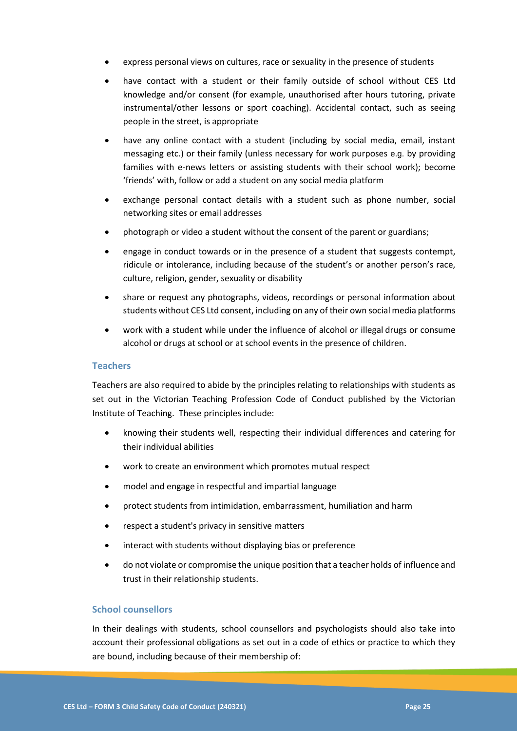- express personal views on cultures, race or sexuality in the presence of students
- have contact with a student or their family outside of school without CES Ltd knowledge and/or consent (for example, unauthorised after hours tutoring, private instrumental/other lessons or sport coaching). Accidental contact, such as seeing people in the street, is appropriate
- have any online contact with a student (including by social media, email, instant messaging etc.) or their family (unless necessary for work purposes e.g. by providing families with e-news letters or assisting students with their school work); become 'friends' with, follow or add a student on any social media platform
- exchange personal contact details with a student such as phone number, social networking sites or email addresses
- photograph or video a student without the consent of the parent or guardians;
- engage in conduct towards or in the presence of a student that suggests contempt, ridicule or intolerance, including because of the student's or another person's race, culture, religion, gender, sexuality or disability
- share or request any photographs, videos, recordings or personal information about students without CES Ltd consent, including on any of their own social media platforms
- work with a student while under the influence of alcohol or illegal drugs or consume alcohol or drugs at school or at school events in the presence of children.

### Teachers

Teachers are also required to abide by the principles relating to relationships with students as set out in the Victorian Teaching Profession Code of Conduct published by the Victorian Institute of Teaching. These principles include:

- knowing their students well, respecting their individual differences and catering for their individual abilities
- work to create an environment which promotes mutual respect
- model and engage in respectful and impartial language
- protect students from intimidation, embarrassment, humiliation and harm
- respect a student's privacy in sensitive matters
- interact with students without displaying bias or preference
- do not violate or compromise the unique position that a teacher holds of influence and trust in their relationship students.

### School counsellors

In their dealings with students, school counsellors and psychologists should also take into account their professional obligations as set out in a code of ethics or practice to which they are bound, including because of their membership of: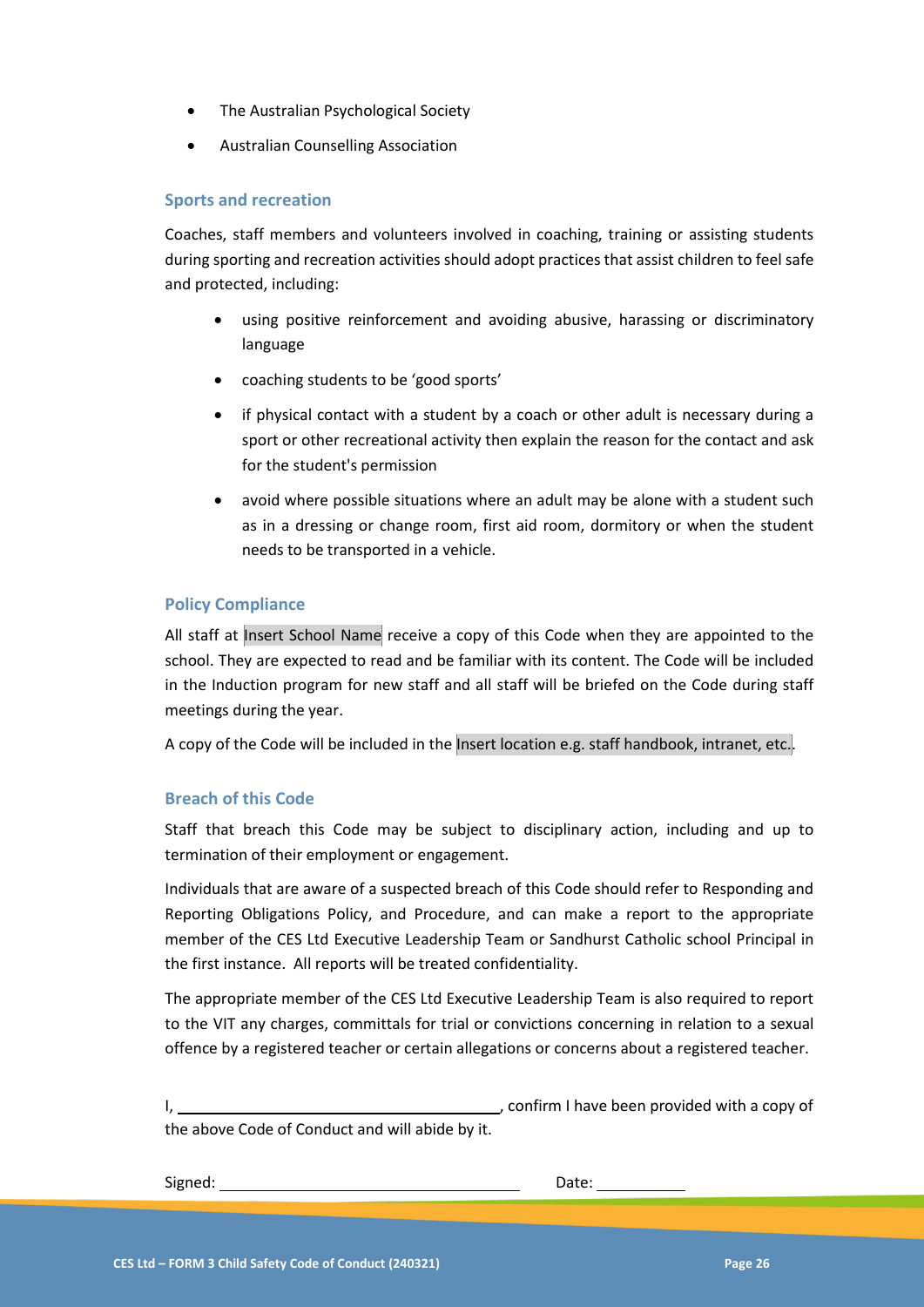- The Australian Psychological Society
- Australian Counselling Association

### Sports and recreation

Coaches, staff members and volunteers involved in coaching, training or assisting students during sporting and recreation activities should adopt practices that assist children to feel safe and protected, including:

- using positive reinforcement and avoiding abusive, harassing or discriminatory language
- coaching students to be 'good sports'
- if physical contact with a student by a coach or other adult is necessary during a sport or other recreational activity then explain the reason for the contact and ask for the student's permission
- avoid where possible situations where an adult may be alone with a student such as in a dressing or change room, first aid room, dormitory or when the student needs to be transported in a vehicle.

### Policy Compliance

All staff at Insert School Name receive a copy of this Code when they are appointed to the school. They are expected to read and be familiar with its content. The Code will be included in the Induction program for new staff and all staff will be briefed on the Code during staff meetings during the year.

A copy of the Code will be included in the Insert location e.g. staff handbook, intranet, etc..

### Breach of this Code

Staff that breach this Code may be subject to disciplinary action, including and up to termination of their employment or engagement.

Individuals that are aware of a suspected breach of this Code should refer to Responding and Reporting Obligations Policy, and Procedure, and can make a report to the appropriate member of the CES Ltd Executive Leadership Team or Sandhurst Catholic school Principal in the first instance. All reports will be treated confidentiality.

The appropriate member of the CES Ltd Executive Leadership Team is also required to report to the VIT any charges, committals for trial or convictions concerning in relation to a sexual offence by a registered teacher or certain allegations or concerns about a registered teacher.

I, ______________________________, confirm I have been provided with a copy of the above Code of Conduct and will abide by it.

Signed: ______________________________ Date: __________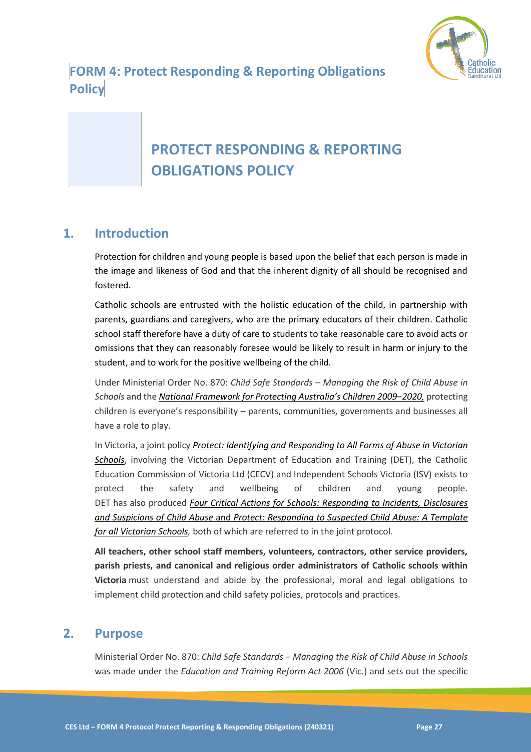# FORM 4: Protect Responding & Reporting Obligations Policy

## PROTECT RESPONDING & REPORTING OBLIGATIONS POLICY

## 1. Introduction

Protection for children and young people is based upon the belief that each person is made in the image and likeness of God and that the inherent dignity of all should be recognised and fostered.

Catholic schools are entrusted with the holistic education of the child, in partnership with parents, guardians and caregivers, who are the primary educators of their children. Catholic school staff therefore have a duty of care to students to take reasonable care to avoid acts or omissions that they can reasonably foresee would be likely to result in harm or injury to the student, and to work for the positive wellbeing of the child.

Under Ministerial Order No. 870: *Child Safe Standards – Managing the Risk of Child Abuse in Schools* and the *National Framework for Protecting Australia's Children 2009–2020,* protecting children is everyone's responsibility – parents, communities, governments and businesses all have a role to play.

In Victoria, a joint policy *Protect: Identifying and Responding to All Forms of Abuse in Victorian Schools*, involving the Victorian Department of Education and Training (DET), the Catholic Education Commission of Victoria Ltd (CECV) and Independent Schools Victoria (ISV) exists to protect the safety and wellbeing of children and young people. DET has also produced *Four Critical Actions for Schools: Responding to Incidents, Disclosures and Suspicions of Child Abuse* and *Protect: Responding to Suspected Child Abuse: A Template for all Victorian Schools,* both of which are referred to in the joint protocol.

**All teachers, other school staff members, volunteers, contractors, other service providers, parish priests, and canonical and religious order administrators of Catholic schools within Victoria** must understand and abide by the professional, moral and legal obligations to implement child protection and child safety policies, protocols and practices.

## 2. Purpose

Ministerial Order No. 870: *Child Safe Standards – Managing the Risk of Child Abuse in Schools* was made under the *Education and Training Reform Act 2006* (Vic.) and sets out the specific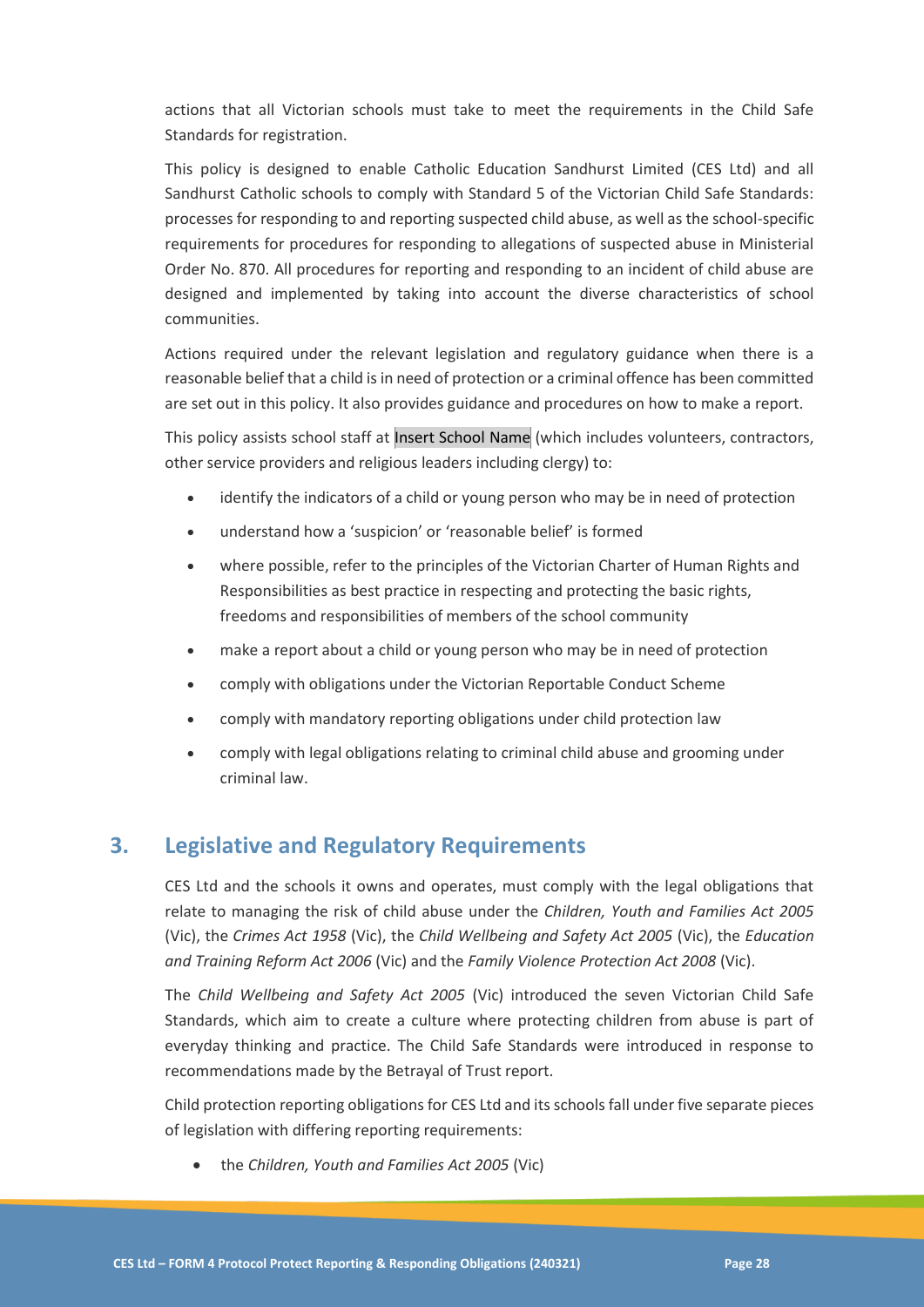actions that all Victorian schools must take to meet the requirements in the Child Safe Standards for registration.

This policy is designed to enable Catholic Education Sandhurst Limited (CES Ltd) and all Sandhurst Catholic schools to comply with Standard 5 of the Victorian Child Safe Standards: processes for responding to and reporting suspected child abuse, as well as the school-specific requirements for procedures for responding to allegations of suspected abuse in Ministerial Order No. 870. All procedures for reporting and responding to an incident of child abuse are designed and implemented by taking into account the diverse characteristics of school communities.

Actions required under the relevant legislation and regulatory guidance when there is a reasonable belief that a child is in need of protection or a criminal offence has been committed are set out in this policy. It also provides guidance and procedures on how to make a report.

This policy assists school staff at Insert School Name (which includes volunteers, contractors, other service providers and religious leaders including clergy) to:

- identify the indicators of a child or young person who may be in need of protection
- understand how a 'suspicion' or 'reasonable belief' is formed
- where possible, refer to the principles of the Victorian Charter of Human Rights and Responsibilities as best practice in respecting and protecting the basic rights, freedoms and responsibilities of members of the school community
- make a report about a child or young person who may be in need of protection
- comply with obligations under the Victorian Reportable Conduct Scheme
- comply with mandatory reporting obligations under child protection law
- comply with legal obligations relating to criminal child abuse and grooming under criminal law.

## 3. Legislative and Regulatory Requirements

CES Ltd and the schools it owns and operates, must comply with the legal obligations that relate to managing the risk of child abuse under the *Children, Youth and Families Act 2005* (Vic), the *Crimes Act 1958* (Vic), the *Child Wellbeing and Safety Act 2005* (Vic), the *Education and Training Reform Act 2006* (Vic) and the *Family Violence Protection Act 2008* (Vic).

The *Child Wellbeing and Safety Act 2005* (Vic) introduced the seven Victorian Child Safe Standards, which aim to create a culture where protecting children from abuse is part of everyday thinking and practice. The Child Safe Standards were introduced in response to recommendations made by the Betrayal of Trust report.

Child protection reporting obligations for CES Ltd and its schools fall under five separate pieces of legislation with differing reporting requirements:

- the *Children, Youth and Families Act 2005* (Vic)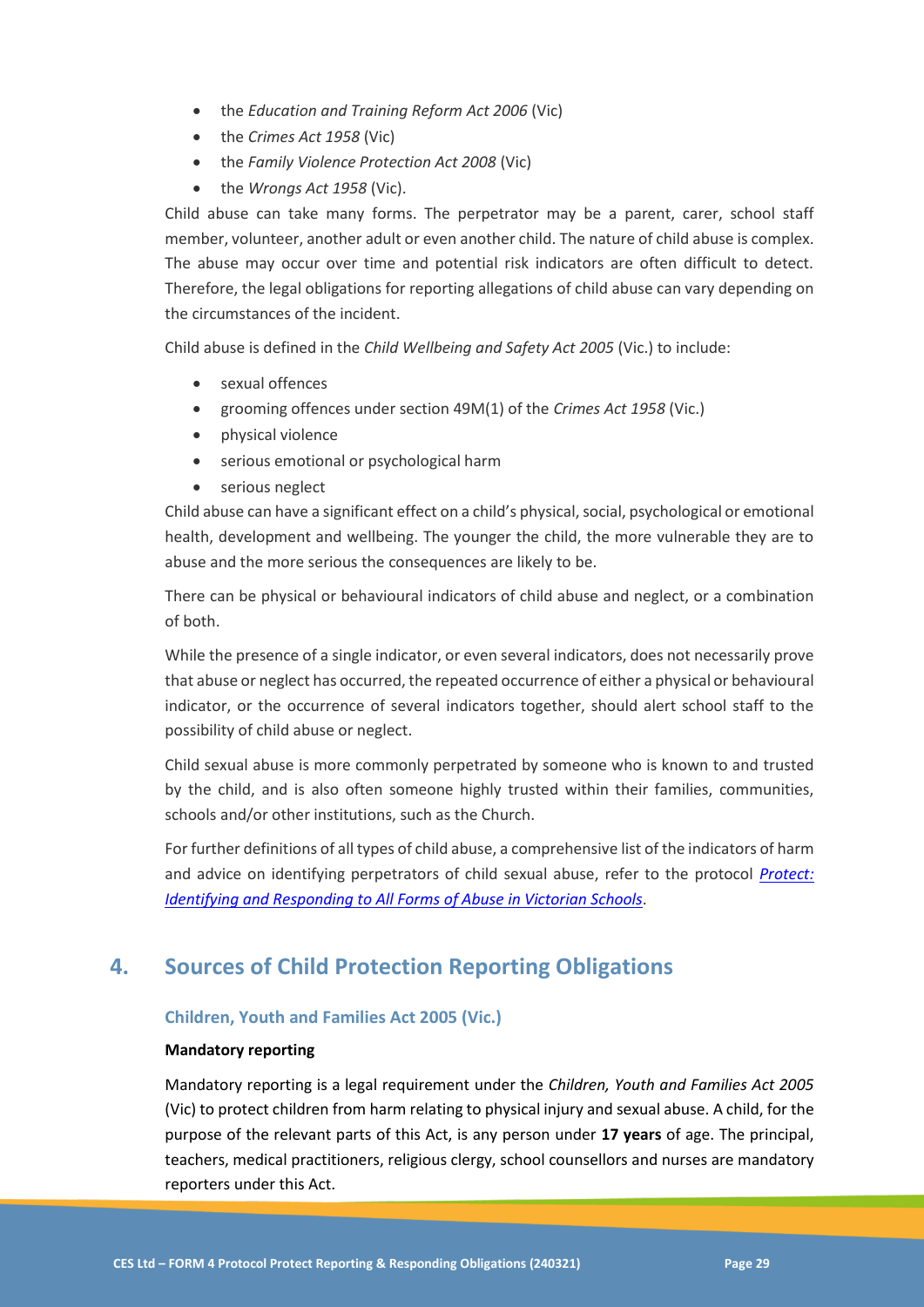- the *Education and Training Reform Act 2006* (Vic)
- the *Crimes Act 1958* (Vic)
- the *Family Violence Protection Act 2008* (Vic)
- the *Wrongs Act 1958* (Vic).

Child abuse can take many forms. The perpetrator may be a parent, carer, school staff member, volunteer, another adult or even another child. The nature of child abuse is complex. The abuse may occur over time and potential risk indicators are often difficult to detect. Therefore, the legal obligations for reporting allegations of child abuse can vary depending on the circumstances of the incident.

Child abuse is defined in the *Child Wellbeing and Safety Act 2005* (Vic.) to include:

- sexual offences
- grooming offences under section 49M(1) of the *Crimes Act 1958* (Vic.)
- physical violence
- serious emotional or psychological harm
- serious neglect

Child abuse can have a significant effect on a child's physical, social, psychological or emotional health, development and wellbeing. The younger the child, the more vulnerable they are to abuse and the more serious the consequences are likely to be.

There can be physical or behavioural indicators of child abuse and neglect, or a combination of both.

While the presence of a single indicator, or even several indicators, does not necessarily prove that abuse or neglect has occurred, the repeated occurrence of either a physical or behavioural indicator, or the occurrence of several indicators together, should alert school staff to the possibility of child abuse or neglect.

Child sexual abuse is more commonly perpetrated by someone who is known to and trusted by the child, and is also often someone highly trusted within their families, communities, schools and/or other institutions, such as the Church.

For further definitions of all types of child abuse, a comprehensive list of the indicators of harm and advice on identifying perpetrators of child sexual abuse, refer to the protocol *Protect: Identifying and Responding to All Forms of Abuse in Victorian Schools*.

## 4. Sources of Child Protection Reporting Obligations

### Children, Youth and Families Act 2005 (Vic.)

**Mandatory reporting**

Mandatory reporting is a legal requirement under the *Children, Youth and Families Act 2005* (Vic) to protect children from harm relating to physical injury and sexual abuse. A child, for the purpose of the relevant parts of this Act, is any person under **17 years** of age. The principal, teachers, medical practitioners, religious clergy, school counsellors and nurses are mandatory reporters under this Act.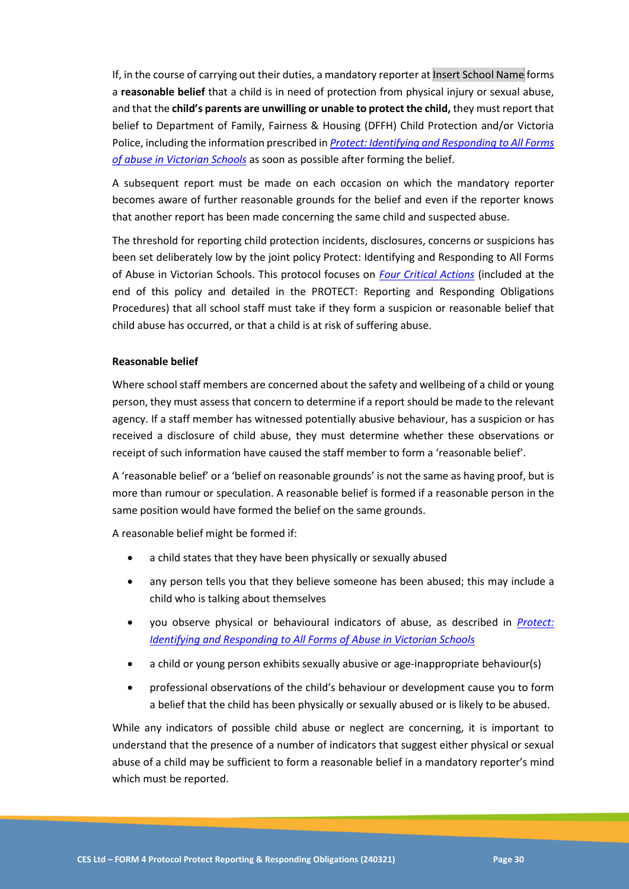If, in the course of carrying out their duties, a mandatory reporter at Insert School Name forms a **reasonable belief** that a child is in need of protection from physical injury or sexual abuse, and that the **child's parents are unwilling or unable to protect the child,** they must report that belief to Department of Family, Fairness & Housing (DFFH) Child Protection and/or Victoria Police, including the information prescribed in *Protect: Identifying and Responding to All Forms of abuse in Victorian Schools* as soon as possible after forming the belief.

A subsequent report must be made on each occasion on which the mandatory reporter becomes aware of further reasonable grounds for the belief and even if the reporter knows that another report has been made concerning the same child and suspected abuse.

The threshold for reporting child protection incidents, disclosures, concerns or suspicions has been set deliberately low by the joint policy Protect: Identifying and Responding to All Forms of Abuse in Victorian Schools. This protocol focuses on *Four Critical Actions* (included at the end of this policy and detailed in the PROTECT: Reporting and Responding Obligations Procedures) that all school staff must take if they form a suspicion or reasonable belief that child abuse has occurred, or that a child is at risk of suffering abuse.

**Reasonable belief**

Where school staff members are concerned about the safety and wellbeing of a child or young person, they must assess that concern to determine if a report should be made to the relevant agency. If a staff member has witnessed potentially abusive behaviour, has a suspicion or has received a disclosure of child abuse, they must determine whether these observations or receipt of such information have caused the staff member to form a 'reasonable belief'.

A 'reasonable belief' or a 'belief on reasonable grounds' is not the same as having proof, but is more than rumour or speculation. A reasonable belief is formed if a reasonable person in the same position would have formed the belief on the same grounds.

A reasonable belief might be formed if:

- a child states that they have been physically or sexually abused
- any person tells you that they believe someone has been abused; this may include a child who is talking about themselves
- you observe physical or behavioural indicators of abuse, as described in *Protect: Identifying and Responding to All Forms of Abuse in Victorian Schools*
- a child or young person exhibits sexually abusive or age-inappropriate behaviour(s)
- professional observations of the child's behaviour or development cause you to form a belief that the child has been physically or sexually abused or is likely to be abused.

While any indicators of possible child abuse or neglect are concerning, it is important to understand that the presence of a number of indicators that suggest either physical or sexual abuse of a child may be sufficient to form a reasonable belief in a mandatory reporter's mind which must be reported.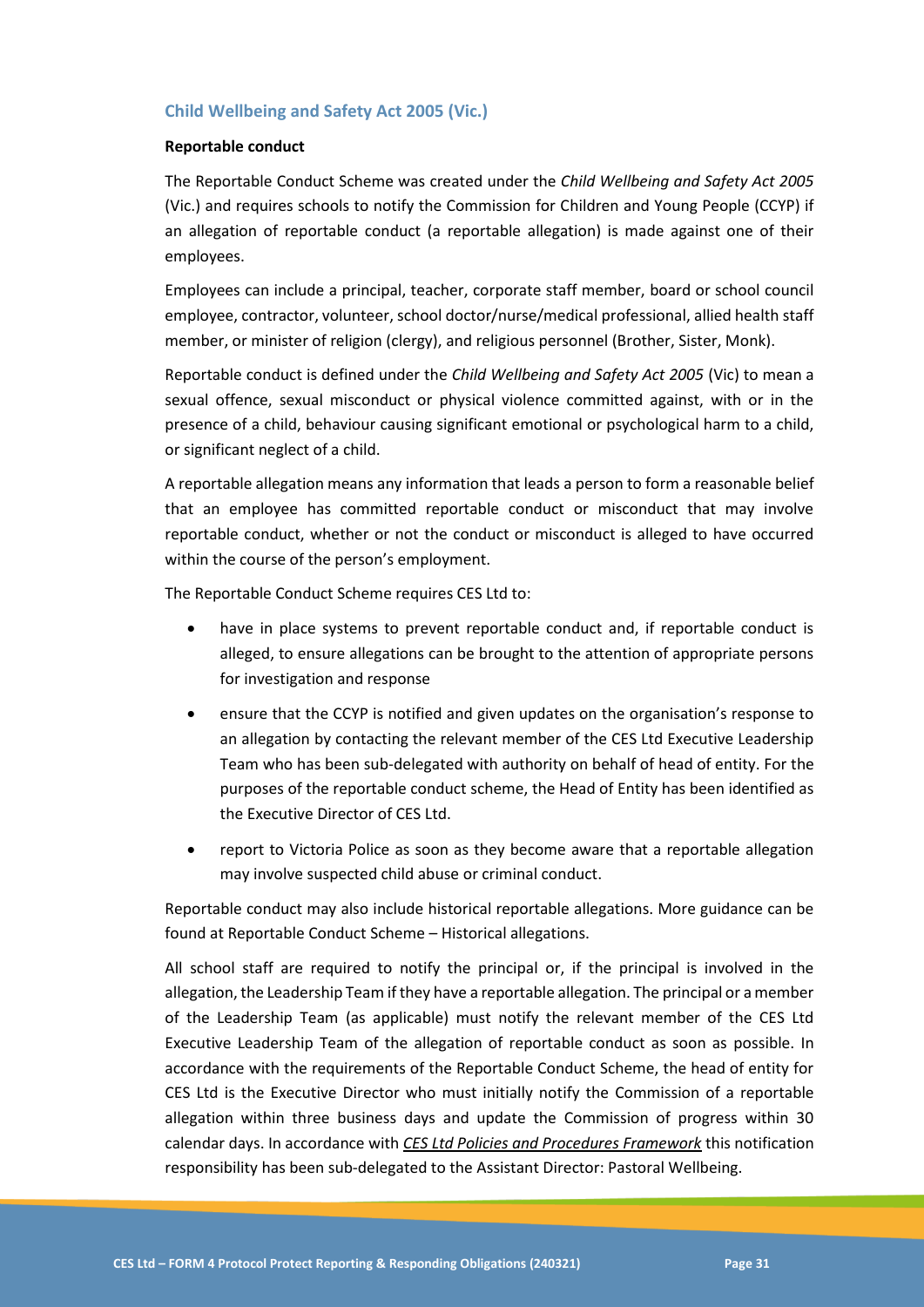## Child Wellbeing and Safety Act 2005 (Vic.)

**Reportable conduct**

The Reportable Conduct Scheme was created under the *Child Wellbeing and Safety Act 2005* (Vic.) and requires schools to notify the Commission for Children and Young People (CCYP) if an allegation of reportable conduct (a reportable allegation) is made against one of their employees.

Employees can include a principal, teacher, corporate staff member, board or school council employee, contractor, volunteer, school doctor/nurse/medical professional, allied health staff member, or minister of religion (clergy), and religious personnel (Brother, Sister, Monk).

Reportable conduct is defined under the *Child Wellbeing and Safety Act 2005* (Vic) to mean a sexual offence, sexual misconduct or physical violence committed against, with or in the presence of a child, behaviour causing significant emotional or psychological harm to a child, or significant neglect of a child.

A reportable allegation means any information that leads a person to form a reasonable belief that an employee has committed reportable conduct or misconduct that may involve reportable conduct, whether or not the conduct or misconduct is alleged to have occurred within the course of the person's employment.

The Reportable Conduct Scheme requires CES Ltd to:

- have in place systems to prevent reportable conduct and, if reportable conduct is alleged, to ensure allegations can be brought to the attention of appropriate persons for investigation and response
- ensure that the CCYP is notified and given updates on the organisation's response to an allegation by contacting the relevant member of the CES Ltd Executive Leadership Team who has been sub-delegated with authority on behalf of head of entity. For the purposes of the reportable conduct scheme, the Head of Entity has been identified as the Executive Director of CES Ltd.
- report to Victoria Police as soon as they become aware that a reportable allegation may involve suspected child abuse or criminal conduct.

Reportable conduct may also include historical reportable allegations. More guidance can be found at Reportable Conduct Scheme – Historical allegations.

All school staff are required to notify the principal or, if the principal is involved in the allegation, the Leadership Team if they have a reportable allegation. The principal or a member of the Leadership Team (as applicable) must notify the relevant member of the CES Ltd Executive Leadership Team of the allegation of reportable conduct as soon as possible. In accordance with the requirements of the Reportable Conduct Scheme, the head of entity for CES Ltd is the Executive Director who must initially notify the Commission of a reportable allegation within three business days and update the Commission of progress within 30 calendar days. In accordance with *CES Ltd Policies and Procedures Framework* this notification responsibility has been sub-delegated to the Assistant Director: Pastoral Wellbeing.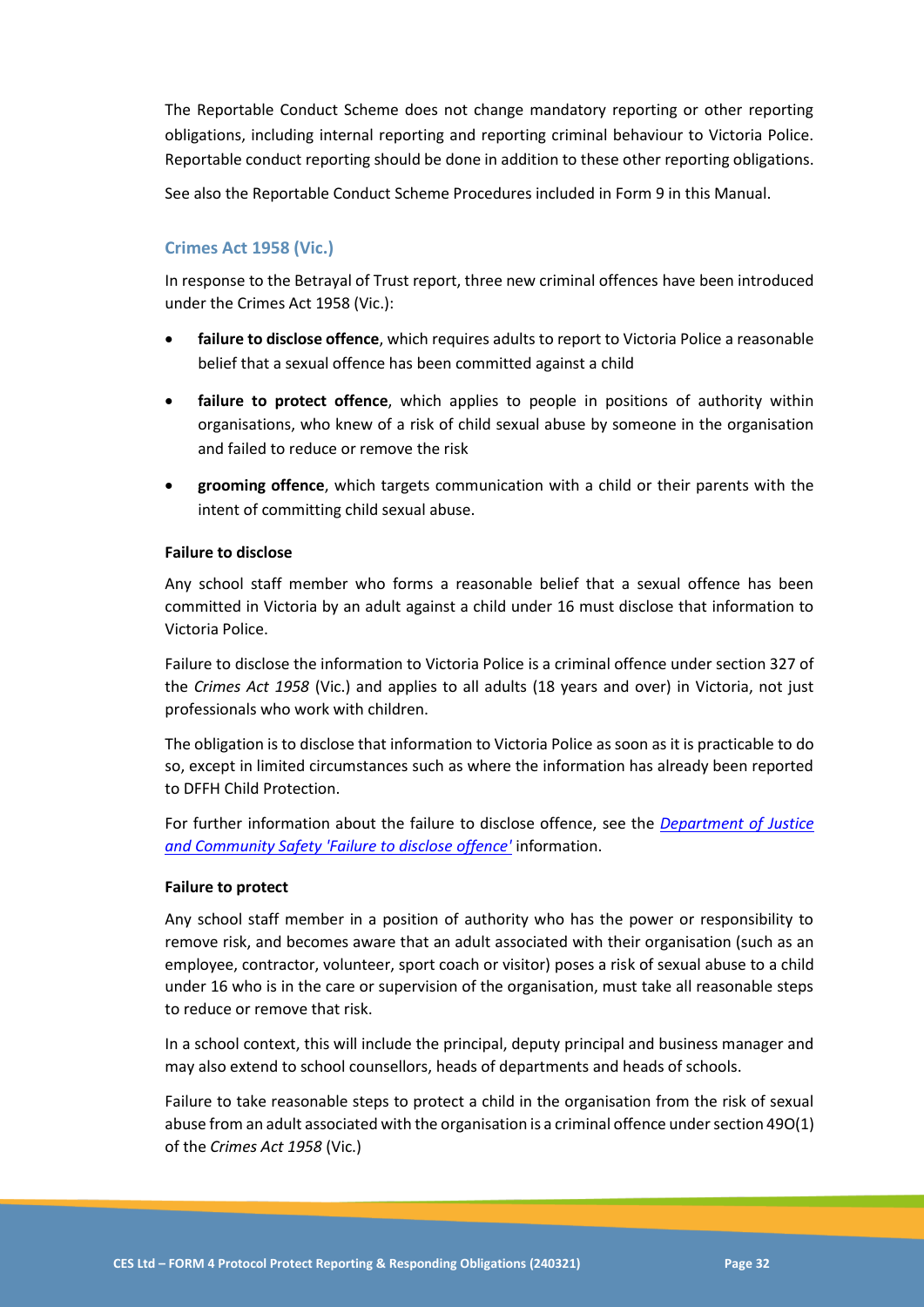The Reportable Conduct Scheme does not change mandatory reporting or other reporting obligations, including internal reporting and reporting criminal behaviour to Victoria Police. Reportable conduct reporting should be done in addition to these other reporting obligations.

See also the Reportable Conduct Scheme Procedures included in Form 9 in this Manual.

### Crimes Act 1958 (Vic.)

In response to the Betrayal of Trust report, three new criminal offences have been introduced under the Crimes Act 1958 (Vic.):

- **failure to disclose offence**, which requires adults to report to Victoria Police a reasonable belief that a sexual offence has been committed against a child
- **failure to protect offence**, which applies to people in positions of authority within organisations, who knew of a risk of child sexual abuse by someone in the organisation and failed to reduce or remove the risk
- **grooming offence**, which targets communication with a child or their parents with the intent of committing child sexual abuse.

#### Failure to disclose

Any school staff member who forms a reasonable belief that a sexual offence has been committed in Victoria by an adult against a child under 16 must disclose that information to Victoria Police.

Failure to disclose the information to Victoria Police is a criminal offence under section 327 of the *Crimes Act 1958* (Vic.) and applies to all adults (18 years and over) in Victoria, not just professionals who work with children.

The obligation is to disclose that information to Victoria Police as soon as it is practicable to do so, except in limited circumstances such as where the information has already been reported to DFFH Child Protection.

For further information about the failure to disclose offence, see the *Department of Justice and Community Safety 'Failure to disclose offence'* information.

#### Failure to protect

Any school staff member in a position of authority who has the power or responsibility to remove risk, and becomes aware that an adult associated with their organisation (such as an employee, contractor, volunteer, sport coach or visitor) poses a risk of sexual abuse to a child under 16 who is in the care or supervision of the organisation, must take all reasonable steps to reduce or remove that risk.

In a school context, this will include the principal, deputy principal and business manager and may also extend to school counsellors, heads of departments and heads of schools.

Failure to take reasonable steps to protect a child in the organisation from the risk of sexual abuse from an adult associated with the organisation is a criminal offence under section 49O(1) of the *Crimes Act 1958* (Vic.)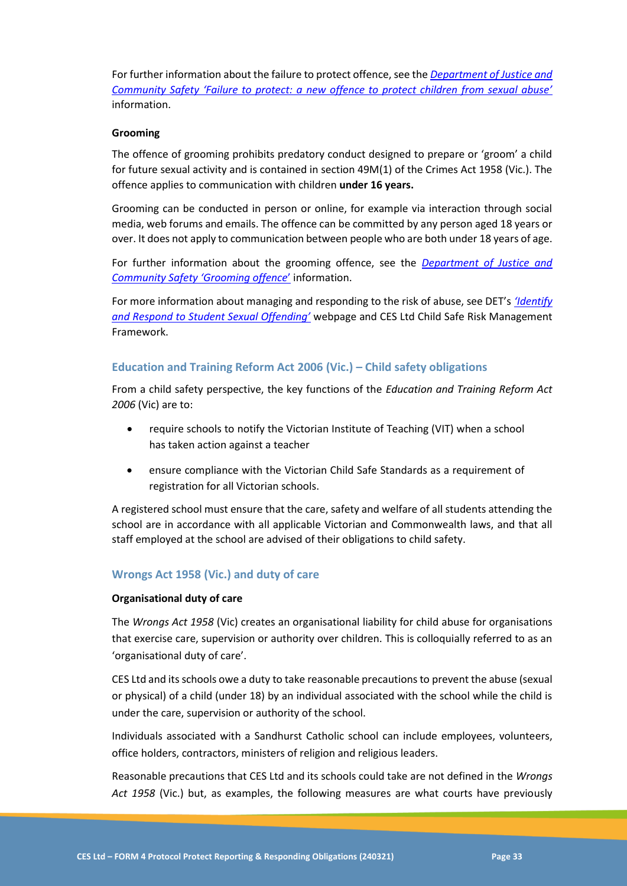For further information about the failure to protect offence, see the *Department of Justice and Community Safety 'Failure to protect: a new offence to protect children from sexual abuse'* information.

**Grooming**

The offence of grooming prohibits predatory conduct designed to prepare or 'groom' a child for future sexual activity and is contained in section 49M(1) of the Crimes Act 1958 (Vic.). The offence applies to communication with children **under 16 years.**

Grooming can be conducted in person or online, for example via interaction through social media, web forums and emails. The offence can be committed by any person aged 18 years or over. It does not apply to communication between people who are both under 18 years of age.

For further information about the grooming offence, see the *Department of Justice and Community Safety 'Grooming offence'* information.

For more information about managing and responding to the risk of abuse, see DET's *'Identify and Respond to Student Sexual Offending'* webpage and CES Ltd Child Safe Risk Management Framework.

### Education and Training Reform Act 2006 (Vic.) – Child safety obligations

From a child safety perspective, the key functions of the *Education and Training Reform Act 2006* (Vic) are to:

- require schools to notify the Victorian Institute of Teaching (VIT) when a school has taken action against a teacher
- ensure compliance with the Victorian Child Safe Standards as a requirement of registration for all Victorian schools.

A registered school must ensure that the care, safety and welfare of all students attending the school are in accordance with all applicable Victorian and Commonwealth laws, and that all staff employed at the school are advised of their obligations to child safety.

### Wrongs Act 1958 (Vic.) and duty of care

**Organisational duty of care**

The *Wrongs Act 1958* (Vic) creates an organisational liability for child abuse for organisations that exercise care, supervision or authority over children. This is colloquially referred to as an 'organisational duty of care'.

CES Ltd and its schools owe a duty to take reasonable precautions to prevent the abuse (sexual or physical) of a child (under 18) by an individual associated with the school while the child is under the care, supervision or authority of the school.

Individuals associated with a Sandhurst Catholic school can include employees, volunteers, office holders, contractors, ministers of religion and religious leaders.

Reasonable precautions that CES Ltd and its schools could take are not defined in the *Wrongs Act 1958* (Vic.) but, as examples, the following measures are what courts have previously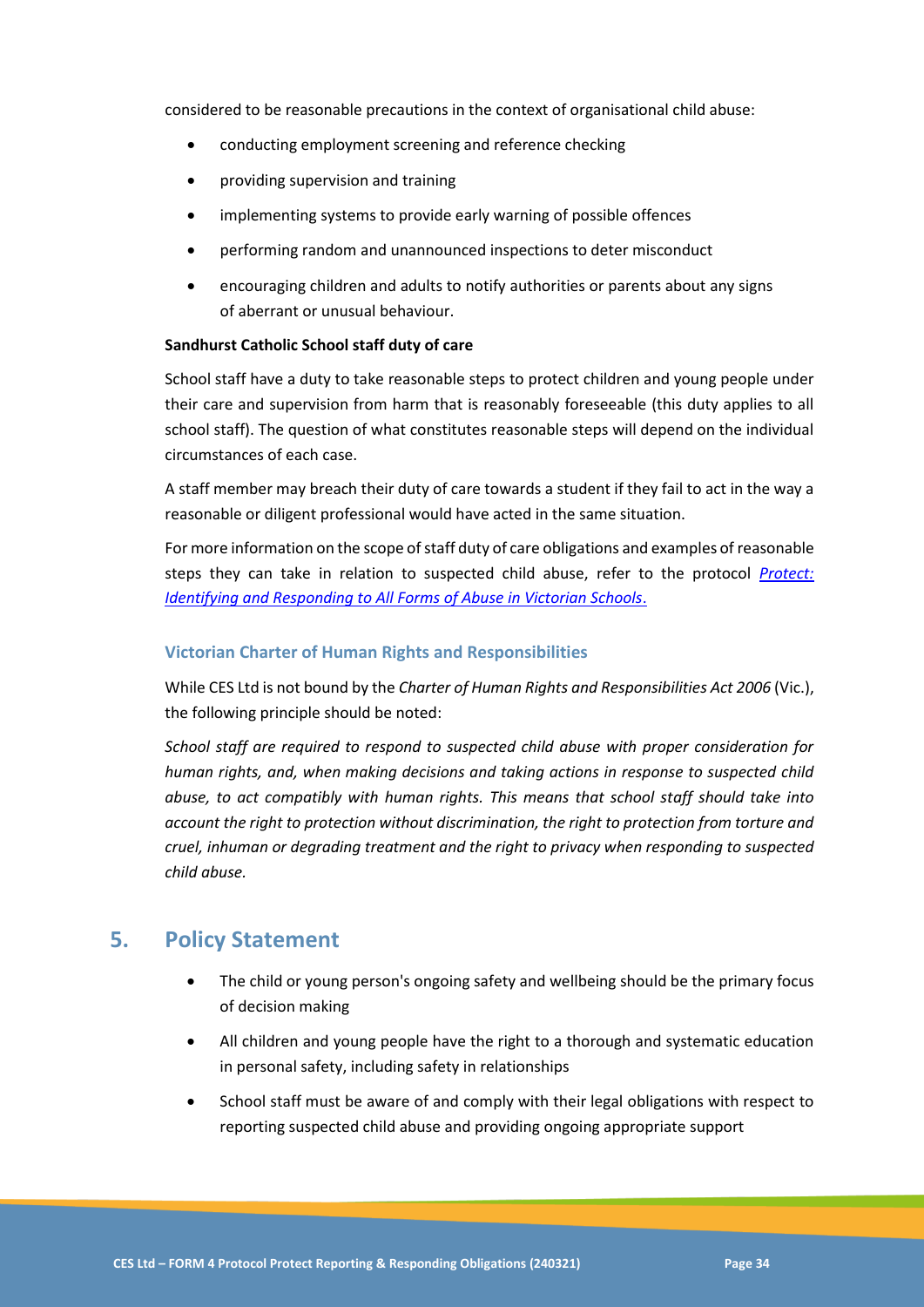considered to be reasonable precautions in the context of organisational child abuse:

- conducting employment screening and reference checking
- providing supervision and training
- implementing systems to provide early warning of possible offences
- performing random and unannounced inspections to deter misconduct
- encouraging children and adults to notify authorities or parents about any signs of aberrant or unusual behaviour.

**Sandhurst Catholic School staff duty of care**

School staff have a duty to take reasonable steps to protect children and young people under their care and supervision from harm that is reasonably foreseeable (this duty applies to all school staff). The question of what constitutes reasonable steps will depend on the individual circumstances of each case.

A staff member may breach their duty of care towards a student if they fail to act in the way a reasonable or diligent professional would have acted in the same situation.

For more information on the scope of staff duty of care obligations and examples of reasonable steps they can take in relation to suspected child abuse, refer to the protocol *Protect: Identifying and Responding to All Forms of Abuse in Victorian Schools*.

### Victorian Charter of Human Rights and Responsibilities

While CES Ltd is not bound by the *Charter of Human Rights and Responsibilities Act 2006* (Vic.), the following principle should be noted:

*School staff are required to respond to suspected child abuse with proper consideration for human rights, and, when making decisions and taking actions in response to suspected child abuse, to act compatibly with human rights. This means that school staff should take into account the right to protection without discrimination, the right to protection from torture and cruel, inhuman or degrading treatment and the right to privacy when responding to suspected child abuse.*

## 5. Policy Statement

- The child or young person's ongoing safety and wellbeing should be the primary focus of decision making
- All children and young people have the right to a thorough and systematic education in personal safety, including safety in relationships
- School staff must be aware of and comply with their legal obligations with respect to reporting suspected child abuse and providing ongoing appropriate support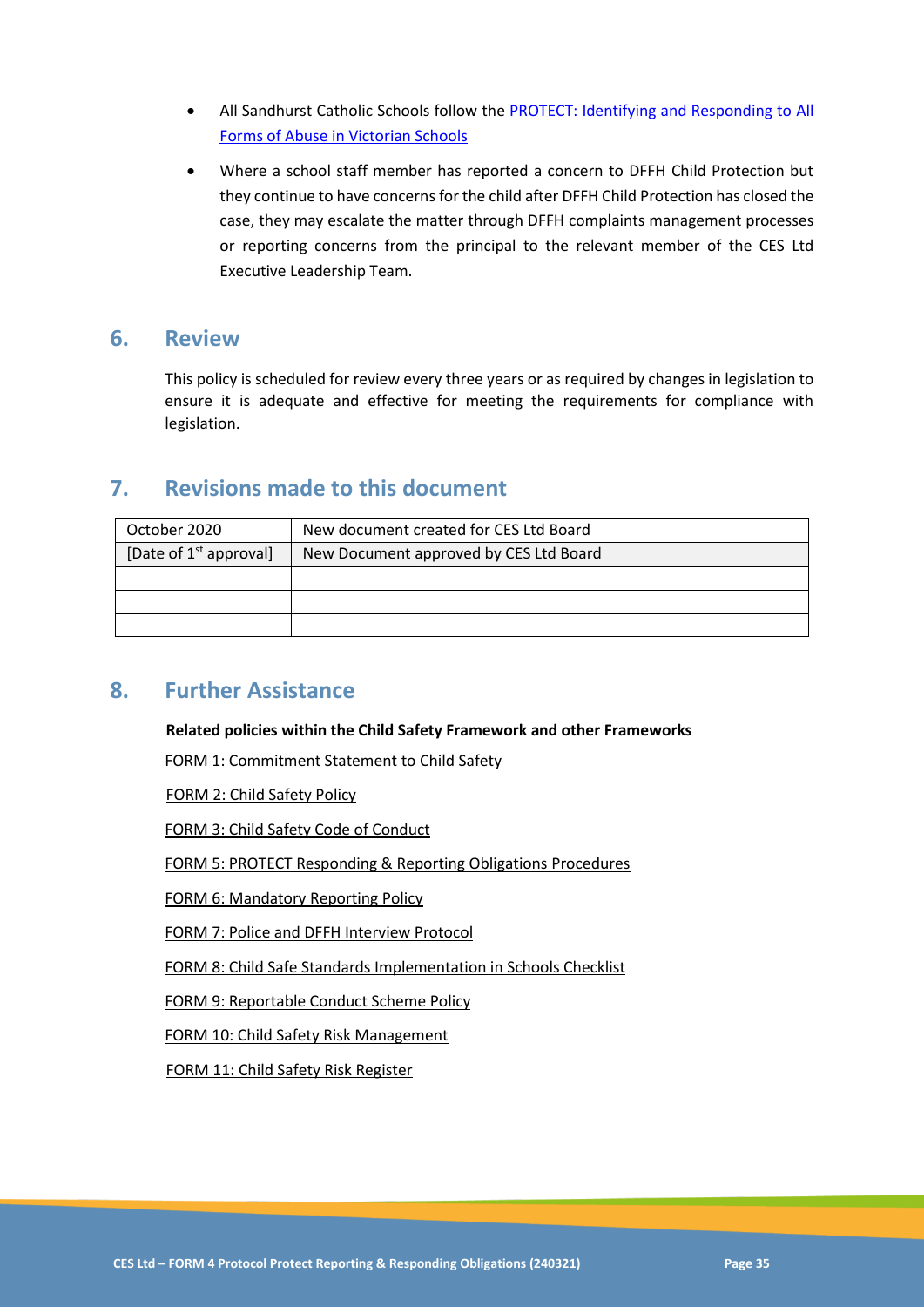- All Sandhurst Catholic Schools follow the PROTECT: Identifying and Responding to All Forms of Abuse in Victorian Schools
- Where a school staff member has reported a concern to DFFH Child Protection but they continue to have concerns for the child after DFFH Child Protection has closed the case, they may escalate the matter through DFFH complaints management processes or reporting concerns from the principal to the relevant member of the CES Ltd Executive Leadership Team.

## 6. Review

This policy is scheduled for review every three years or as required by changes in legislation to ensure it is adequate and effective for meeting the requirements for compliance with legislation.

## 7. Revisions made to this document

| | |
|---|---|
| October 2020 | New document created for CES Ltd Board |
| [Date of 1st approval] | New Document approved by CES Ltd Board |
| | |
| | |
| | |

## 8. Further Assistance

**Related policies within the Child Safety Framework and other Frameworks**

FORM 1: Commitment Statement to Child Safety

FORM 2: Child Safety Policy

FORM 3: Child Safety Code of Conduct

FORM 5: PROTECT Responding & Reporting Obligations Procedures

FORM 6: Mandatory Reporting Policy

FORM 7: Police and DFFH Interview Protocol

FORM 8: Child Safe Standards Implementation in Schools Checklist

FORM 9: Reportable Conduct Scheme Policy

FORM 10: Child Safety Risk Management

FORM 11: Child Safety Risk Register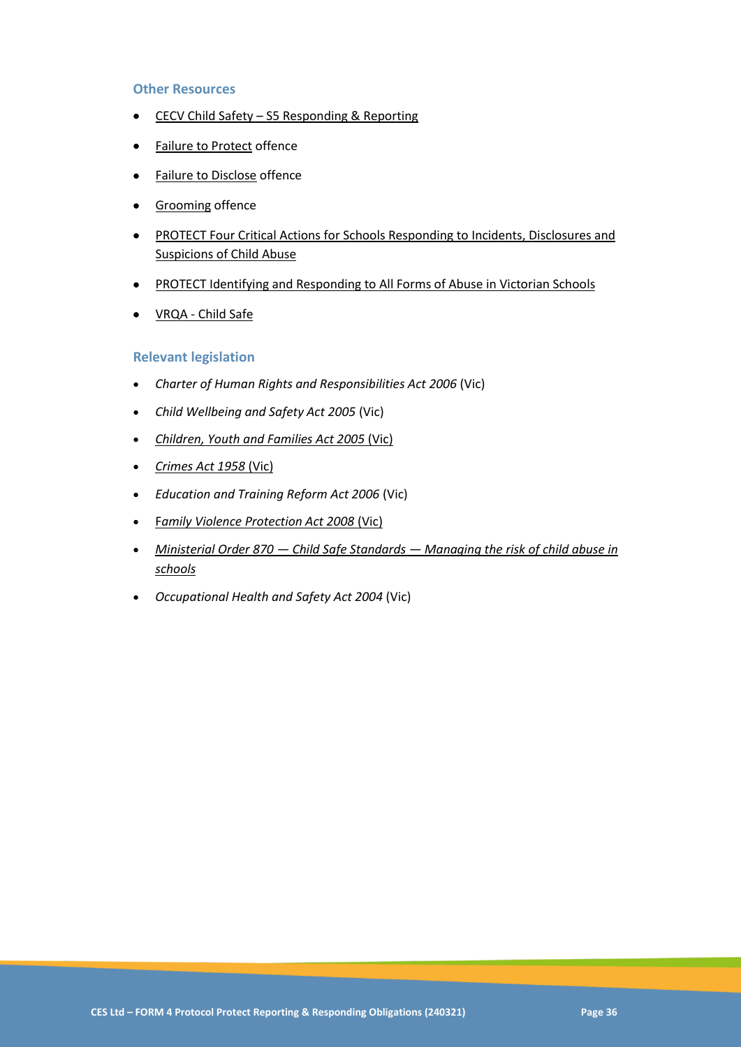### Other Resources

- CECV Child Safety – S5 Responding & Reporting
- Failure to Protect offence
- Failure to Disclose offence
- Grooming offence
- PROTECT Four Critical Actions for Schools Responding to Incidents, Disclosures and Suspicions of Child Abuse
- PROTECT Identifying and Responding to All Forms of Abuse in Victorian Schools
- VRQA - Child Safe

### Relevant legislation

- *Charter of Human Rights and Responsibilities Act 2006* (Vic)
- *Child Wellbeing and Safety Act 2005* (Vic)
- *Children, Youth and Families Act 2005* (Vic)
- *Crimes Act 1958* (Vic)
- *Education and Training Reform Act 2006* (Vic)
- *Family Violence Protection Act 2008* (Vic)
- *Ministerial Order 870 — Child Safe Standards — Managing the risk of child abuse in schools*
- *Occupational Health and Safety Act 2004* (Vic)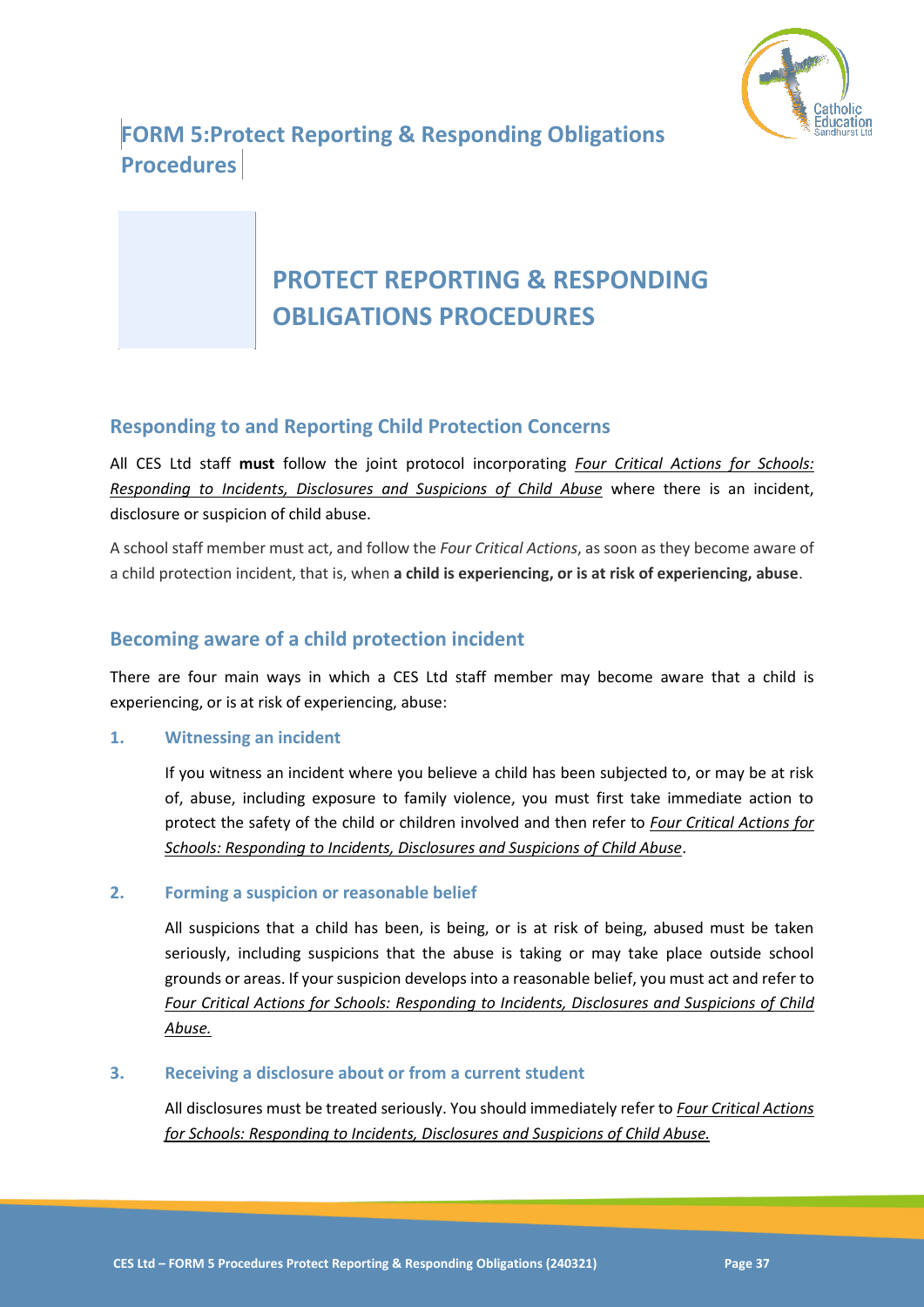# FORM 5:Protect Reporting & Responding Obligations Procedures

# PROTECT REPORTING & RESPONDING OBLIGATIONS PROCEDURES

## Responding to and Reporting Child Protection Concerns

All CES Ltd staff **must** follow the joint protocol incorporating *Four Critical Actions for Schools: Responding to Incidents, Disclosures and Suspicions of Child Abuse* where there is an incident, disclosure or suspicion of child abuse.

A school staff member must act, and follow the *Four Critical Actions*, as soon as they become aware of a child protection incident, that is, when **a child is experiencing, or is at risk of experiencing, abuse**.

## Becoming aware of a child protection incident

There are four main ways in which a CES Ltd staff member may become aware that a child is experiencing, or is at risk of experiencing, abuse:

### 1. Witnessing an incident

If you witness an incident where you believe a child has been subjected to, or may be at risk of, abuse, including exposure to family violence, you must first take immediate action to protect the safety of the child or children involved and then refer to *Four Critical Actions for Schools: Responding to Incidents, Disclosures and Suspicions of Child Abuse*.

### 2. Forming a suspicion or reasonable belief

All suspicions that a child has been, is being, or is at risk of being, abused must be taken seriously, including suspicions that the abuse is taking or may take place outside school grounds or areas. If your suspicion develops into a reasonable belief, you must act and refer to *Four Critical Actions for Schools: Responding to Incidents, Disclosures and Suspicions of Child Abuse.*

### 3. Receiving a disclosure about or from a current student

All disclosures must be treated seriously. You should immediately refer to *Four Critical Actions for Schools: Responding to Incidents, Disclosures and Suspicions of Child Abuse.*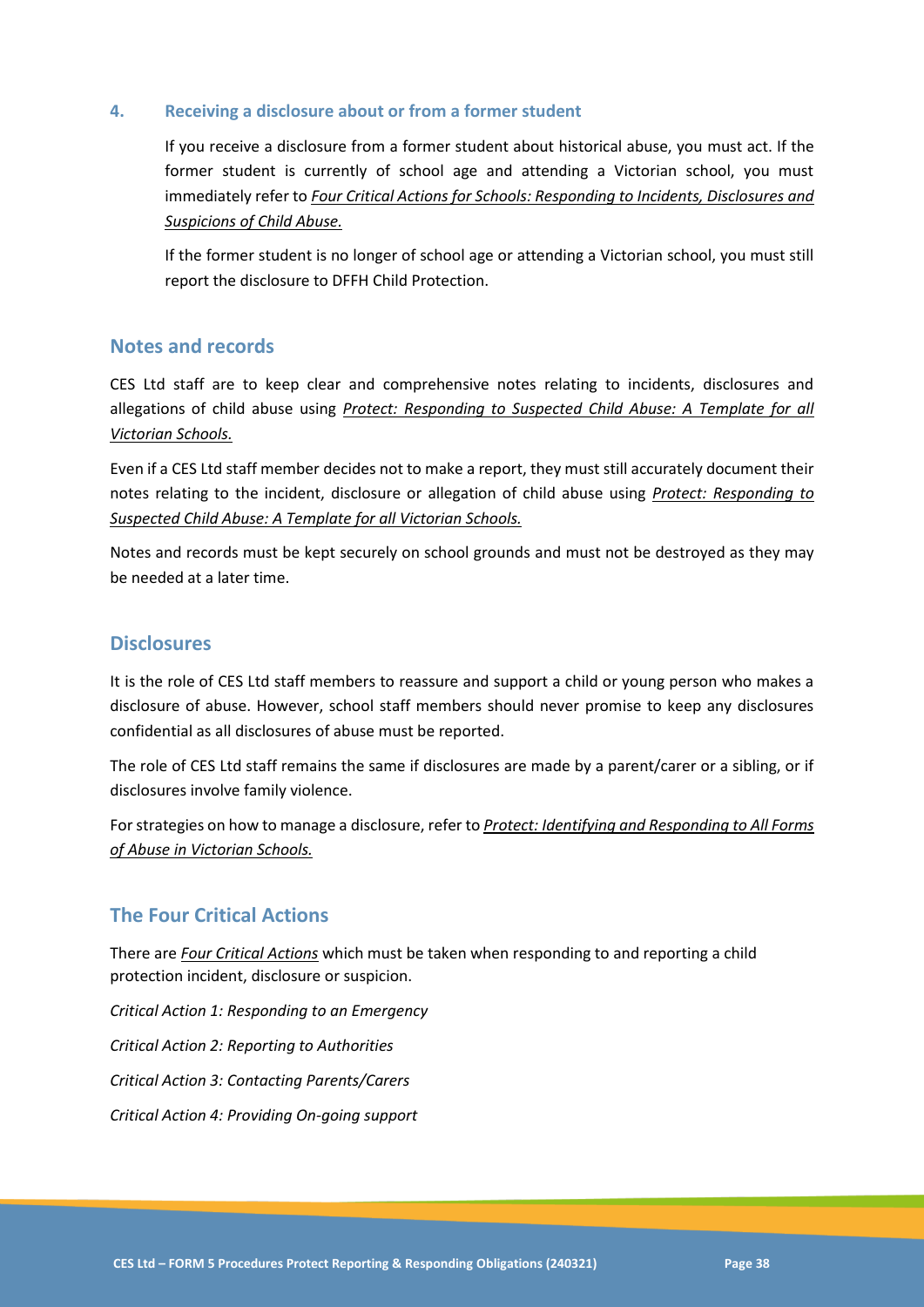### 4. Receiving a disclosure about or from a former student

If you receive a disclosure from a former student about historical abuse, you must act. If the former student is currently of school age and attending a Victorian school, you must immediately refer to *Four Critical Actions for Schools: Responding to Incidents, Disclosures and Suspicions of Child Abuse.*

If the former student is no longer of school age or attending a Victorian school, you must still report the disclosure to DFFH Child Protection.

## Notes and records

CES Ltd staff are to keep clear and comprehensive notes relating to incidents, disclosures and allegations of child abuse using *Protect: Responding to Suspected Child Abuse: A Template for all Victorian Schools.*

Even if a CES Ltd staff member decides not to make a report, they must still accurately document their notes relating to the incident, disclosure or allegation of child abuse using *Protect: Responding to Suspected Child Abuse: A Template for all Victorian Schools.*

Notes and records must be kept securely on school grounds and must not be destroyed as they may be needed at a later time.

## Disclosures

It is the role of CES Ltd staff members to reassure and support a child or young person who makes a disclosure of abuse. However, school staff members should never promise to keep any disclosures confidential as all disclosures of abuse must be reported.

The role of CES Ltd staff remains the same if disclosures are made by a parent/carer or a sibling, or if disclosures involve family violence.

For strategies on how to manage a disclosure, refer to *Protect: Identifying and Responding to All Forms of Abuse in Victorian Schools.*

## The Four Critical Actions

There are *Four Critical Actions* which must be taken when responding to and reporting a child protection incident, disclosure or suspicion.

*Critical Action 1: Responding to an Emergency*

*Critical Action 2: Reporting to Authorities*

*Critical Action 3: Contacting Parents/Carers*

*Critical Action 4: Providing On-going support*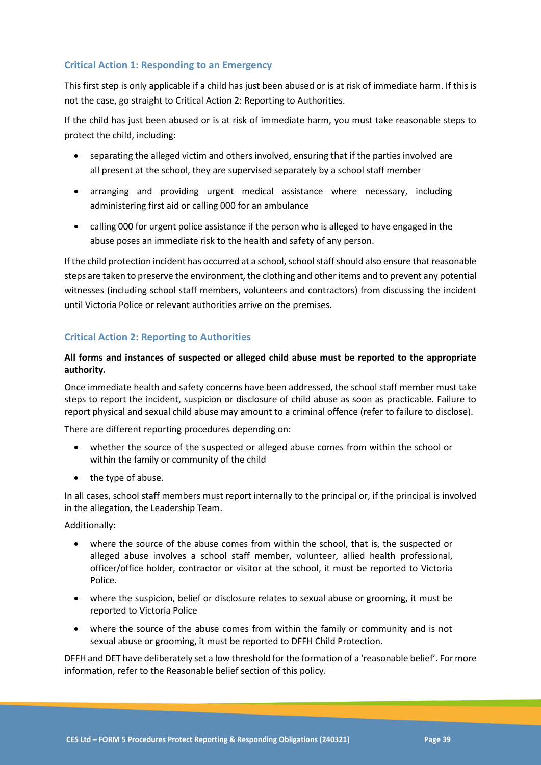### Critical Action 1: Responding to an Emergency

This first step is only applicable if a child has just been abused or is at risk of immediate harm. If this is not the case, go straight to Critical Action 2: Reporting to Authorities.

If the child has just been abused or is at risk of immediate harm, you must take reasonable steps to protect the child, including:

- separating the alleged victim and others involved, ensuring that if the parties involved are all present at the school, they are supervised separately by a school staff member
- arranging and providing urgent medical assistance where necessary, including administering first aid or calling 000 for an ambulance
- calling 000 for urgent police assistance if the person who is alleged to have engaged in the abuse poses an immediate risk to the health and safety of any person.

If the child protection incident has occurred at a school, school staff should also ensure that reasonable steps are taken to preserve the environment, the clothing and other items and to prevent any potential witnesses (including school staff members, volunteers and contractors) from discussing the incident until Victoria Police or relevant authorities arrive on the premises.

### Critical Action 2: Reporting to Authorities

**All forms and instances of suspected or alleged child abuse must be reported to the appropriate authority.**

Once immediate health and safety concerns have been addressed, the school staff member must take steps to report the incident, suspicion or disclosure of child abuse as soon as practicable. Failure to report physical and sexual child abuse may amount to a criminal offence (refer to failure to disclose).

There are different reporting procedures depending on:

- whether the source of the suspected or alleged abuse comes from within the school or within the family or community of the child
- the type of abuse.

In all cases, school staff members must report internally to the principal or, if the principal is involved in the allegation, the Leadership Team.

Additionally:

- where the source of the abuse comes from within the school, that is, the suspected or alleged abuse involves a school staff member, volunteer, allied health professional, officer/office holder, contractor or visitor at the school, it must be reported to Victoria Police.
- where the suspicion, belief or disclosure relates to sexual abuse or grooming, it must be reported to Victoria Police
- where the source of the abuse comes from within the family or community and is not sexual abuse or grooming, it must be reported to DFFH Child Protection.

DFFH and DET have deliberately set a low threshold for the formation of a 'reasonable belief'. For more information, refer to the Reasonable belief section of this policy.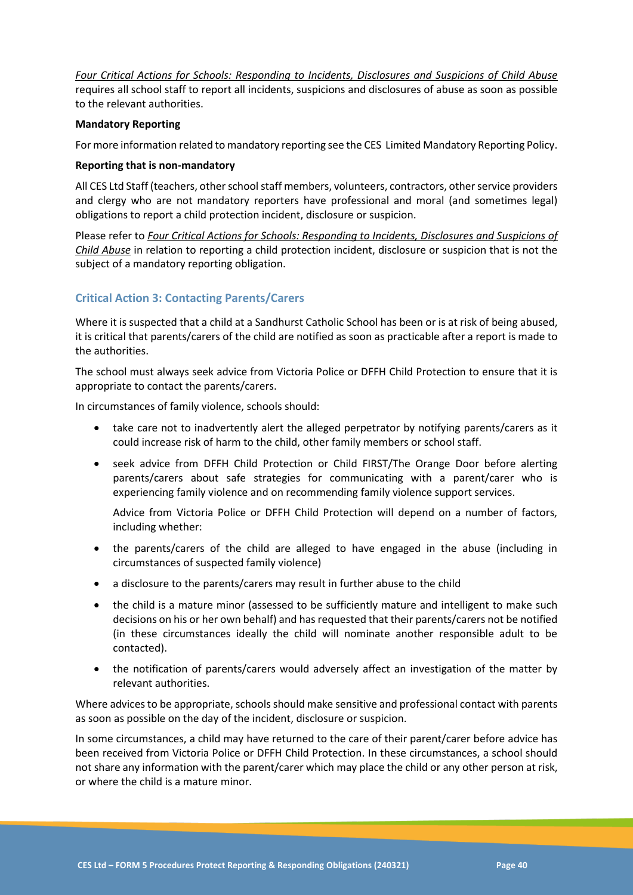*Four Critical Actions for Schools: Responding to Incidents, Disclosures and Suspicions of Child Abuse* requires all school staff to report all incidents, suspicions and disclosures of abuse as soon as possible to the relevant authorities.

**Mandatory Reporting**

For more information related to mandatory reporting see the CES Limited Mandatory Reporting Policy.

**Reporting that is non-mandatory**

All CES Ltd Staff (teachers, other school staff members, volunteers, contractors, other service providers and clergy who are not mandatory reporters have professional and moral (and sometimes legal) obligations to report a child protection incident, disclosure or suspicion.

Please refer to *Four Critical Actions for Schools: Responding to Incidents, Disclosures and Suspicions of Child Abuse* in relation to reporting a child protection incident, disclosure or suspicion that is not the subject of a mandatory reporting obligation.

### Critical Action 3: Contacting Parents/Carers

Where it is suspected that a child at a Sandhurst Catholic School has been or is at risk of being abused, it is critical that parents/carers of the child are notified as soon as practicable after a report is made to the authorities.

The school must always seek advice from Victoria Police or DFFH Child Protection to ensure that it is appropriate to contact the parents/carers.

In circumstances of family violence, schools should:

- take care not to inadvertently alert the alleged perpetrator by notifying parents/carers as it could increase risk of harm to the child, other family members or school staff.
- seek advice from DFFH Child Protection or Child FIRST/The Orange Door before alerting parents/carers about safe strategies for communicating with a parent/carer who is experiencing family violence and on recommending family violence support services.

  Advice from Victoria Police or DFFH Child Protection will depend on a number of factors, including whether:

- the parents/carers of the child are alleged to have engaged in the abuse (including in circumstances of suspected family violence)
- a disclosure to the parents/carers may result in further abuse to the child
- the child is a mature minor (assessed to be sufficiently mature and intelligent to make such decisions on his or her own behalf) and has requested that their parents/carers not be notified (in these circumstances ideally the child will nominate another responsible adult to be contacted).
- the notification of parents/carers would adversely affect an investigation of the matter by relevant authorities.

Where advices to be appropriate, schools should make sensitive and professional contact with parents as soon as possible on the day of the incident, disclosure or suspicion.

In some circumstances, a child may have returned to the care of their parent/carer before advice has been received from Victoria Police or DFFH Child Protection. In these circumstances, a school should not share any information with the parent/carer which may place the child or any other person at risk, or where the child is a mature minor.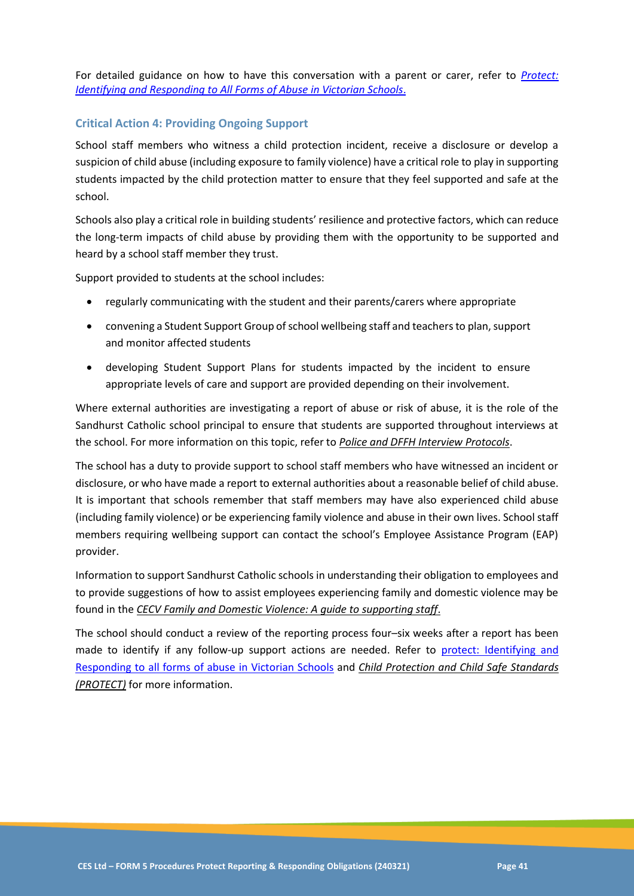For detailed guidance on how to have this conversation with a parent or carer, refer to *[Protect: Identifying and Responding to All Forms of Abuse in Victorian Schools](#).*

### Critical Action 4: Providing Ongoing Support

School staff members who witness a child protection incident, receive a disclosure or develop a suspicion of child abuse (including exposure to family violence) have a critical role to play in supporting students impacted by the child protection matter to ensure that they feel supported and safe at the school.

Schools also play a critical role in building students' resilience and protective factors, which can reduce the long-term impacts of child abuse by providing them with the opportunity to be supported and heard by a school staff member they trust.

Support provided to students at the school includes:

- regularly communicating with the student and their parents/carers where appropriate
- convening a Student Support Group of school wellbeing staff and teachers to plan, support and monitor affected students
- developing Student Support Plans for students impacted by the incident to ensure appropriate levels of care and support are provided depending on their involvement.

Where external authorities are investigating a report of abuse or risk of abuse, it is the role of the Sandhurst Catholic school principal to ensure that students are supported throughout interviews at the school. For more information on this topic, refer to *Police and DFFH Interview Protocols*.

The school has a duty to provide support to school staff members who have witnessed an incident or disclosure, or who have made a report to external authorities about a reasonable belief of child abuse. It is important that schools remember that staff members may have also experienced child abuse (including family violence) or be experiencing family violence and abuse in their own lives. School staff members requiring wellbeing support can contact the school's Employee Assistance Program (EAP) provider.

Information to support Sandhurst Catholic schools in understanding their obligation to employees and to provide suggestions of how to assist employees experiencing family and domestic violence may be found in the *CECV Family and Domestic Violence: A guide to supporting staff*.

The school should conduct a review of the reporting process four–six weeks after a report has been made to identify if any follow-up support actions are needed. Refer to [protect: Identifying and Responding to all forms of abuse in Victorian Schools](#) and *Child Protection and Child Safe Standards (PROTECT)* for more information.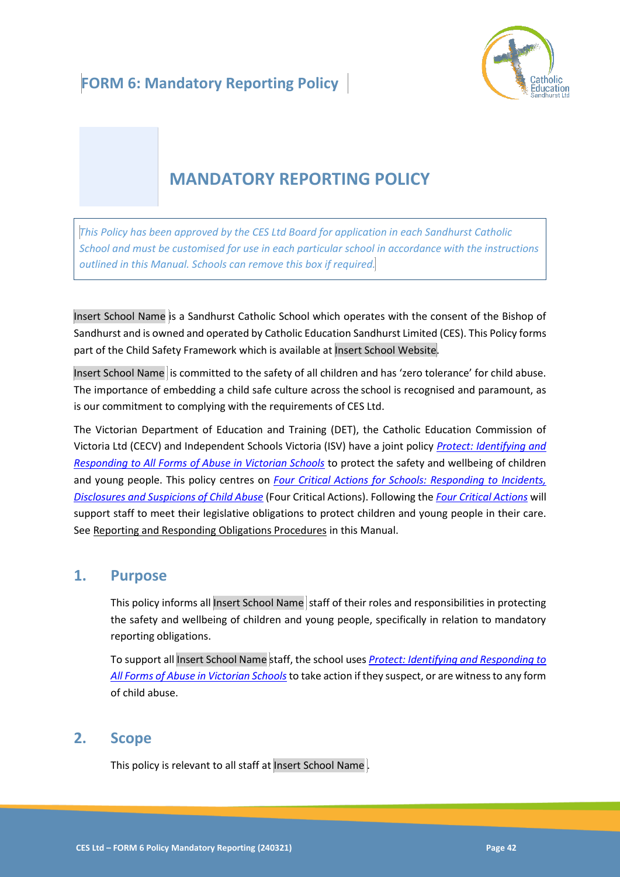# FORM 6: Mandatory Reporting Policy

# MANDATORY REPORTING POLICY

*This Policy has been approved by the CES Ltd Board for application in each Sandhurst Catholic School and must be customised for use in each particular school in accordance with the instructions outlined in this Manual. Schools can remove this box if required.*

Insert School Name is a Sandhurst Catholic School which operates with the consent of the Bishop of Sandhurst and is owned and operated by Catholic Education Sandhurst Limited (CES). This Policy forms part of the Child Safety Framework which is available at Insert School Website.

Insert School Name is committed to the safety of all children and has 'zero tolerance' for child abuse. The importance of embedding a child safe culture across the school is recognised and paramount, as is our commitment to complying with the requirements of CES Ltd.

The Victorian Department of Education and Training (DET), the Catholic Education Commission of Victoria Ltd (CECV) and Independent Schools Victoria (ISV) have a joint policy *Protect: Identifying and Responding to All Forms of Abuse in Victorian Schools* to protect the safety and wellbeing of children and young people. This policy centres on *Four Critical Actions for Schools: Responding to Incidents, Disclosures and Suspicions of Child Abuse* (Four Critical Actions). Following the *Four Critical Actions* will support staff to meet their legislative obligations to protect children and young people in their care. See Reporting and Responding Obligations Procedures in this Manual.

## 1. Purpose

This policy informs all Insert School Name staff of their roles and responsibilities in protecting the safety and wellbeing of children and young people, specifically in relation to mandatory reporting obligations.

To support all Insert School Name staff, the school uses *Protect: Identifying and Responding to All Forms of Abuse in Victorian Schools* to take action if they suspect, or are witness to any form of child abuse.

## 2. Scope

This policy is relevant to all staff at Insert School Name.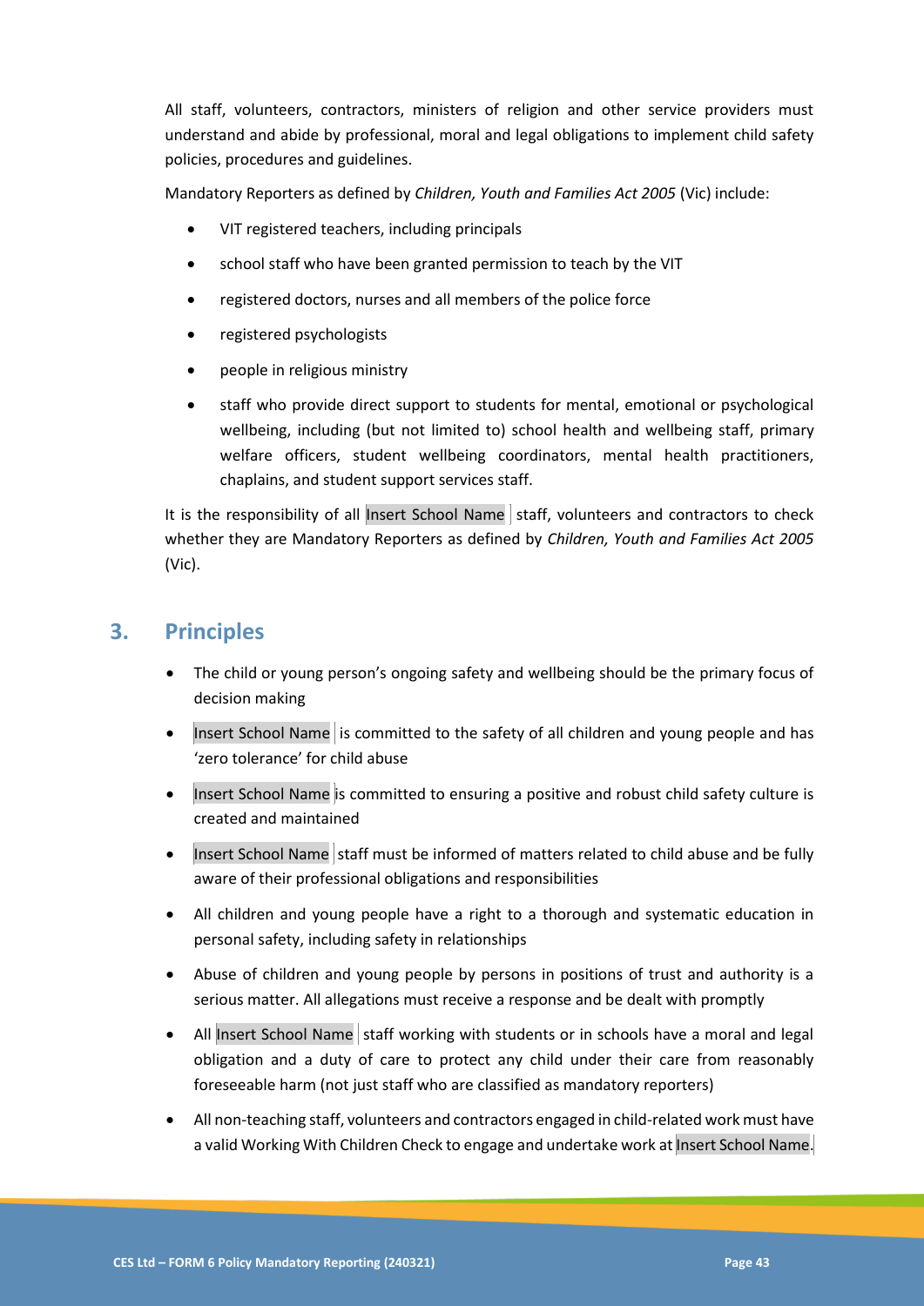All staff, volunteers, contractors, ministers of religion and other service providers must understand and abide by professional, moral and legal obligations to implement child safety policies, procedures and guidelines.

Mandatory Reporters as defined by *Children, Youth and Families Act 2005* (Vic) include:

- VIT registered teachers, including principals
- school staff who have been granted permission to teach by the VIT
- registered doctors, nurses and all members of the police force
- registered psychologists
- people in religious ministry
- staff who provide direct support to students for mental, emotional or psychological wellbeing, including (but not limited to) school health and wellbeing staff, primary welfare officers, student wellbeing coordinators, mental health practitioners, chaplains, and student support services staff.

It is the responsibility of all Insert School Name staff, volunteers and contractors to check whether they are Mandatory Reporters as defined by *Children, Youth and Families Act 2005* (Vic).

## 3. Principles

- The child or young person's ongoing safety and wellbeing should be the primary focus of decision making
- Insert School Name is committed to the safety of all children and young people and has 'zero tolerance' for child abuse
- Insert School Name is committed to ensuring a positive and robust child safety culture is created and maintained
- Insert School Name staff must be informed of matters related to child abuse and be fully aware of their professional obligations and responsibilities
- All children and young people have a right to a thorough and systematic education in personal safety, including safety in relationships
- Abuse of children and young people by persons in positions of trust and authority is a serious matter. All allegations must receive a response and be dealt with promptly
- All Insert School Name staff working with students or in schools have a moral and legal obligation and a duty of care to protect any child under their care from reasonably foreseeable harm (not just staff who are classified as mandatory reporters)
- All non-teaching staff, volunteers and contractors engaged in child-related work must have a valid Working With Children Check to engage and undertake work at Insert School Name.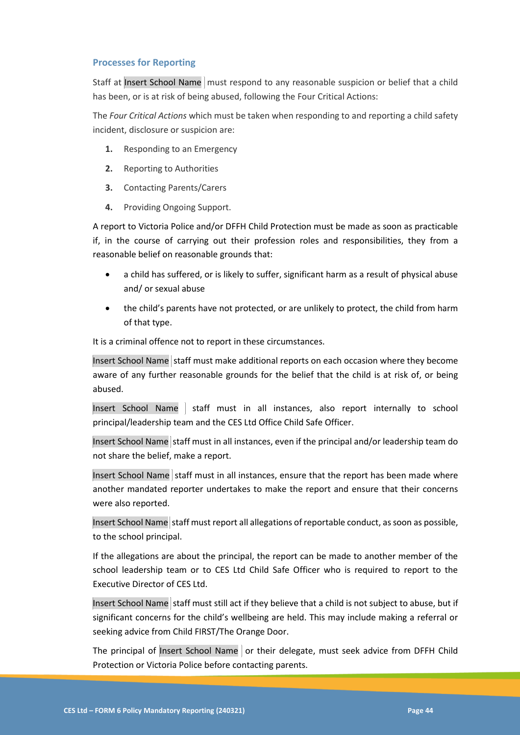## Processes for Reporting

Staff at Insert School Name must respond to any reasonable suspicion or belief that a child has been, or is at risk of being abused, following the Four Critical Actions:

The *Four Critical Actions* which must be taken when responding to and reporting a child safety incident, disclosure or suspicion are:

1. Responding to an Emergency
2. Reporting to Authorities
3. Contacting Parents/Carers
4. Providing Ongoing Support.

A report to Victoria Police and/or DFFH Child Protection must be made as soon as practicable if, in the course of carrying out their profession roles and responsibilities, they from a reasonable belief on reasonable grounds that:

- a child has suffered, or is likely to suffer, significant harm as a result of physical abuse and/ or sexual abuse
- the child's parents have not protected, or are unlikely to protect, the child from harm of that type.

It is a criminal offence not to report in these circumstances.

Insert School Name staff must make additional reports on each occasion where they become aware of any further reasonable grounds for the belief that the child is at risk of, or being abused.

Insert School Name staff must in all instances, also report internally to school principal/leadership team and the CES Ltd Office Child Safe Officer.

Insert School Name staff must in all instances, even if the principal and/or leadership team do not share the belief, make a report.

Insert School Name staff must in all instances, ensure that the report has been made where another mandated reporter undertakes to make the report and ensure that their concerns were also reported.

Insert School Name staff must report all allegations of reportable conduct, as soon as possible, to the school principal.

If the allegations are about the principal, the report can be made to another member of the school leadership team or to CES Ltd Child Safe Officer who is required to report to the Executive Director of CES Ltd.

Insert School Name staff must still act if they believe that a child is not subject to abuse, but if significant concerns for the child's wellbeing are held. This may include making a referral or seeking advice from Child FIRST/The Orange Door.

The principal of Insert School Name or their delegate, must seek advice from DFFH Child Protection or Victoria Police before contacting parents.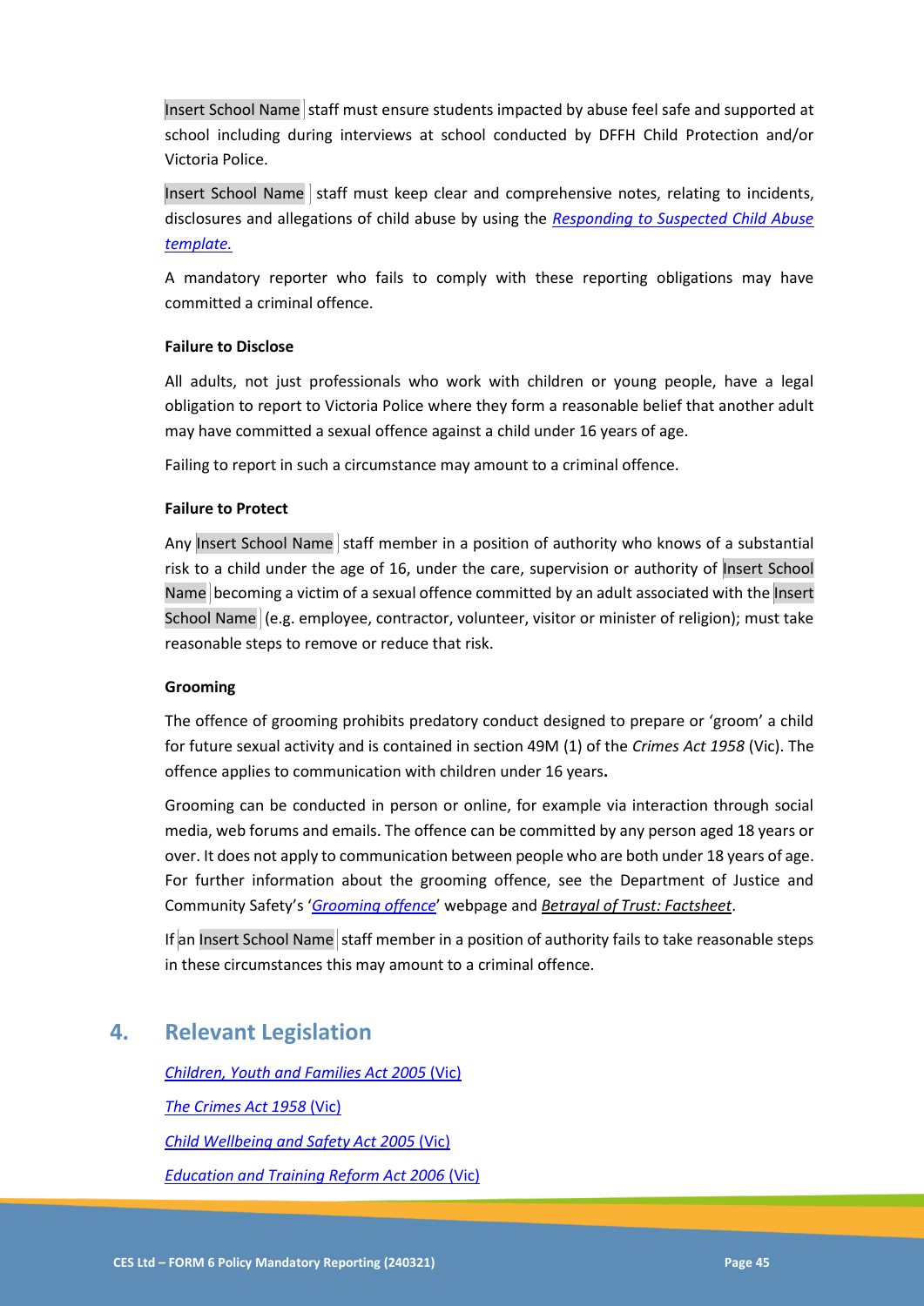Insert School Name staff must ensure students impacted by abuse feel safe and supported at school including during interviews at school conducted by DFFH Child Protection and/or Victoria Police.

Insert School Name staff must keep clear and comprehensive notes, relating to incidents, disclosures and allegations of child abuse by using the *Responding to Suspected Child Abuse template.*

A mandatory reporter who fails to comply with these reporting obligations may have committed a criminal offence.

**Failure to Disclose**

All adults, not just professionals who work with children or young people, have a legal obligation to report to Victoria Police where they form a reasonable belief that another adult may have committed a sexual offence against a child under 16 years of age.

Failing to report in such a circumstance may amount to a criminal offence.

**Failure to Protect**

Any Insert School Name staff member in a position of authority who knows of a substantial risk to a child under the age of 16, under the care, supervision or authority of Insert School Name becoming a victim of a sexual offence committed by an adult associated with the Insert School Name (e.g. employee, contractor, volunteer, visitor or minister of religion); must take reasonable steps to remove or reduce that risk.

**Grooming**

The offence of grooming prohibits predatory conduct designed to prepare or 'groom' a child for future sexual activity and is contained in section 49M (1) of the *Crimes Act 1958* (Vic). The offence applies to communication with children under 16 years**.**

Grooming can be conducted in person or online, for example via interaction through social media, web forums and emails. The offence can be committed by any person aged 18 years or over. It does not apply to communication between people who are both under 18 years of age. For further information about the grooming offence, see the Department of Justice and Community Safety's '*Grooming offence*' webpage and *Betrayal of Trust: Factsheet*.

If an Insert School Name staff member in a position of authority fails to take reasonable steps in these circumstances this may amount to a criminal offence.

## 4. Relevant Legislation

*Children, Youth and Families Act 2005* (Vic)

*The Crimes Act 1958* (Vic)

*Child Wellbeing and Safety Act 2005* (Vic)

*Education and Training Reform Act 2006* (Vic)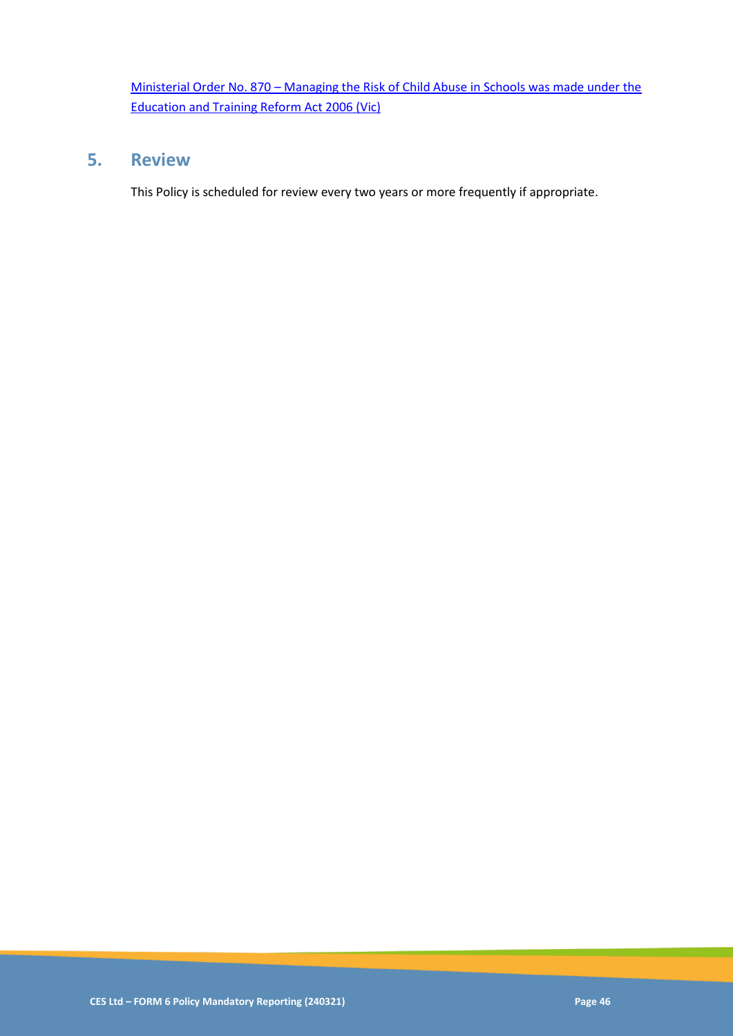Ministerial Order No. 870 – Managing the Risk of Child Abuse in Schools was made under the Education and Training Reform Act 2006 (Vic)

## 5. Review

This Policy is scheduled for review every two years or more frequently if appropriate.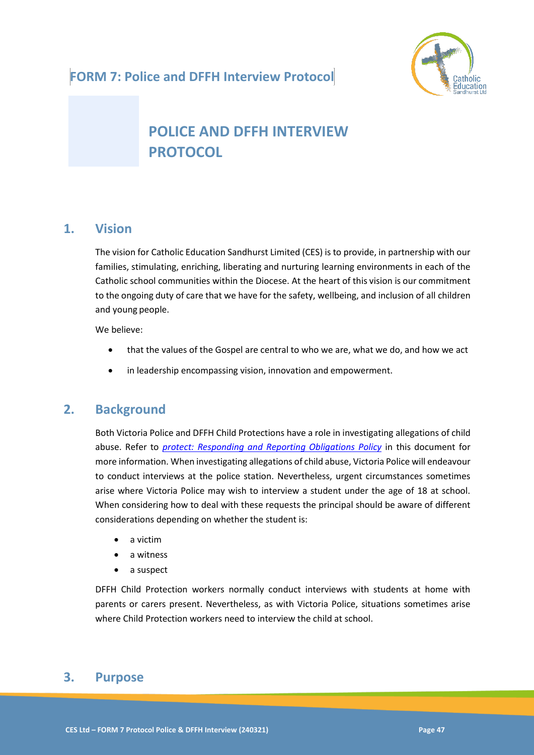# FORM 7: Police and DFFH Interview Protocol

# POLICE AND DFFH INTERVIEW PROTOCOL

## 1. Vision

The vision for Catholic Education Sandhurst Limited (CES) is to provide, in partnership with our families, stimulating, enriching, liberating and nurturing learning environments in each of the Catholic school communities within the Diocese. At the heart of this vision is our commitment to the ongoing duty of care that we have for the safety, wellbeing, and inclusion of all children and young people.

We believe:

- that the values of the Gospel are central to who we are, what we do, and how we act
- in leadership encompassing vision, innovation and empowerment.

## 2. Background

Both Victoria Police and DFFH Child Protections have a role in investigating allegations of child abuse. Refer to *protect: Responding and Reporting Obligations Policy* in this document for more information. When investigating allegations of child abuse, Victoria Police will endeavour to conduct interviews at the police station. Nevertheless, urgent circumstances sometimes arise where Victoria Police may wish to interview a student under the age of 18 at school. When considering how to deal with these requests the principal should be aware of different considerations depending on whether the student is:

- a victim
- a witness
- a suspect

DFFH Child Protection workers normally conduct interviews with students at home with parents or carers present. Nevertheless, as with Victoria Police, situations sometimes arise where Child Protection workers need to interview the child at school.

## 3. Purpose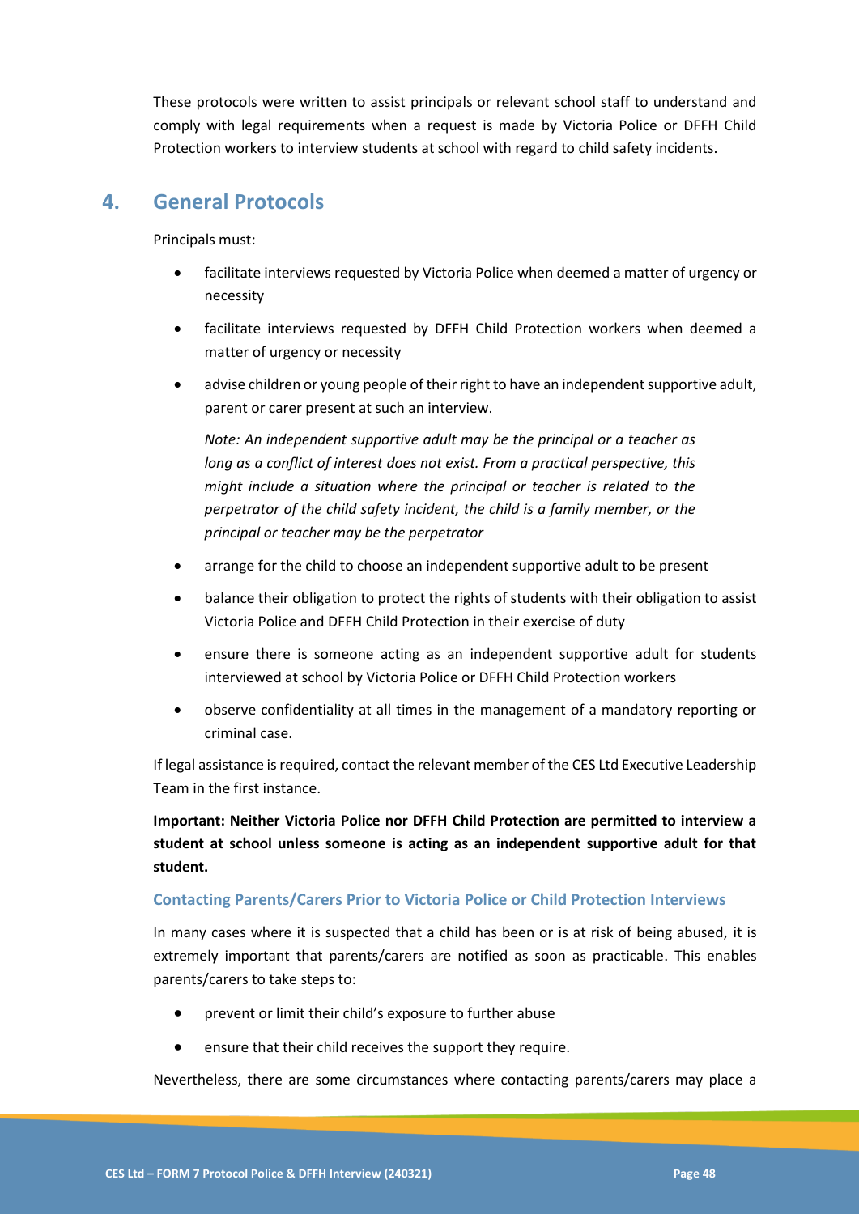These protocols were written to assist principals or relevant school staff to understand and comply with legal requirements when a request is made by Victoria Police or DFFH Child Protection workers to interview students at school with regard to child safety incidents.

## 4. General Protocols

Principals must:

- facilitate interviews requested by Victoria Police when deemed a matter of urgency or necessity
- facilitate interviews requested by DFFH Child Protection workers when deemed a matter of urgency or necessity
- advise children or young people of their right to have an independent supportive adult, parent or carer present at such an interview.

  *Note: An independent supportive adult may be the principal or a teacher as long as a conflict of interest does not exist. From a practical perspective, this might include a situation where the principal or teacher is related to the perpetrator of the child safety incident, the child is a family member, or the principal or teacher may be the perpetrator*

- arrange for the child to choose an independent supportive adult to be present
- balance their obligation to protect the rights of students with their obligation to assist Victoria Police and DFFH Child Protection in their exercise of duty
- ensure there is someone acting as an independent supportive adult for students interviewed at school by Victoria Police or DFFH Child Protection workers
- observe confidentiality at all times in the management of a mandatory reporting or criminal case.

If legal assistance is required, contact the relevant member of the CES Ltd Executive Leadership Team in the first instance.

**Important: Neither Victoria Police nor DFFH Child Protection are permitted to interview a student at school unless someone is acting as an independent supportive adult for that student.**

### Contacting Parents/Carers Prior to Victoria Police or Child Protection Interviews

In many cases where it is suspected that a child has been or is at risk of being abused, it is extremely important that parents/carers are notified as soon as practicable. This enables parents/carers to take steps to:

- prevent or limit their child's exposure to further abuse
- ensure that their child receives the support they require.

Nevertheless, there are some circumstances where contacting parents/carers may place a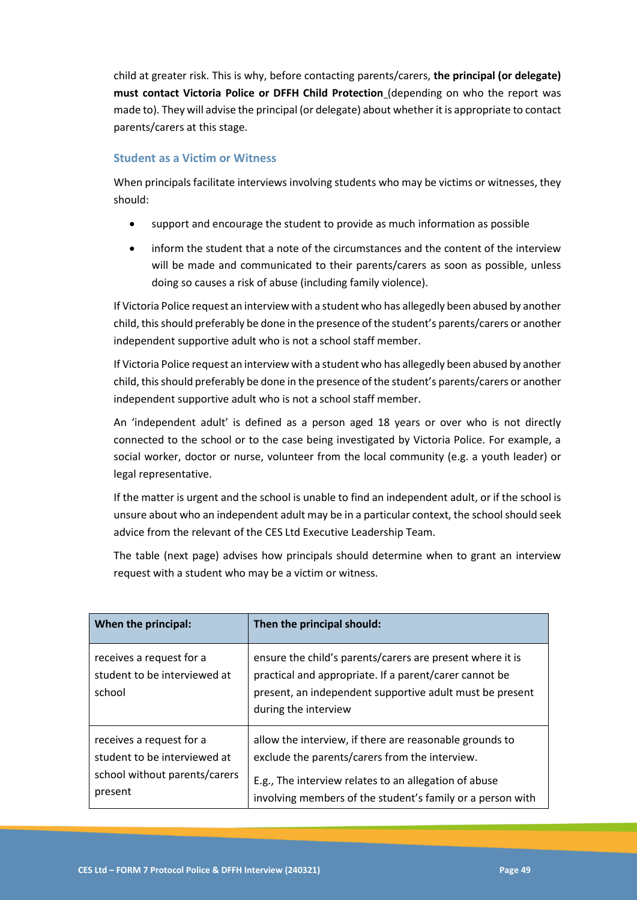child at greater risk. This is why, before contacting parents/carers, **the principal (or delegate) must contact Victoria Police or DFFH Child Protection** (depending on who the report was made to). They will advise the principal (or delegate) about whether it is appropriate to contact parents/carers at this stage.

### Student as a Victim or Witness

When principals facilitate interviews involving students who may be victims or witnesses, they should:

- support and encourage the student to provide as much information as possible
- inform the student that a note of the circumstances and the content of the interview will be made and communicated to their parents/carers as soon as possible, unless doing so causes a risk of abuse (including family violence).

If Victoria Police request an interview with a student who has allegedly been abused by another child, this should preferably be done in the presence of the student's parents/carers or another independent supportive adult who is not a school staff member.

If Victoria Police request an interview with a student who has allegedly been abused by another child, this should preferably be done in the presence of the student's parents/carers or another independent supportive adult who is not a school staff member.

An 'independent adult' is defined as a person aged 18 years or over who is not directly connected to the school or to the case being investigated by Victoria Police. For example, a social worker, doctor or nurse, volunteer from the local community (e.g. a youth leader) or legal representative.

If the matter is urgent and the school is unable to find an independent adult, or if the school is unsure about who an independent adult may be in a particular context, the school should seek advice from the relevant of the CES Ltd Executive Leadership Team.

The table (next page) advises how principals should determine when to grant an interview request with a student who may be a victim or witness.

| When the principal: | Then the principal should: |
|---|---|
| receives a request for a student to be interviewed at school | ensure the child's parents/carers are present where it is practical and appropriate. If a parent/carer cannot be present, an independent supportive adult must be present during the interview |
| receives a request for a student to be interviewed at school without parents/carers present | allow the interview, if there are reasonable grounds to exclude the parents/carers from the interview.<br><br>E.g., The interview relates to an allegation of abuse involving members of the student's family or a person with |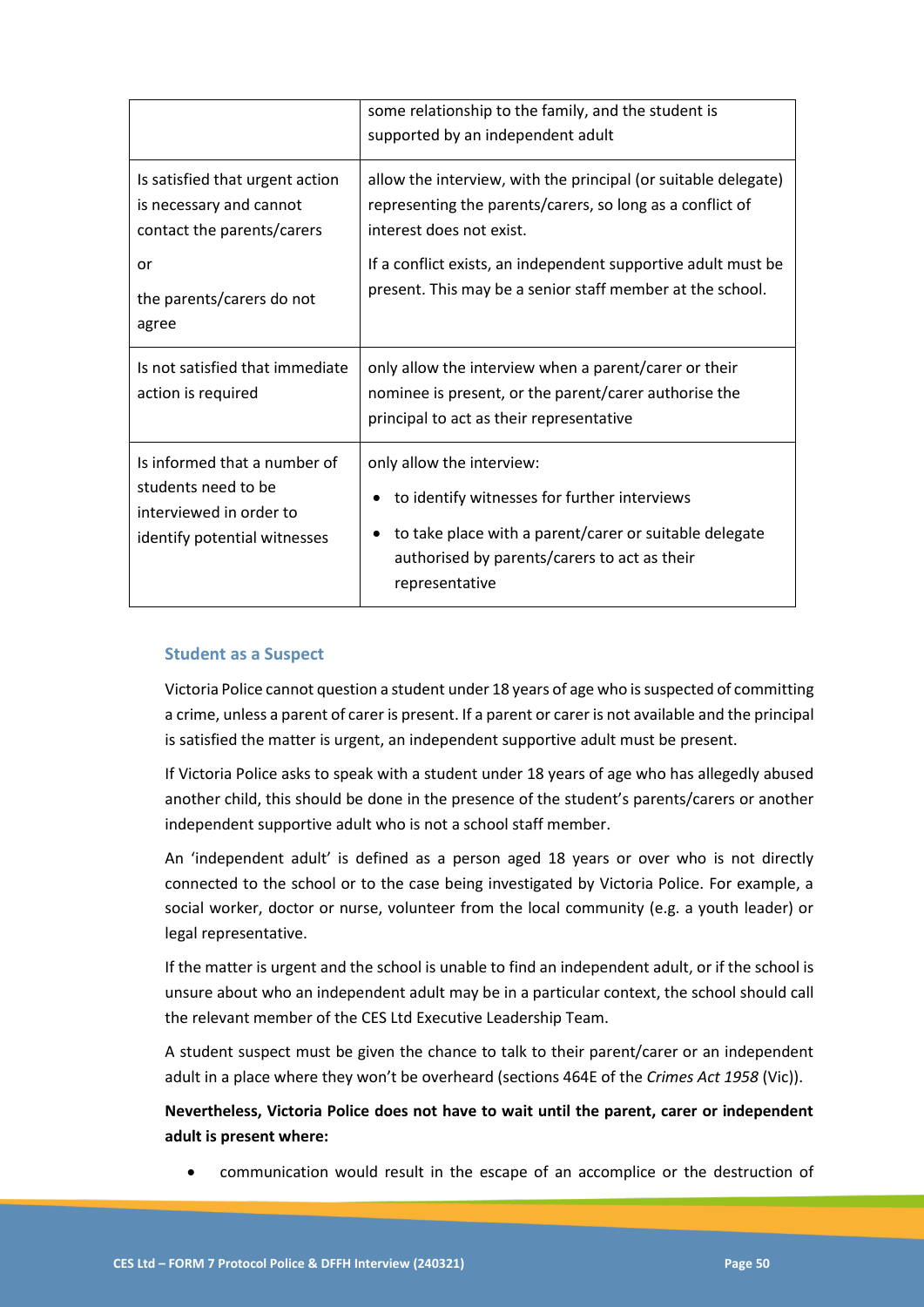| | |
|---|---|
| | some relationship to the family, and the student is supported by an independent adult |
| Is satisfied that urgent action is necessary and cannot contact the parents/carers<br><br>or<br><br>the parents/carers do not agree | allow the interview, with the principal (or suitable delegate) representing the parents/carers, so long as a conflict of interest does not exist.<br><br>If a conflict exists, an independent supportive adult must be present. This may be a senior staff member at the school. |
| Is not satisfied that immediate action is required | only allow the interview when a parent/carer or their nominee is present, or the parent/carer authorise the principal to act as their representative |
| Is informed that a number of students need to be interviewed in order to identify potential witnesses | only allow the interview:<br>• to identify witnesses for further interviews<br>• to take place with a parent/carer or suitable delegate authorised by parents/carers to act as their representative |

### Student as a Suspect

Victoria Police cannot question a student under 18 years of age who is suspected of committing a crime, unless a parent of carer is present. If a parent or carer is not available and the principal is satisfied the matter is urgent, an independent supportive adult must be present.

If Victoria Police asks to speak with a student under 18 years of age who has allegedly abused another child, this should be done in the presence of the student's parents/carers or another independent supportive adult who is not a school staff member.

An 'independent adult' is defined as a person aged 18 years or over who is not directly connected to the school or to the case being investigated by Victoria Police. For example, a social worker, doctor or nurse, volunteer from the local community (e.g. a youth leader) or legal representative.

If the matter is urgent and the school is unable to find an independent adult, or if the school is unsure about who an independent adult may be in a particular context, the school should call the relevant member of the CES Ltd Executive Leadership Team.

A student suspect must be given the chance to talk to their parent/carer or an independent adult in a place where they won't be overheard (sections 464E of the *Crimes Act 1958* (Vic)).

**Nevertheless, Victoria Police does not have to wait until the parent, carer or independent adult is present where:**

- communication would result in the escape of an accomplice or the destruction of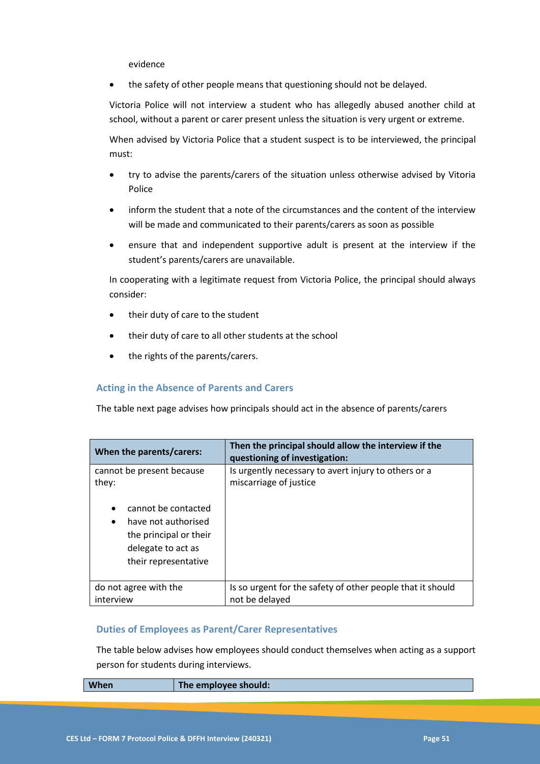evidence

- the safety of other people means that questioning should not be delayed.

Victoria Police will not interview a student who has allegedly abused another child at school, without a parent or carer present unless the situation is very urgent or extreme.

When advised by Victoria Police that a student suspect is to be interviewed, the principal must:

- try to advise the parents/carers of the situation unless otherwise advised by Vitoria Police
- inform the student that a note of the circumstances and the content of the interview will be made and communicated to their parents/carers as soon as possible
- ensure that and independent supportive adult is present at the interview if the student's parents/carers are unavailable.

In cooperating with a legitimate request from Victoria Police, the principal should always consider:

- their duty of care to the student
- their duty of care to all other students at the school
- the rights of the parents/carers.

### Acting in the Absence of Parents and Carers

The table next page advises how principals should act in the absence of parents/carers

| When the parents/carers: | Then the principal should allow the interview if the questioning of investigation: |
|---|---|
| cannot be present because they:<br><br>• cannot be contacted<br>• have not authorised the principal or their delegate to act as their representative | Is urgently necessary to avert injury to others or a miscarriage of justice |
| do not agree with the interview | Is so urgent for the safety of other people that it should not be delayed |

### Duties of Employees as Parent/Carer Representatives

The table below advises how employees should conduct themselves when acting as a support person for students during interviews.

| When | The employee should: |
|---|---|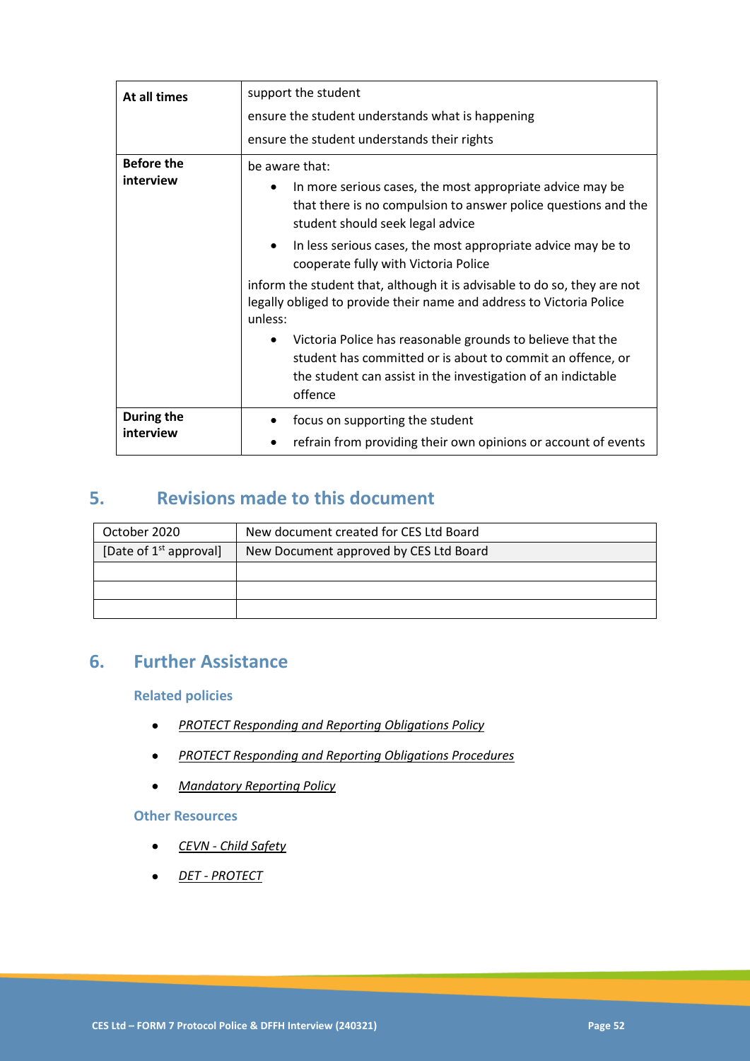| | |
|---|---|
| **At all times** | support the student<br>ensure the student understands what is happening<br>ensure the student understands their rights |
| **Before the interview** | be aware that:<br>• In more serious cases, the most appropriate advice may be that there is no compulsion to answer police questions and the student should seek legal advice<br>• In less serious cases, the most appropriate advice may be to cooperate fully with Victoria Police<br>inform the student that, although it is advisable to do so, they are not legally obliged to provide their name and address to Victoria Police unless:<br>• Victoria Police has reasonable grounds to believe that the student has committed or is about to commit an offence, or the student can assist in the investigation of an indictable offence |
| **During the interview** | • focus on supporting the student<br>• refrain from providing their own opinions or account of events |

## 5. Revisions made to this document

| | |
|---|---|
| October 2020 | New document created for CES Ltd Board |
| [Date of 1st approval] | New Document approved by CES Ltd Board |
| | |
| | |
| | |

## 6. Further Assistance

### Related policies

- *PROTECT Responding and Reporting Obligations Policy*
- *PROTECT Responding and Reporting Obligations Procedures*
- *Mandatory Reporting Policy*

### Other Resources

- *CEVN - Child Safety*
- *DET - PROTECT*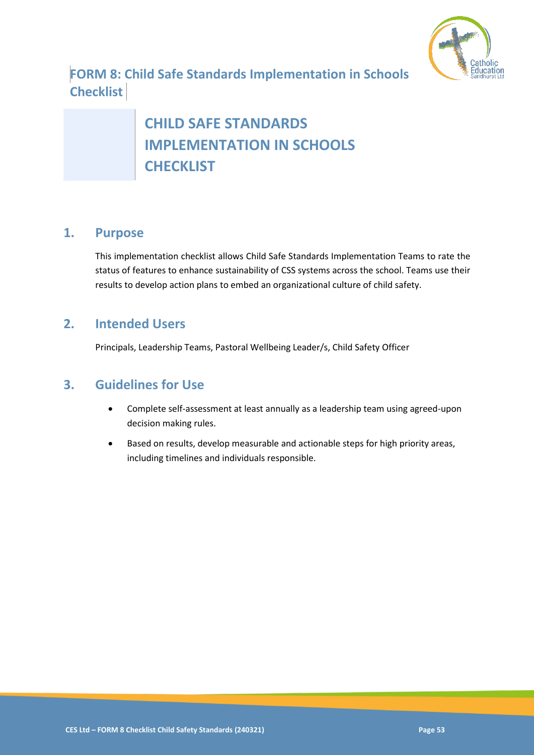# FORM 8: Child Safe Standards Implementation in Schools Checklist

# CHILD SAFE STANDARDS IMPLEMENTATION IN SCHOOLS CHECKLIST

## 1. Purpose

This implementation checklist allows Child Safe Standards Implementation Teams to rate the status of features to enhance sustainability of CSS systems across the school. Teams use their results to develop action plans to embed an organizational culture of child safety.

## 2. Intended Users

Principals, Leadership Teams, Pastoral Wellbeing Leader/s, Child Safety Officer

## 3. Guidelines for Use

- Complete self-assessment at least annually as a leadership team using agreed-upon decision making rules.
- Based on results, develop measurable and actionable steps for high priority areas, including timelines and individuals responsible.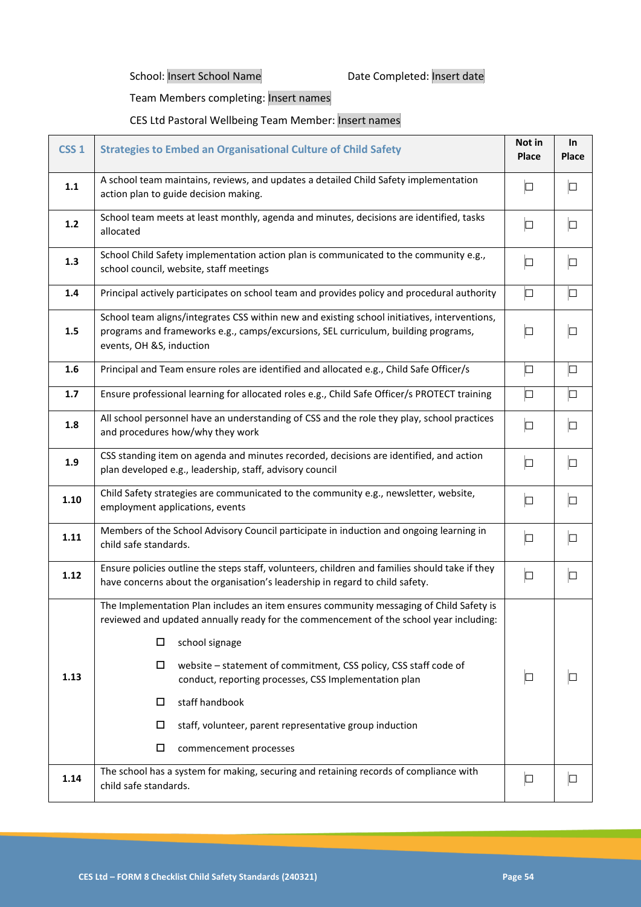School: Insert School Name Date Completed: Insert date

Team Members completing: Insert names

CES Ltd Pastoral Wellbeing Team Member: Insert names

| CSS 1 | Strategies to Embed an Organisational Culture of Child Safety | Not in Place | In Place |
|---|---|---|---|
| 1.1 | A school team maintains, reviews, and updates a detailed Child Safety implementation action plan to guide decision making. | ☐ | ☐ |
| 1.2 | School team meets at least monthly, agenda and minutes, decisions are identified, tasks allocated | ☐ | ☐ |
| 1.3 | School Child Safety implementation action plan is communicated to the community e.g., school council, website, staff meetings | ☐ | ☐ |
| 1.4 | Principal actively participates on school team and provides policy and procedural authority | ☐ | ☐ |
| 1.5 | School team aligns/integrates CSS within new and existing school initiatives, interventions, programs and frameworks e.g., camps/excursions, SEL curriculum, building programs, events, OH &S, induction | ☐ | ☐ |
| 1.6 | Principal and Team ensure roles are identified and allocated e.g., Child Safe Officer/s | ☐ | ☐ |
| 1.7 | Ensure professional learning for allocated roles e.g., Child Safe Officer/s PROTECT training | ☐ | ☐ |
| 1.8 | All school personnel have an understanding of CSS and the role they play, school practices and procedures how/why they work | ☐ | ☐ |
| 1.9 | CSS standing item on agenda and minutes recorded, decisions are identified, and action plan developed e.g., leadership, staff, advisory council | ☐ | ☐ |
| 1.10 | Child Safety strategies are communicated to the community e.g., newsletter, website, employment applications, events | ☐ | ☐ |
| 1.11 | Members of the School Advisory Council participate in induction and ongoing learning in child safe standards. | ☐ | ☐ |
| 1.12 | Ensure policies outline the steps staff, volunteers, children and families should take if they have concerns about the organisation's leadership in regard to child safety. | ☐ | ☐ |
| 1.13 | The Implementation Plan includes an item ensures community messaging of Child Safety is reviewed and updated annually ready for the commencement of the school year including:<br>☐ school signage<br>☐ website – statement of commitment, CSS policy, CSS staff code of conduct, reporting processes, CSS Implementation plan<br>☐ staff handbook<br>☐ staff, volunteer, parent representative group induction<br>☐ commencement processes | ☐ | ☐ |
| 1.14 | The school has a system for making, securing and retaining records of compliance with child safe standards. | ☐ | ☐ |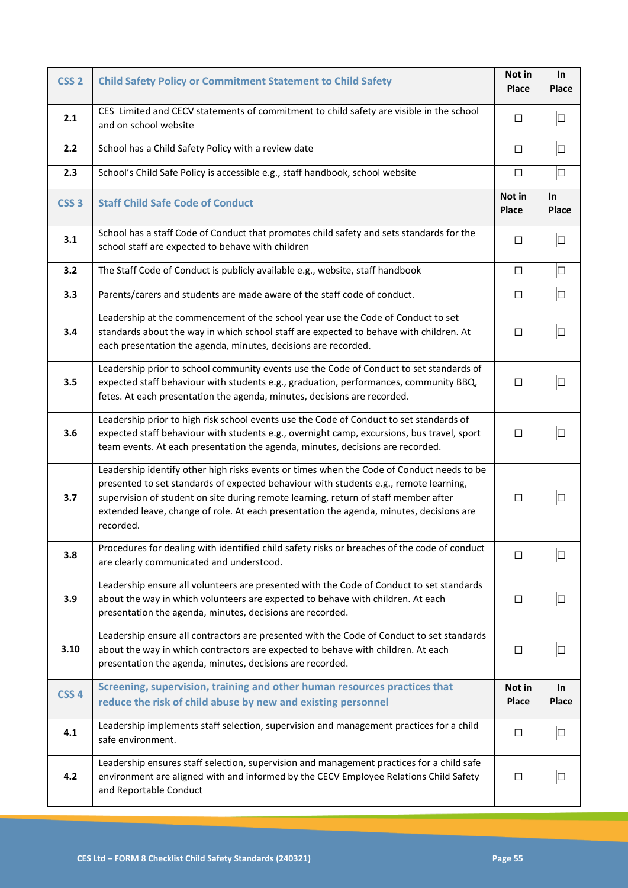| CSS 2 | Child Safety Policy or Commitment Statement to Child Safety | Not in Place | In Place |
|---|---|---|---|
| 2.1 | CES Limited and CECV statements of commitment to child safety are visible in the school and on school website | ☐ | ☐ |
| 2.2 | School has a Child Safety Policy with a review date | ☐ | ☐ |
| 2.3 | School's Child Safe Policy is accessible e.g., staff handbook, school website | ☐ | ☐ |
| **CSS 3** | **Staff Child Safe Code of Conduct** | **Not in Place** | **In Place** |
| 3.1 | School has a staff Code of Conduct that promotes child safety and sets standards for the school staff are expected to behave with children | ☐ | ☐ |
| 3.2 | The Staff Code of Conduct is publicly available e.g., website, staff handbook | ☐ | ☐ |
| 3.3 | Parents/carers and students are made aware of the staff code of conduct. | ☐ | ☐ |
| 3.4 | Leadership at the commencement of the school year use the Code of Conduct to set standards about the way in which school staff are expected to behave with children. At each presentation the agenda, minutes, decisions are recorded. | ☐ | ☐ |
| 3.5 | Leadership prior to school community events use the Code of Conduct to set standards of expected staff behaviour with students e.g., graduation, performances, community BBQ, fetes. At each presentation the agenda, minutes, decisions are recorded. | ☐ | ☐ |
| 3.6 | Leadership prior to high risk school events use the Code of Conduct to set standards of expected staff behaviour with students e.g., overnight camp, excursions, bus travel, sport team events. At each presentation the agenda, minutes, decisions are recorded. | ☐ | ☐ |
| 3.7 | Leadership identify other high risks events or times when the Code of Conduct needs to be presented to set standards of expected behaviour with students e.g., remote learning, supervision of student on site during remote learning, return of staff member after extended leave, change of role. At each presentation the agenda, minutes, decisions are recorded. | ☐ | ☐ |
| 3.8 | Procedures for dealing with identified child safety risks or breaches of the code of conduct are clearly communicated and understood. | ☐ | ☐ |
| 3.9 | Leadership ensure all volunteers are presented with the Code of Conduct to set standards about the way in which volunteers are expected to behave with children. At each presentation the agenda, minutes, decisions are recorded. | ☐ | ☐ |
| 3.10 | Leadership ensure all contractors are presented with the Code of Conduct to set standards about the way in which contractors are expected to behave with children. At each presentation the agenda, minutes, decisions are recorded. | ☐ | ☐ |
| **CSS 4** | **Screening, supervision, training and other human resources practices that reduce the risk of child abuse by new and existing personnel** | **Not in Place** | **In Place** |
| 4.1 | Leadership implements staff selection, supervision and management practices for a child safe environment. | ☐ | ☐ |
| 4.2 | Leadership ensures staff selection, supervision and management practices for a child safe environment are aligned with and informed by the CECV Employee Relations Child Safety and Reportable Conduct | ☐ | ☐ |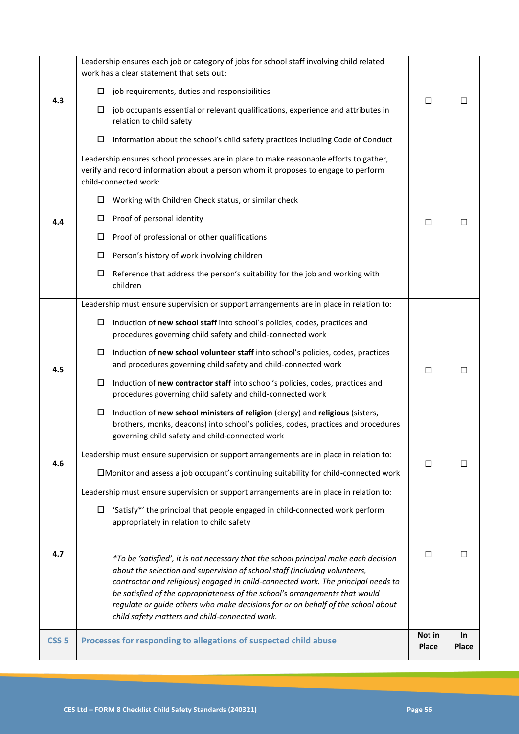| | | | |
|---|---|---|---|
| 4.3 | Leadership ensures each job or category of jobs for school staff involving child related work has a clear statement that sets out:<br>☐ job requirements, duties and responsibilities<br>☐ job occupants essential or relevant qualifications, experience and attributes in relation to child safety<br>☐ information about the school's child safety practices including Code of Conduct | ☐ | ☐ |
| 4.4 | Leadership ensures school processes are in place to make reasonable efforts to gather, verify and record information about a person whom it proposes to engage to perform child-connected work:<br>☐ Working with Children Check status, or similar check<br>☐ Proof of personal identity<br>☐ Proof of professional or other qualifications<br>☐ Person's history of work involving children<br>☐ Reference that address the person's suitability for the job and working with children | ☐ | ☐ |
| 4.5 | Leadership must ensure supervision or support arrangements are in place in relation to:<br>☐ Induction of **new school staff** into school's policies, codes, practices and procedures governing child safety and child-connected work<br>☐ Induction of **new school volunteer staff** into school's policies, codes, practices and procedures governing child safety and child-connected work<br>☐ Induction of **new contractor staff** into school's policies, codes, practices and procedures governing child safety and child-connected work<br>☐ Induction of **new school ministers of religion** (clergy) and **religious** (sisters, brothers, monks, deacons) into school's policies, codes, practices and procedures governing child safety and child-connected work | ☐ | ☐ |
| 4.6 | Leadership must ensure supervision or support arrangements are in place in relation to:<br>☐Monitor and assess a job occupant's continuing suitability for child-connected work | ☐ | ☐ |
| 4.7 | Leadership must ensure supervision or support arrangements are in place in relation to:<br>☐ 'Satisfy*' the principal that people engaged in child-connected work perform appropriately in relation to child safety<br><br>*\*To be 'satisfied', it is not necessary that the school principal make each decision about the selection and supervision of school staff (including volunteers, contractor and religious) engaged in child-connected work. The principal needs to be satisfied of the appropriateness of the school's arrangements that would regulate or guide others who make decisions for or on behalf of the school about child safety matters and child-connected work.* | ☐ | ☐ |
| **CSS 5** | **Processes for responding to allegations of suspected child abuse** | **Not in Place** | **In Place** |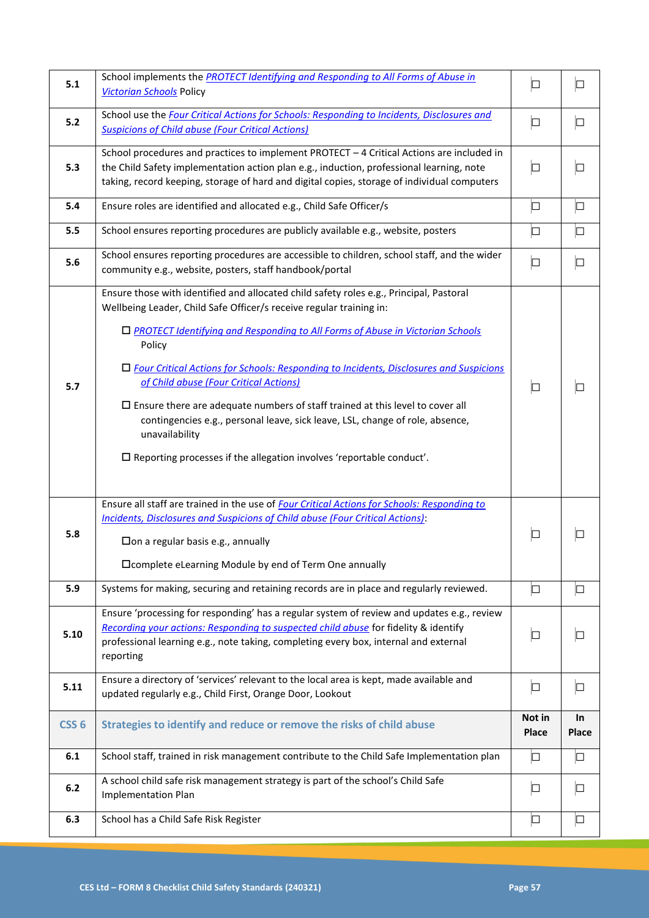| | | | |
|---|---|---|---|
| **5.1** | School implements the *PROTECT Identifying and Responding to All Forms of Abuse in Victorian Schools* Policy | ☐ | ☐ |
| **5.2** | School use the *Four Critical Actions for Schools: Responding to Incidents, Disclosures and Suspicions of Child abuse (Four Critical Actions)* | ☐ | ☐ |
| **5.3** | School procedures and practices to implement PROTECT – 4 Critical Actions are included in the Child Safety implementation action plan e.g., induction, professional learning, note taking, record keeping, storage of hard and digital copies, storage of individual computers | ☐ | ☐ |
| **5.4** | Ensure roles are identified and allocated e.g., Child Safe Officer/s | ☐ | ☐ |
| **5.5** | School ensures reporting procedures are publicly available e.g., website, posters | ☐ | ☐ |
| **5.6** | School ensures reporting procedures are accessible to children, school staff, and the wider community e.g., website, posters, staff handbook/portal | ☐ | ☐ |
| **5.7** | Ensure those with identified and allocated child safety roles e.g., Principal, Pastoral Wellbeing Leader, Child Safe Officer/s receive regular training in:<br>☐ *PROTECT Identifying and Responding to All Forms of Abuse in Victorian Schools* Policy<br>☐ *Four Critical Actions for Schools: Responding to Incidents, Disclosures and Suspicions of Child abuse (Four Critical Actions)*<br>☐ Ensure there are adequate numbers of staff trained at this level to cover all contingencies e.g., personal leave, sick leave, LSL, change of role, absence, unavailability<br>☐ Reporting processes if the allegation involves 'reportable conduct'. | ☐ | ☐ |
| **5.8** | Ensure all staff are trained in the use of *Four Critical Actions for Schools: Responding to Incidents, Disclosures and Suspicions of Child abuse (Four Critical Actions)*:<br>☐on a regular basis e.g., annually<br>☐complete eLearning Module by end of Term One annually | ☐ | ☐ |
| **5.9** | Systems for making, securing and retaining records are in place and regularly reviewed. | ☐ | ☐ |
| **5.10** | Ensure 'processing for responding' has a regular system of review and updates e.g., review *Recording your actions: Responding to suspected child abuse* for fidelity & identify professional learning e.g., note taking, completing every box, internal and external reporting | ☐ | ☐ |
| **5.11** | Ensure a directory of 'services' relevant to the local area is kept, made available and updated regularly e.g., Child First, Orange Door, Lookout | ☐ | ☐ |
| **CSS 6** | **Strategies to identify and reduce or remove the risks of child abuse** | **Not in Place** | **In Place** |
| **6.1** | School staff, trained in risk management contribute to the Child Safe Implementation plan | ☐ | ☐ |
| **6.2** | A school child safe risk management strategy is part of the school's Child Safe Implementation Plan | ☐ | ☐ |
| **6.3** | School has a Child Safe Risk Register | ☐ | ☐ |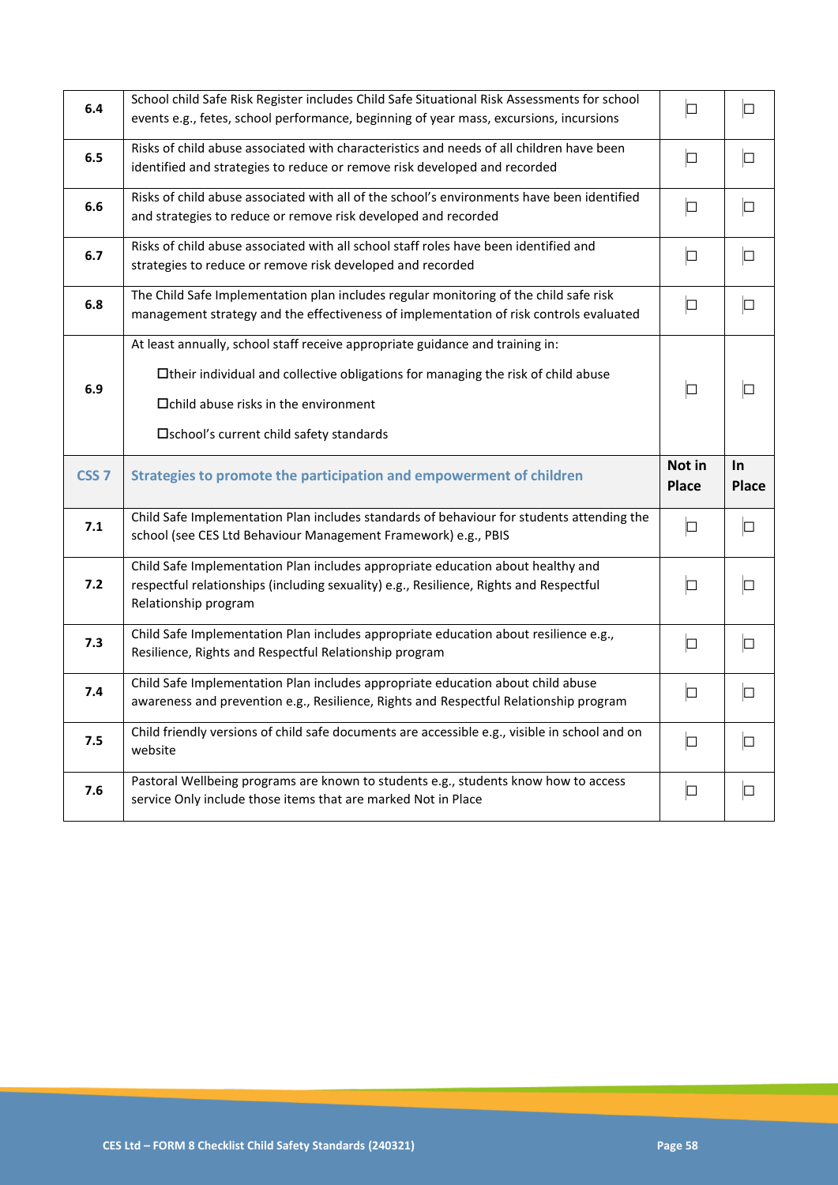| | | | |
|---|---|---|---|
| **6.4** | School child Safe Risk Register includes Child Safe Situational Risk Assessments for school events e.g., fetes, school performance, beginning of year mass, excursions, incursions | ☐ | ☐ |
| **6.5** | Risks of child abuse associated with characteristics and needs of all children have been identified and strategies to reduce or remove risk developed and recorded | ☐ | ☐ |
| **6.6** | Risks of child abuse associated with all of the school's environments have been identified and strategies to reduce or remove risk developed and recorded | ☐ | ☐ |
| **6.7** | Risks of child abuse associated with all school staff roles have been identified and strategies to reduce or remove risk developed and recorded | ☐ | ☐ |
| **6.8** | The Child Safe Implementation plan includes regular monitoring of the child safe risk management strategy and the effectiveness of implementation of risk controls evaluated | ☐ | ☐ |
| **6.9** | At least annually, school staff receive appropriate guidance and training in:<br>☐their individual and collective obligations for managing the risk of child abuse<br>☐child abuse risks in the environment<br>☐school's current child safety standards | ☐ | ☐ |
| **CSS 7** | **Strategies to promote the participation and empowerment of children** | **Not in Place** | **In Place** |
| **7.1** | Child Safe Implementation Plan includes standards of behaviour for students attending the school (see CES Ltd Behaviour Management Framework) e.g., PBIS | ☐ | ☐ |
| **7.2** | Child Safe Implementation Plan includes appropriate education about healthy and respectful relationships (including sexuality) e.g., Resilience, Rights and Respectful Relationship program | ☐ | ☐ |
| **7.3** | Child Safe Implementation Plan includes appropriate education about resilience e.g., Resilience, Rights and Respectful Relationship program | ☐ | ☐ |
| **7.4** | Child Safe Implementation Plan includes appropriate education about child abuse awareness and prevention e.g., Resilience, Rights and Respectful Relationship program | ☐ | ☐ |
| **7.5** | Child friendly versions of child safe documents are accessible e.g., visible in school and on website | ☐ | ☐ |
| **7.6** | Pastoral Wellbeing programs are known to students e.g., students know how to access service Only include those items that are marked Not in Place | ☐ | ☐ |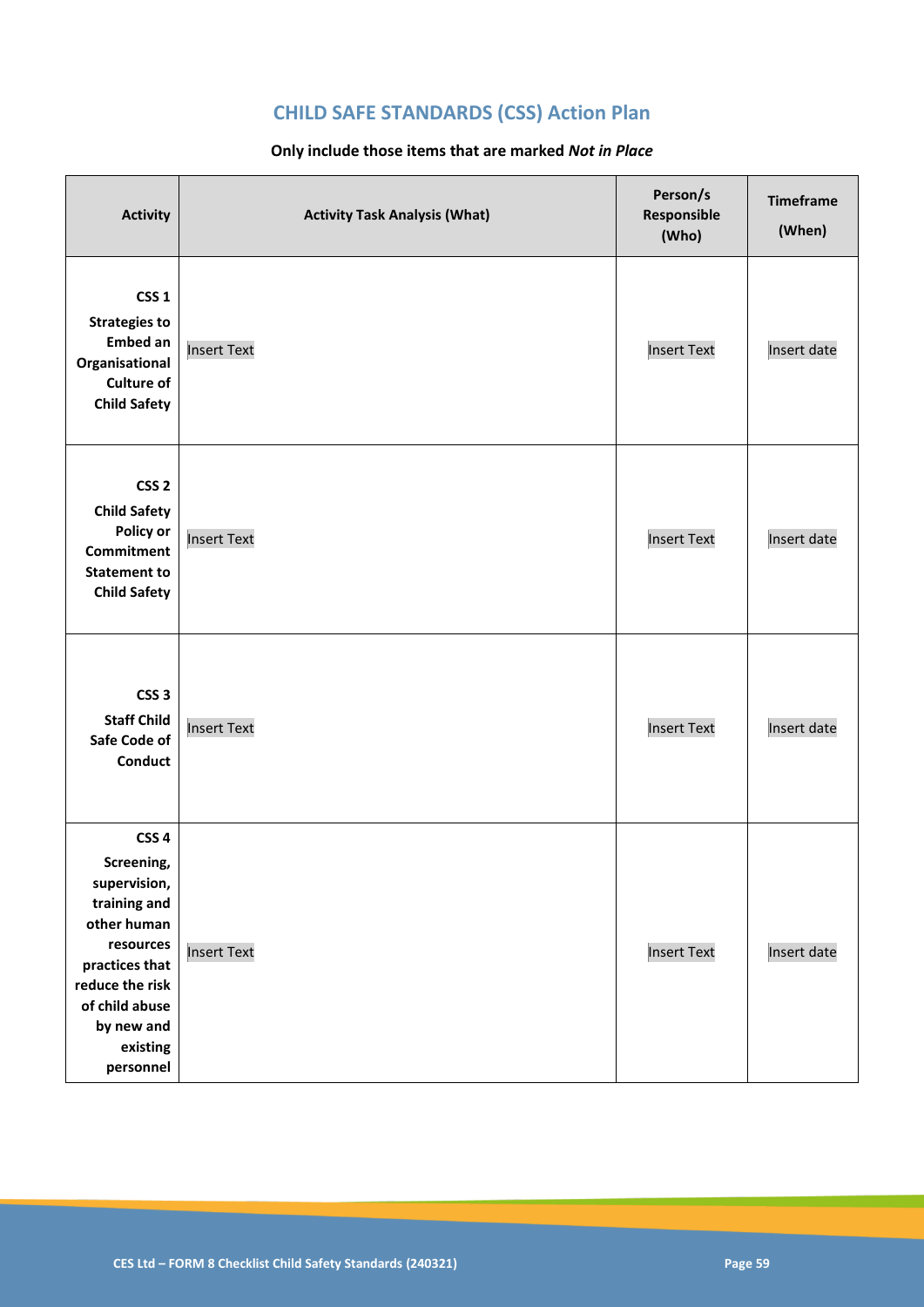## CHILD SAFE STANDARDS (CSS) Action Plan

**Only include those items that are marked *Not in Place***

| Activity | Activity Task Analysis (What) | Person/s Responsible (Who) | Timeframe (When) |
|---|---|---|---|
| **CSS 1 Strategies to Embed an Organisational Culture of Child Safety** | Insert Text | Insert Text | Insert date |
| **CSS 2 Child Safety Policy or Commitment Statement to Child Safety** | Insert Text | Insert Text | Insert date |
| **CSS 3 Staff Child Safe Code of Conduct** | Insert Text | Insert Text | Insert date |
| **CSS 4 Screening, supervision, training and other human resources practices that reduce the risk of child abuse by new and existing personnel** | Insert Text | Insert Text | Insert date |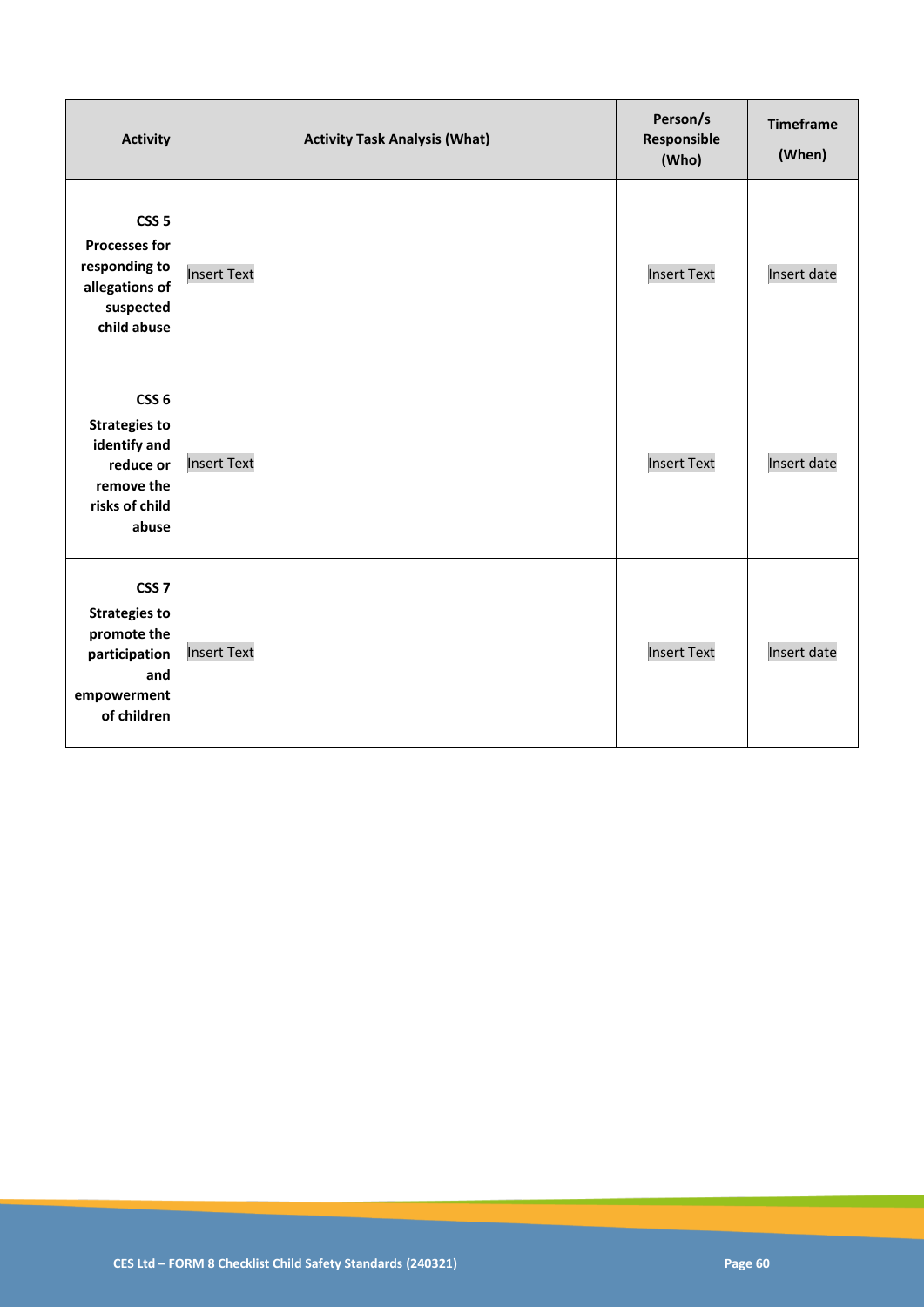| Activity | Activity Task Analysis (What) | Person/s Responsible (Who) | Timeframe (When) |
|---|---|---|---|
| **CSS 5 Processes for responding to allegations of suspected child abuse** | Insert Text | Insert Text | Insert date |
| **CSS 6 Strategies to identify and reduce or remove the risks of child abuse** | Insert Text | Insert Text | Insert date |
| **CSS 7 Strategies to promote the participation and empowerment of children** | Insert Text | Insert Text | Insert date |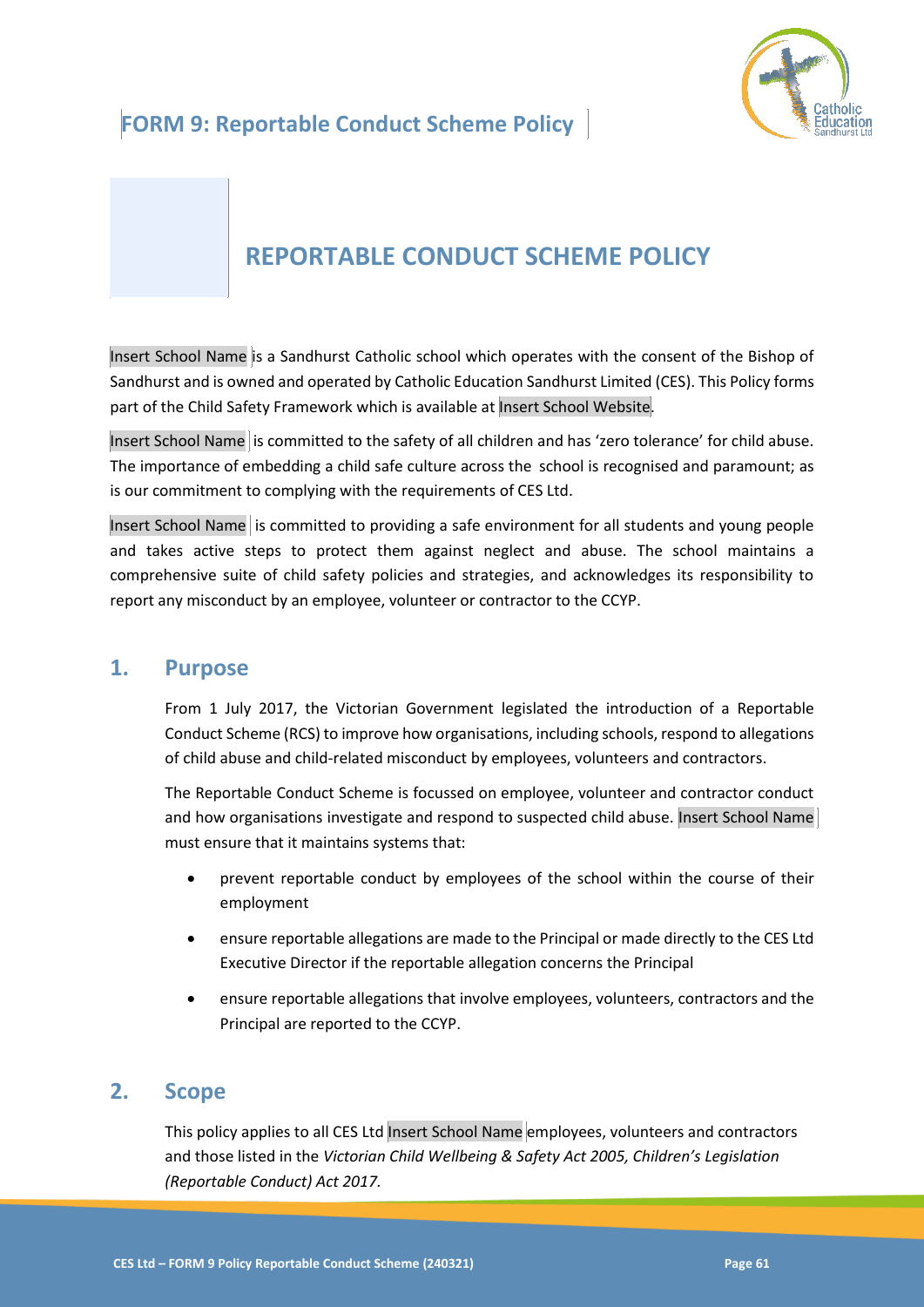# FORM 9: Reportable Conduct Scheme Policy

# REPORTABLE CONDUCT SCHEME POLICY

Insert School Name is a Sandhurst Catholic school which operates with the consent of the Bishop of Sandhurst and is owned and operated by Catholic Education Sandhurst Limited (CES). This Policy forms part of the Child Safety Framework which is available at Insert School Website.

Insert School Name is committed to the safety of all children and has 'zero tolerance' for child abuse. The importance of embedding a child safe culture across the school is recognised and paramount; as is our commitment to complying with the requirements of CES Ltd.

Insert School Name is committed to providing a safe environment for all students and young people and takes active steps to protect them against neglect and abuse. The school maintains a comprehensive suite of child safety policies and strategies, and acknowledges its responsibility to report any misconduct by an employee, volunteer or contractor to the CCYP.

## 1. Purpose

From 1 July 2017, the Victorian Government legislated the introduction of a Reportable Conduct Scheme (RCS) to improve how organisations, including schools, respond to allegations of child abuse and child-related misconduct by employees, volunteers and contractors.

The Reportable Conduct Scheme is focussed on employee, volunteer and contractor conduct and how organisations investigate and respond to suspected child abuse. Insert School Name must ensure that it maintains systems that:

- prevent reportable conduct by employees of the school within the course of their employment
- ensure reportable allegations are made to the Principal or made directly to the CES Ltd Executive Director if the reportable allegation concerns the Principal
- ensure reportable allegations that involve employees, volunteers, contractors and the Principal are reported to the CCYP.

## 2. Scope

This policy applies to all CES Ltd Insert School Name employees, volunteers and contractors and those listed in the *Victorian Child Wellbeing & Safety Act 2005, Children's Legislation (Reportable Conduct) Act 2017.*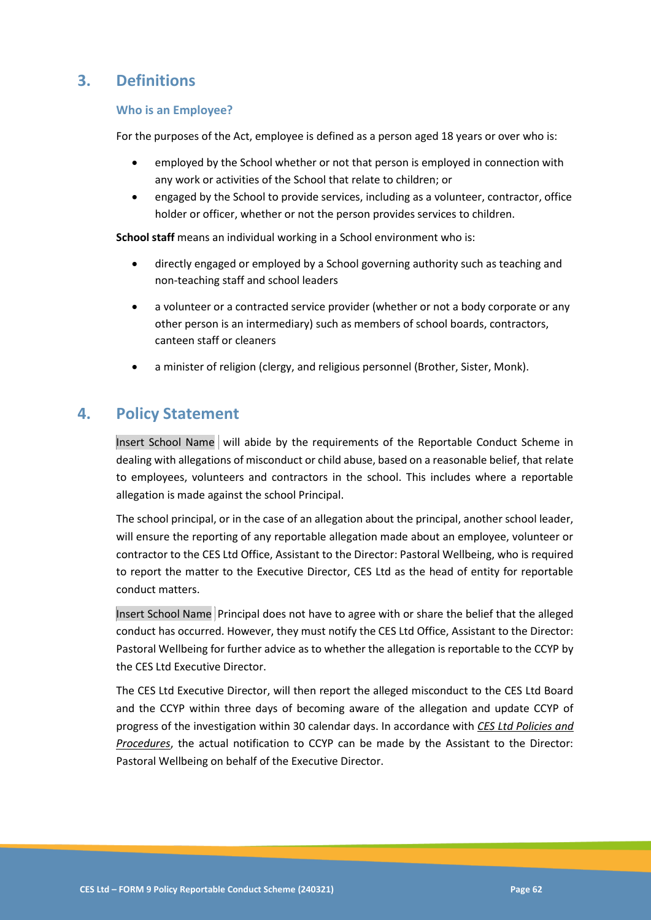## 3. Definitions

### Who is an Employee?

For the purposes of the Act, employee is defined as a person aged 18 years or over who is:

- employed by the School whether or not that person is employed in connection with any work or activities of the School that relate to children; or
- engaged by the School to provide services, including as a volunteer, contractor, office holder or officer, whether or not the person provides services to children.

**School staff** means an individual working in a School environment who is:

- directly engaged or employed by a School governing authority such as teaching and non-teaching staff and school leaders
- a volunteer or a contracted service provider (whether or not a body corporate or any other person is an intermediary) such as members of school boards, contractors, canteen staff or cleaners
- a minister of religion (clergy, and religious personnel (Brother, Sister, Monk).

## 4. Policy Statement

Insert School Name will abide by the requirements of the Reportable Conduct Scheme in dealing with allegations of misconduct or child abuse, based on a reasonable belief, that relate to employees, volunteers and contractors in the school. This includes where a reportable allegation is made against the school Principal.

The school principal, or in the case of an allegation about the principal, another school leader, will ensure the reporting of any reportable allegation made about an employee, volunteer or contractor to the CES Ltd Office, Assistant to the Director: Pastoral Wellbeing, who is required to report the matter to the Executive Director, CES Ltd as the head of entity for reportable conduct matters.

Insert School Name Principal does not have to agree with or share the belief that the alleged conduct has occurred. However, they must notify the CES Ltd Office, Assistant to the Director: Pastoral Wellbeing for further advice as to whether the allegation is reportable to the CCYP by the CES Ltd Executive Director.

The CES Ltd Executive Director, will then report the alleged misconduct to the CES Ltd Board and the CCYP within three days of becoming aware of the allegation and update CCYP of progress of the investigation within 30 calendar days. In accordance with *CES Ltd Policies and Procedures*, the actual notification to CCYP can be made by the Assistant to the Director: Pastoral Wellbeing on behalf of the Executive Director.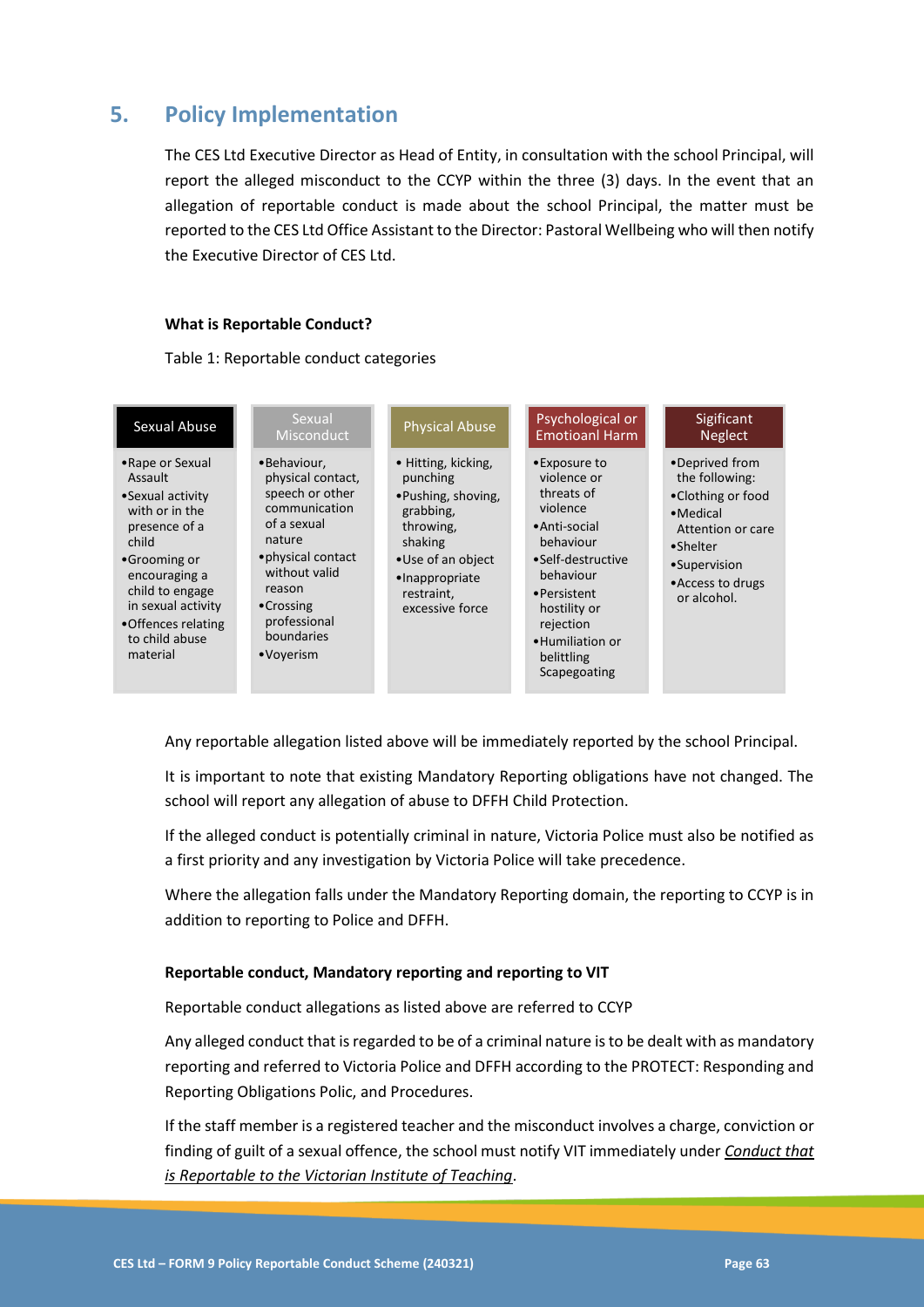## 5. Policy Implementation

The CES Ltd Executive Director as Head of Entity, in consultation with the school Principal, will report the alleged misconduct to the CCYP within the three (3) days. In the event that an allegation of reportable conduct is made about the school Principal, the matter must be reported to the CES Ltd Office Assistant to the Director: Pastoral Wellbeing who will then notify the Executive Director of CES Ltd.

**What is Reportable Conduct?**

Table 1: Reportable conduct categories

| Sexual Abuse | Sexual Misconduct | Physical Abuse | Psychological or Emotioanl Harm | Sigificant Neglect |
|---|---|---|---|---|
| • Rape or Sexual Assault<br>• Sexual activity with or in the presence of a child<br>• Grooming or encouraging a child to engage in sexual activity<br>• Offences relating to child abuse material | • Behaviour, physical contact, speech or other communication of a sexual nature<br>• physical contact without valid reason<br>• Crossing professional boundaries<br>• Voyerism | • Hitting, kicking, punching<br>• Pushing, shoving, grabbing, throwing, shaking<br>• Use of an object<br>• Inappropriate restraint, excessive force | • Exposure to violence or threats of violence<br>• Anti-social behaviour<br>• Self-destructive behaviour<br>• Persistent hostility or rejection<br>• Humiliation or belittling Scapegoating | • Deprived from the following:<br>• Clothing or food<br>• Medical Attention or care<br>• Shelter<br>• Supervision<br>• Access to drugs or alcohol. |

Any reportable allegation listed above will be immediately reported by the school Principal.

It is important to note that existing Mandatory Reporting obligations have not changed. The school will report any allegation of abuse to DFFH Child Protection.

If the alleged conduct is potentially criminal in nature, Victoria Police must also be notified as a first priority and any investigation by Victoria Police will take precedence.

Where the allegation falls under the Mandatory Reporting domain, the reporting to CCYP is in addition to reporting to Police and DFFH.

**Reportable conduct, Mandatory reporting and reporting to VIT**

Reportable conduct allegations as listed above are referred to CCYP

Any alleged conduct that is regarded to be of a criminal nature is to be dealt with as mandatory reporting and referred to Victoria Police and DFFH according to the PROTECT: Responding and Reporting Obligations Polic, and Procedures.

If the staff member is a registered teacher and the misconduct involves a charge, conviction or finding of guilt of a sexual offence, the school must notify VIT immediately under *Conduct that is Reportable to the Victorian Institute of Teaching*.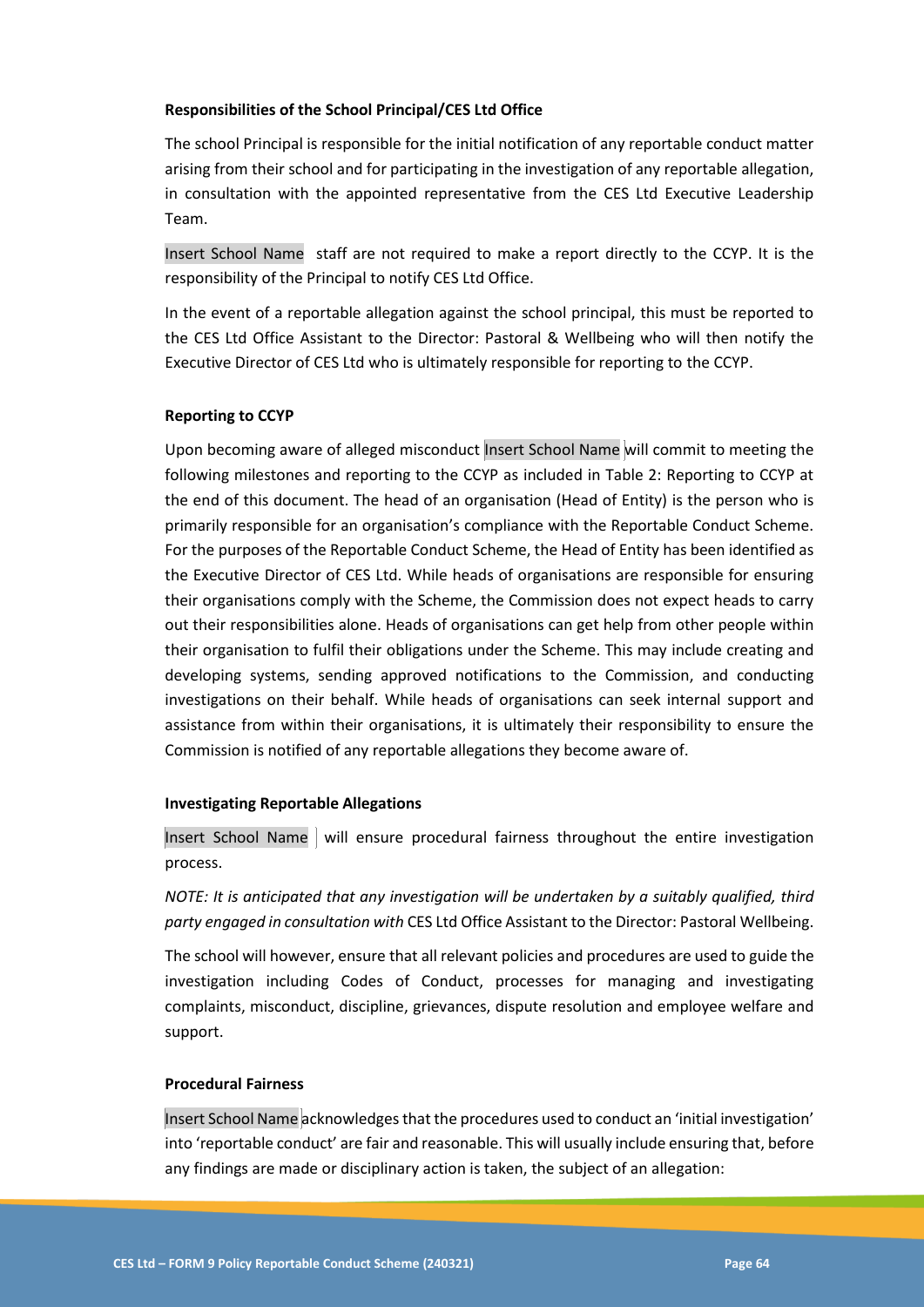**Responsibilities of the School Principal/CES Ltd Office**

The school Principal is responsible for the initial notification of any reportable conduct matter arising from their school and for participating in the investigation of any reportable allegation, in consultation with the appointed representative from the CES Ltd Executive Leadership Team.

Insert School Name staff are not required to make a report directly to the CCYP. It is the responsibility of the Principal to notify CES Ltd Office.

In the event of a reportable allegation against the school principal, this must be reported to the CES Ltd Office Assistant to the Director: Pastoral & Wellbeing who will then notify the Executive Director of CES Ltd who is ultimately responsible for reporting to the CCYP.

**Reporting to CCYP**

Upon becoming aware of alleged misconduct Insert School Name will commit to meeting the following milestones and reporting to the CCYP as included in Table 2: Reporting to CCYP at the end of this document. The head of an organisation (Head of Entity) is the person who is primarily responsible for an organisation's compliance with the Reportable Conduct Scheme. For the purposes of the Reportable Conduct Scheme, the Head of Entity has been identified as the Executive Director of CES Ltd. While heads of organisations are responsible for ensuring their organisations comply with the Scheme, the Commission does not expect heads to carry out their responsibilities alone. Heads of organisations can get help from other people within their organisation to fulfil their obligations under the Scheme. This may include creating and developing systems, sending approved notifications to the Commission, and conducting investigations on their behalf. While heads of organisations can seek internal support and assistance from within their organisations, it is ultimately their responsibility to ensure the Commission is notified of any reportable allegations they become aware of.

**Investigating Reportable Allegations**

Insert School Name will ensure procedural fairness throughout the entire investigation process.

*NOTE: It is anticipated that any investigation will be undertaken by a suitably qualified, third party engaged in consultation with* CES Ltd Office Assistant to the Director: Pastoral Wellbeing.

The school will however, ensure that all relevant policies and procedures are used to guide the investigation including Codes of Conduct, processes for managing and investigating complaints, misconduct, discipline, grievances, dispute resolution and employee welfare and support.

**Procedural Fairness**

Insert School Name acknowledges that the procedures used to conduct an 'initial investigation' into 'reportable conduct' are fair and reasonable. This will usually include ensuring that, before any findings are made or disciplinary action is taken, the subject of an allegation: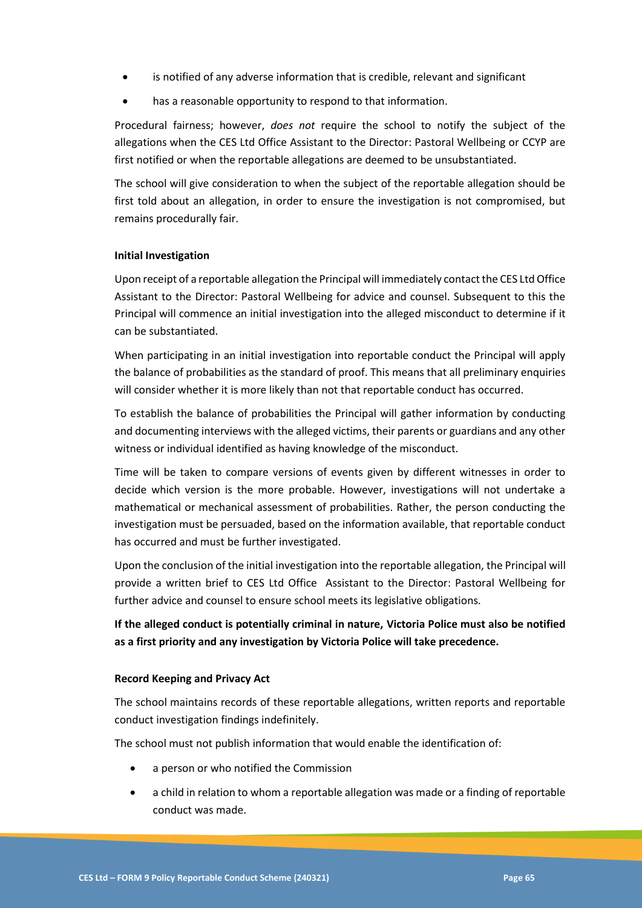- is notified of any adverse information that is credible, relevant and significant
- has a reasonable opportunity to respond to that information.

Procedural fairness; however, *does not* require the school to notify the subject of the allegations when the CES Ltd Office Assistant to the Director: Pastoral Wellbeing or CCYP are first notified or when the reportable allegations are deemed to be unsubstantiated.

The school will give consideration to when the subject of the reportable allegation should be first told about an allegation, in order to ensure the investigation is not compromised, but remains procedurally fair.

**Initial Investigation**

Upon receipt of a reportable allegation the Principal will immediately contact the CES Ltd Office Assistant to the Director: Pastoral Wellbeing for advice and counsel. Subsequent to this the Principal will commence an initial investigation into the alleged misconduct to determine if it can be substantiated.

When participating in an initial investigation into reportable conduct the Principal will apply the balance of probabilities as the standard of proof. This means that all preliminary enquiries will consider whether it is more likely than not that reportable conduct has occurred.

To establish the balance of probabilities the Principal will gather information by conducting and documenting interviews with the alleged victims, their parents or guardians and any other witness or individual identified as having knowledge of the misconduct.

Time will be taken to compare versions of events given by different witnesses in order to decide which version is the more probable. However, investigations will not undertake a mathematical or mechanical assessment of probabilities. Rather, the person conducting the investigation must be persuaded, based on the information available, that reportable conduct has occurred and must be further investigated.

Upon the conclusion of the initial investigation into the reportable allegation, the Principal will provide a written brief to CES Ltd Office Assistant to the Director: Pastoral Wellbeing for further advice and counsel to ensure school meets its legislative obligations.

**If the alleged conduct is potentially criminal in nature, Victoria Police must also be notified as a first priority and any investigation by Victoria Police will take precedence.**

**Record Keeping and Privacy Act**

The school maintains records of these reportable allegations, written reports and reportable conduct investigation findings indefinitely.

The school must not publish information that would enable the identification of:

- a person or who notified the Commission
- a child in relation to whom a reportable allegation was made or a finding of reportable conduct was made.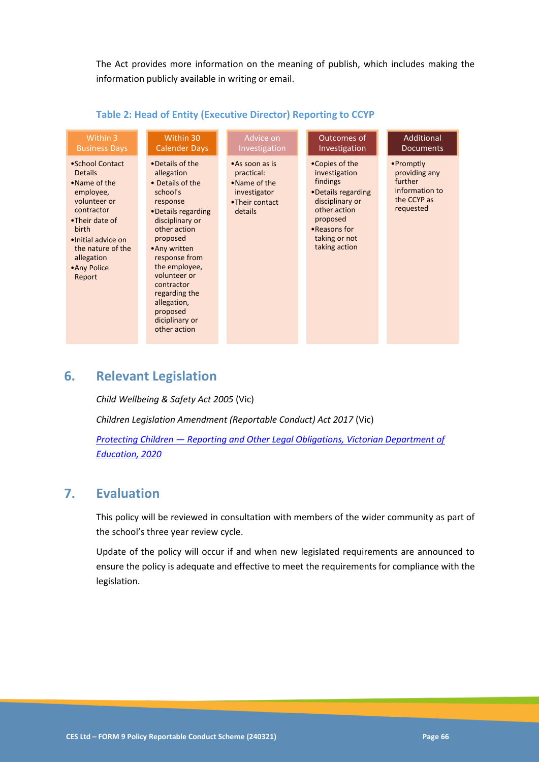The Act provides more information on the meaning of publish, which includes making the information publicly available in writing or email.

**Table 2: Head of Entity (Executive Director) Reporting to CCYP**

| Within 3 Business Days | Within 30 Calender Days | Advice on Investigation | Outcomes of Investigation | Additional Documents |
|---|---|---|---|---|
| • School Contact Details<br>• Name of the employee, volunteer or contractor<br>• Their date of birth<br>• Initial advice on the nature of the allegation<br>• Any Police Report | • Details of the allegation<br>• Details of the school's response<br>• Details regarding disciplinary or other action proposed<br>• Any written response from the employee, volunteer or contractor regarding the allegation, proposed diciplinary or other action | • As soon as is practical:<br>• Name of the investigator<br>• Their contact details | • Copies of the investigation findings<br>• Details regarding disciplinary or other action proposed<br>• Reasons for taking or not taking action | • Promptly providing any further information to the CCYP as requested |

## 6. Relevant Legislation

*Child Wellbeing & Safety Act 2005* (Vic)

*Children Legislation Amendment (Reportable Conduct) Act 2017* (Vic)

*Protecting Children — Reporting and Other Legal Obligations, Victorian Department of Education, 2020*

## 7. Evaluation

This policy will be reviewed in consultation with members of the wider community as part of the school's three year review cycle.

Update of the policy will occur if and when new legislated requirements are announced to ensure the policy is adequate and effective to meet the requirements for compliance with the legislation.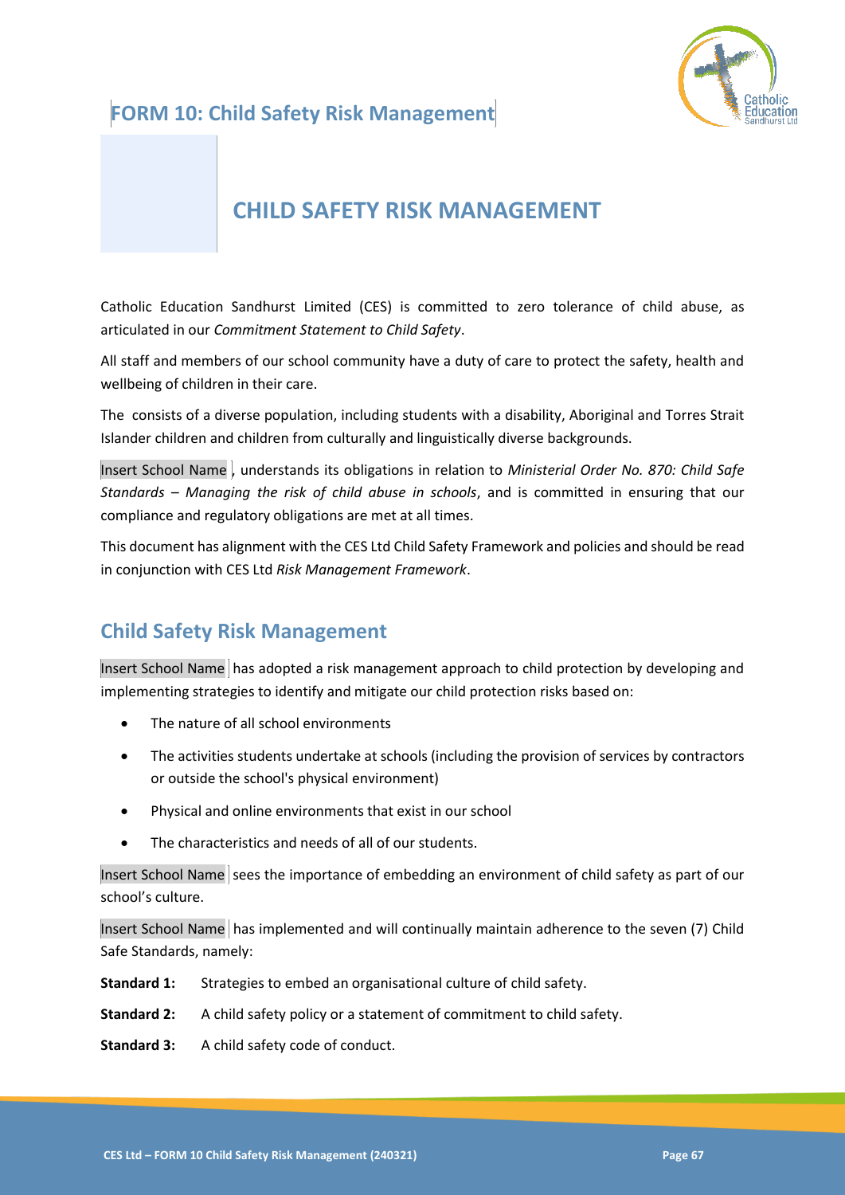# FORM 10: Child Safety Risk Management

## CHILD SAFETY RISK MANAGEMENT

Catholic Education Sandhurst Limited (CES) is committed to zero tolerance of child abuse, as articulated in our *Commitment Statement to Child Safety*.

All staff and members of our school community have a duty of care to protect the safety, health and wellbeing of children in their care.

The  consists of a diverse population, including students with a disability, Aboriginal and Torres Strait Islander children and children from culturally and linguistically diverse backgrounds.

Insert School Name , understands its obligations in relation to *Ministerial Order No. 870: Child Safe Standards – Managing the risk of child abuse in schools*, and is committed in ensuring that our compliance and regulatory obligations are met at all times.

This document has alignment with the CES Ltd Child Safety Framework and policies and should be read in conjunction with CES Ltd *Risk Management Framework*.

## Child Safety Risk Management

Insert School Name has adopted a risk management approach to child protection by developing and implementing strategies to identify and mitigate our child protection risks based on:

- The nature of all school environments
- The activities students undertake at schools (including the provision of services by contractors or outside the school's physical environment)
- Physical and online environments that exist in our school
- The characteristics and needs of all of our students.

Insert School Name sees the importance of embedding an environment of child safety as part of our school's culture.

Insert School Name has implemented and will continually maintain adherence to the seven (7) Child Safe Standards, namely:

**Standard 1:** Strategies to embed an organisational culture of child safety.

**Standard 2:** A child safety policy or a statement of commitment to child safety.

**Standard 3:** A child safety code of conduct.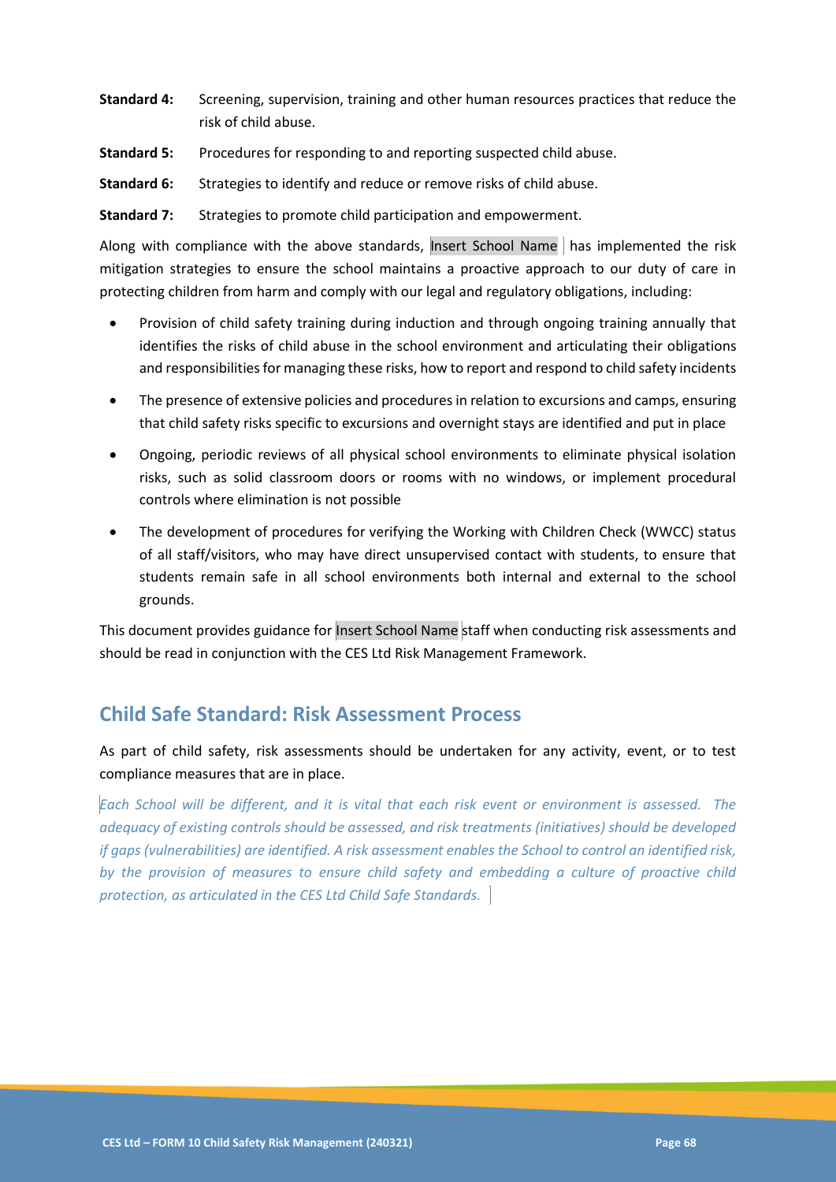**Standard 4:** Screening, supervision, training and other human resources practices that reduce the risk of child abuse.

**Standard 5:** Procedures for responding to and reporting suspected child abuse.

**Standard 6:** Strategies to identify and reduce or remove risks of child abuse.

**Standard 7:** Strategies to promote child participation and empowerment.

Along with compliance with the above standards, Insert School Name has implemented the risk mitigation strategies to ensure the school maintains a proactive approach to our duty of care in protecting children from harm and comply with our legal and regulatory obligations, including:

- Provision of child safety training during induction and through ongoing training annually that identifies the risks of child abuse in the school environment and articulating their obligations and responsibilities for managing these risks, how to report and respond to child safety incidents
- The presence of extensive policies and procedures in relation to excursions and camps, ensuring that child safety risks specific to excursions and overnight stays are identified and put in place
- Ongoing, periodic reviews of all physical school environments to eliminate physical isolation risks, such as solid classroom doors or rooms with no windows, or implement procedural controls where elimination is not possible
- The development of procedures for verifying the Working with Children Check (WWCC) status of all staff/visitors, who may have direct unsupervised contact with students, to ensure that students remain safe in all school environments both internal and external to the school grounds.

This document provides guidance for Insert School Name staff when conducting risk assessments and should be read in conjunction with the CES Ltd Risk Management Framework.

## Child Safe Standard: Risk Assessment Process

As part of child safety, risk assessments should be undertaken for any activity, event, or to test compliance measures that are in place.

*Each School will be different, and it is vital that each risk event or environment is assessed. The adequacy of existing controls should be assessed, and risk treatments (initiatives) should be developed if gaps (vulnerabilities) are identified. A risk assessment enables the School to control an identified risk, by the provision of measures to ensure child safety and embedding a culture of proactive child protection, as articulated in the CES Ltd Child Safe Standards.*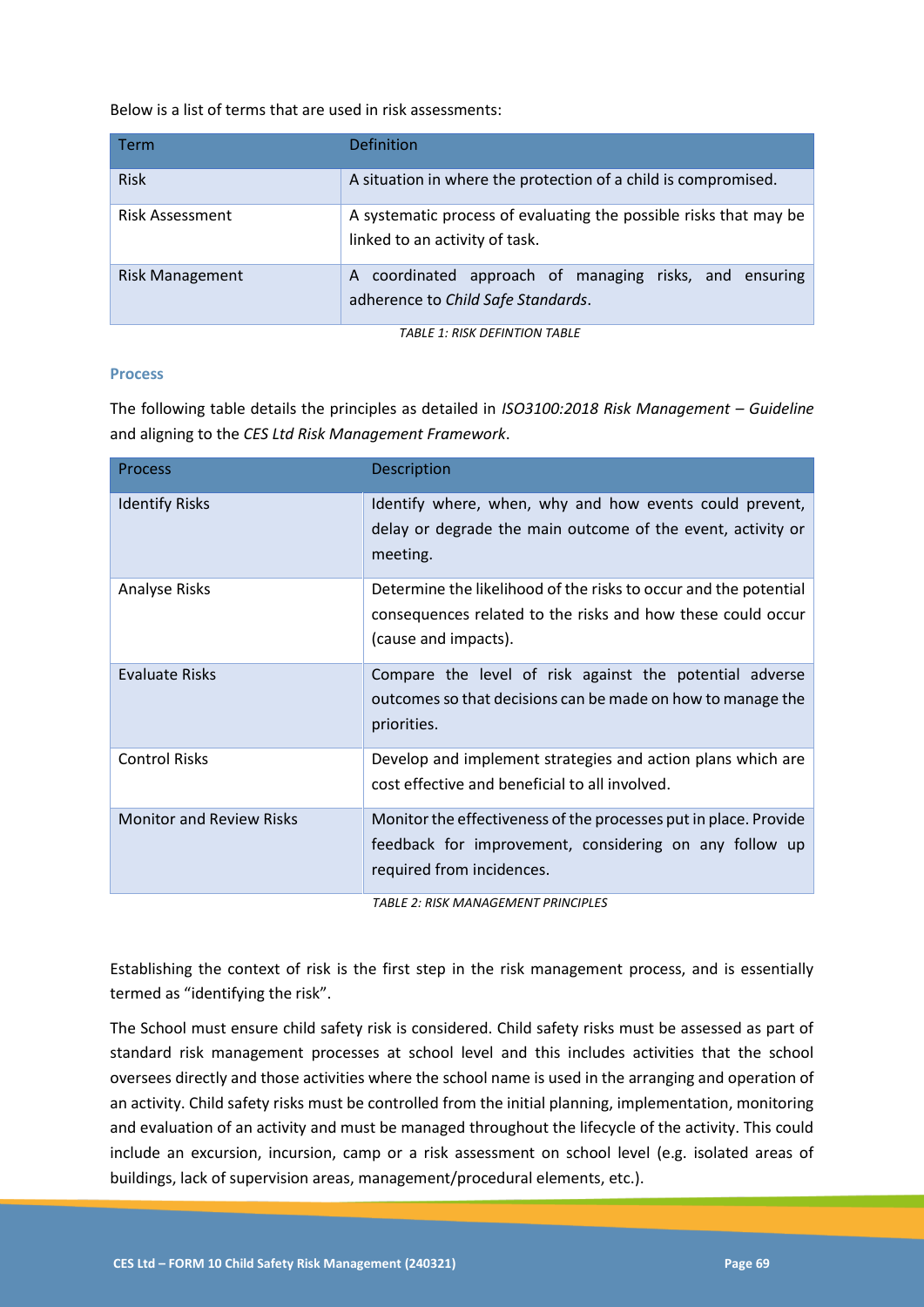Below is a list of terms that are used in risk assessments:

| Term | Definition |
| --- | --- |
| Risk | A situation in where the protection of a child is compromised. |
| Risk Assessment | A systematic process of evaluating the possible risks that may be linked to an activity of task. |
| Risk Management | A coordinated approach of managing risks, and ensuring adherence to *Child Safe Standards*. |

*TABLE 1: RISK DEFINTION TABLE*

### Process

The following table details the principles as detailed in *ISO3100:2018 Risk Management – Guideline* and aligning to the *CES Ltd Risk Management Framework*.

| Process | Description |
| --- | --- |
| Identify Risks | Identify where, when, why and how events could prevent, delay or degrade the main outcome of the event, activity or meeting. |
| Analyse Risks | Determine the likelihood of the risks to occur and the potential consequences related to the risks and how these could occur (cause and impacts). |
| Evaluate Risks | Compare the level of risk against the potential adverse outcomes so that decisions can be made on how to manage the priorities. |
| Control Risks | Develop and implement strategies and action plans which are cost effective and beneficial to all involved. |
| Monitor and Review Risks | Monitor the effectiveness of the processes put in place. Provide feedback for improvement, considering on any follow up required from incidences. |

*TABLE 2: RISK MANAGEMENT PRINCIPLES*

Establishing the context of risk is the first step in the risk management process, and is essentially termed as "identifying the risk".

The School must ensure child safety risk is considered. Child safety risks must be assessed as part of standard risk management processes at school level and this includes activities that the school oversees directly and those activities where the school name is used in the arranging and operation of an activity. Child safety risks must be controlled from the initial planning, implementation, monitoring and evaluation of an activity and must be managed throughout the lifecycle of the activity. This could include an excursion, incursion, camp or a risk assessment on school level (e.g. isolated areas of buildings, lack of supervision areas, management/procedural elements, etc.).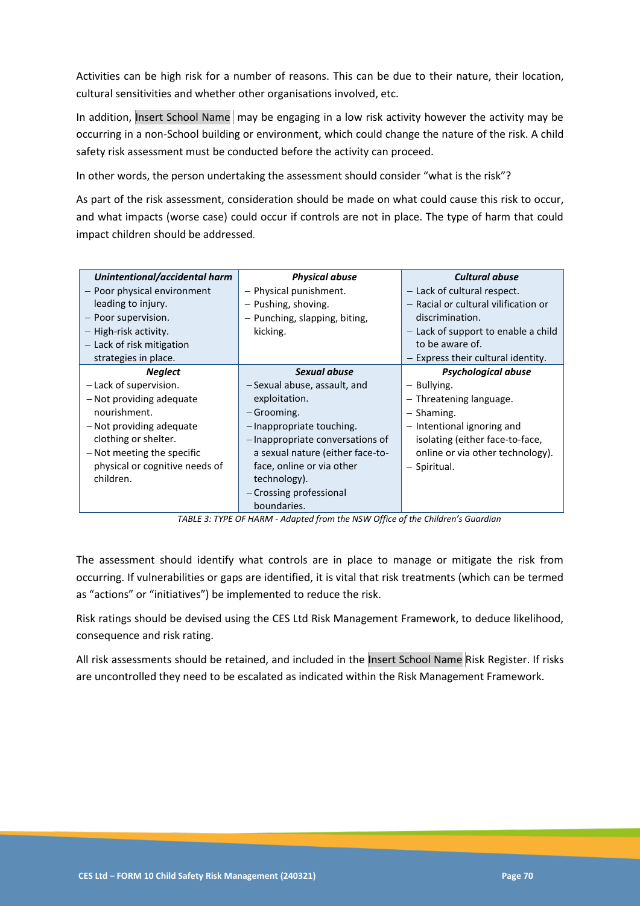Activities can be high risk for a number of reasons. This can be due to their nature, their location, cultural sensitivities and whether other organisations involved, etc.

In addition, Insert School Name may be engaging in a low risk activity however the activity may be occurring in a non-School building or environment, which could change the nature of the risk. A child safety risk assessment must be conducted before the activity can proceed.

In other words, the person undertaking the assessment should consider "what is the risk"?

As part of the risk assessment, consideration should be made on what could cause this risk to occur, and what impacts (worse case) could occur if controls are not in place. The type of harm that could impact children should be addressed.

| ***Unintentional/accidental harm*** | ***Physical abuse*** | ***Cultural abuse*** |
|---|---|---|
| – Poor physical environment leading to injury.<br>– Poor supervision.<br>– High-risk activity.<br>– Lack of risk mitigation strategies in place. | – Physical punishment.<br>– Pushing, shoving.<br>– Punching, slapping, biting, kicking. | – Lack of cultural respect.<br>– Racial or cultural vilification or discrimination.<br>– Lack of support to enable a child to be aware of.<br>– Express their cultural identity. |
| ***Neglect*** | ***Sexual abuse*** | ***Psychological abuse*** |
| – Lack of supervision.<br>– Not providing adequate nourishment.<br>– Not providing adequate clothing or shelter.<br>– Not meeting the specific physical or cognitive needs of children. | – Sexual abuse, assault, and exploitation.<br>– Grooming.<br>– Inappropriate touching.<br>– Inappropriate conversations of a sexual nature (either face-to-face, online or via other technology).<br>– Crossing professional boundaries. | – Bullying.<br>– Threatening language.<br>– Shaming.<br>– Intentional ignoring and isolating (either face-to-face, online or via other technology).<br>– Spiritual. |

*TABLE 3: TYPE OF HARM - Adapted from the NSW Office of the Children's Guardian*

The assessment should identify what controls are in place to manage or mitigate the risk from occurring. If vulnerabilities or gaps are identified, it is vital that risk treatments (which can be termed as "actions" or "initiatives") be implemented to reduce the risk.

Risk ratings should be devised using the CES Ltd Risk Management Framework, to deduce likelihood, consequence and risk rating.

All risk assessments should be retained, and included in the Insert School Name Risk Register. If risks are uncontrolled they need to be escalated as indicated within the Risk Management Framework.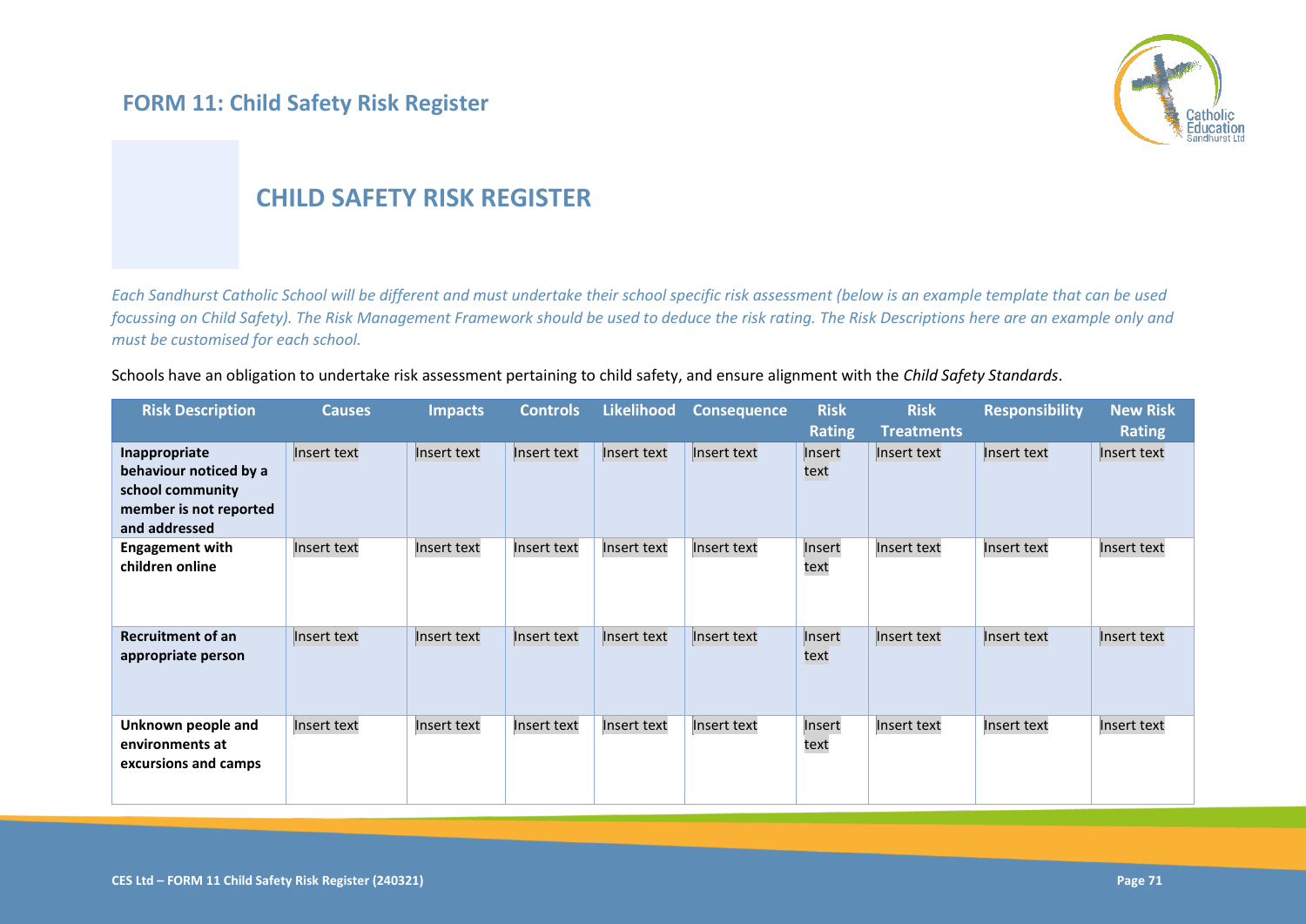## FORM 11: Child Safety Risk Register

# CHILD SAFETY RISK REGISTER

*Each Sandhurst Catholic School will be different and must undertake their school specific risk assessment (below is an example template that can be used focussing on Child Safety). The Risk Management Framework should be used to deduce the risk rating. The Risk Descriptions here are an example only and must be customised for each school.*

Schools have an obligation to undertake risk assessment pertaining to child safety, and ensure alignment with the *Child Safety Standards*.

| Risk Description | Causes | Impacts | Controls | Likelihood | Consequence | Risk Rating | Risk Treatments | Responsibility | New Risk Rating |
|---|---|---|---|---|---|---|---|---|---|
| **Inappropriate behaviour noticed by a school community member is not reported and addressed** | Insert text | Insert text | Insert text | Insert text | Insert text | Insert text | Insert text | Insert text | Insert text |
| **Engagement with children online** | Insert text | Insert text | Insert text | Insert text | Insert text | Insert text | Insert text | Insert text | Insert text |
| **Recruitment of an appropriate person** | Insert text | Insert text | Insert text | Insert text | Insert text | Insert text | Insert text | Insert text | Insert text |
| **Unknown people and environments at excursions and camps** | Insert text | Insert text | Insert text | Insert text | Insert text | Insert text | Insert text | Insert text | Insert text |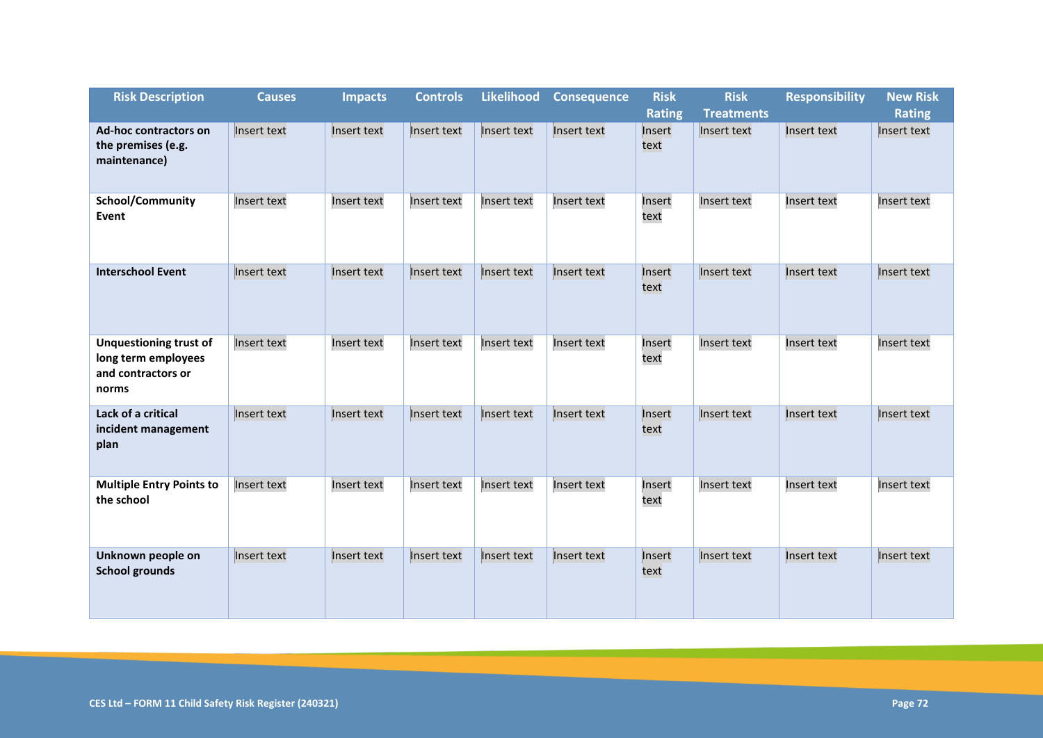| Risk Description | Causes | Impacts | Controls | Likelihood | Consequence | Risk Rating | Risk Treatments | Responsibility | New Risk Rating |
|---|---|---|---|---|---|---|---|---|---|
| **Ad-hoc contractors on the premises (e.g. maintenance)** | Insert text | Insert text | Insert text | Insert text | Insert text | Insert text | Insert text | Insert text | Insert text |
| **School/Community Event** | Insert text | Insert text | Insert text | Insert text | Insert text | Insert text | Insert text | Insert text | Insert text |
| **Interschool Event** | Insert text | Insert text | Insert text | Insert text | Insert text | Insert text | Insert text | Insert text | Insert text |
| **Unquestioning trust of long term employees and contractors or norms** | Insert text | Insert text | Insert text | Insert text | Insert text | Insert text | Insert text | Insert text | Insert text |
| **Lack of a critical incident management plan** | Insert text | Insert text | Insert text | Insert text | Insert text | Insert text | Insert text | Insert text | Insert text |
| **Multiple Entry Points to the school** | Insert text | Insert text | Insert text | Insert text | Insert text | Insert text | Insert text | Insert text | Insert text |
| **Unknown people on School grounds** | Insert text | Insert text | Insert text | Insert text | Insert text | Insert text | Insert text | Insert text | Insert text |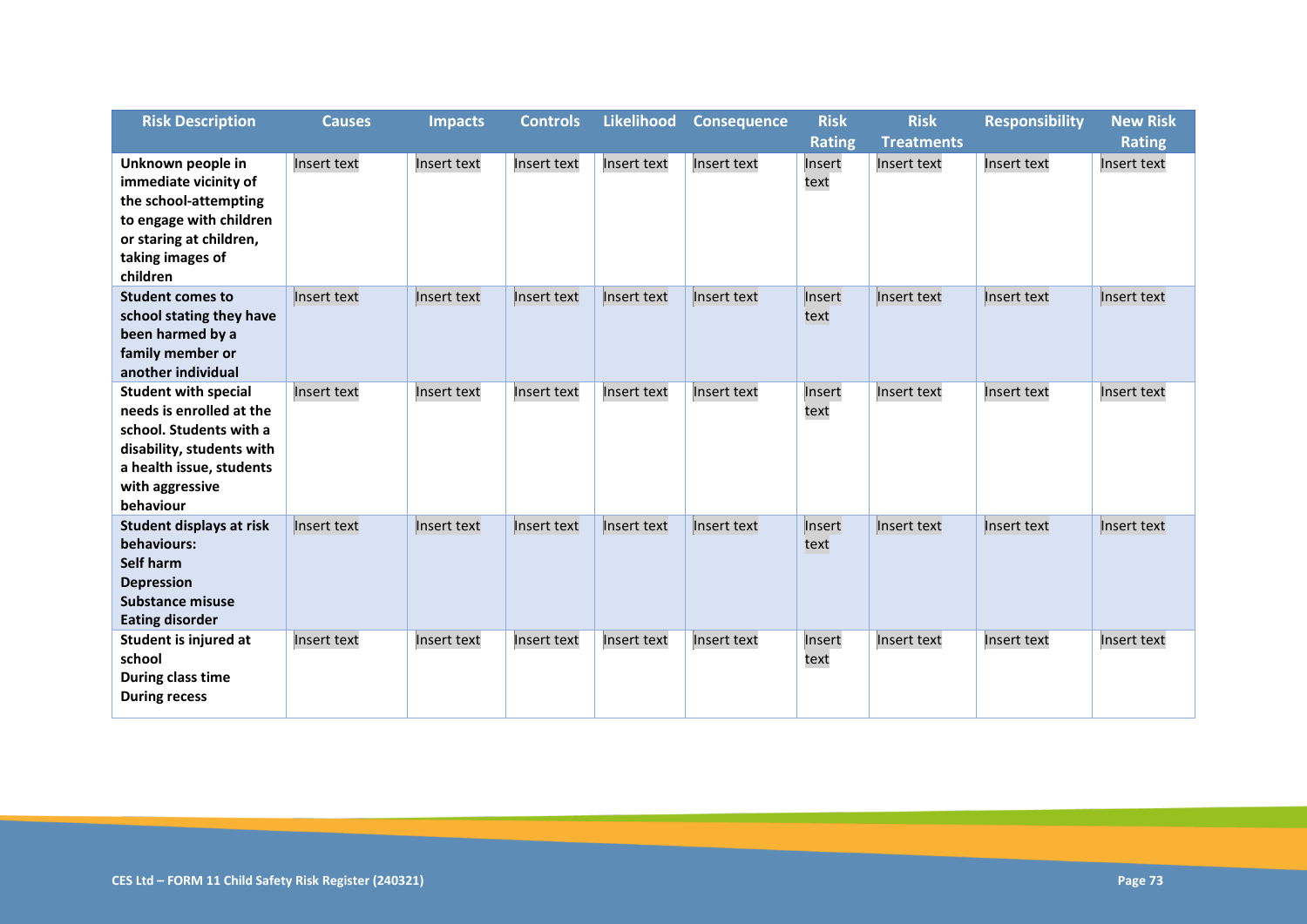| Risk Description | Causes | Impacts | Controls | Likelihood | Consequence | Risk Rating | Risk Treatments | Responsibility | New Risk Rating |
|---|---|---|---|---|---|---|---|---|---|
| **Unknown people in immediate vicinity of the school-attempting to engage with children or staring at children, taking images of children** | Insert text | Insert text | Insert text | Insert text | Insert text | Insert text | Insert text | Insert text | Insert text |
| **Student comes to school stating they have been harmed by a family member or another individual** | Insert text | Insert text | Insert text | Insert text | Insert text | Insert text | Insert text | Insert text | Insert text |
| **Student with special needs is enrolled at the school. Students with a disability, students with a health issue, students with aggressive behaviour** | Insert text | Insert text | Insert text | Insert text | Insert text | Insert text | Insert text | Insert text | Insert text |
| **Student displays at risk behaviours:**<br>**Self harm**<br>**Depression**<br>**Substance misuse**<br>**Eating disorder** | Insert text | Insert text | Insert text | Insert text | Insert text | Insert text | Insert text | Insert text | Insert text |
| **Student is injured at school**<br>**During class time**<br>**During recess** | Insert text | Insert text | Insert text | Insert text | Insert text | Insert text | Insert text | Insert text | Insert text |